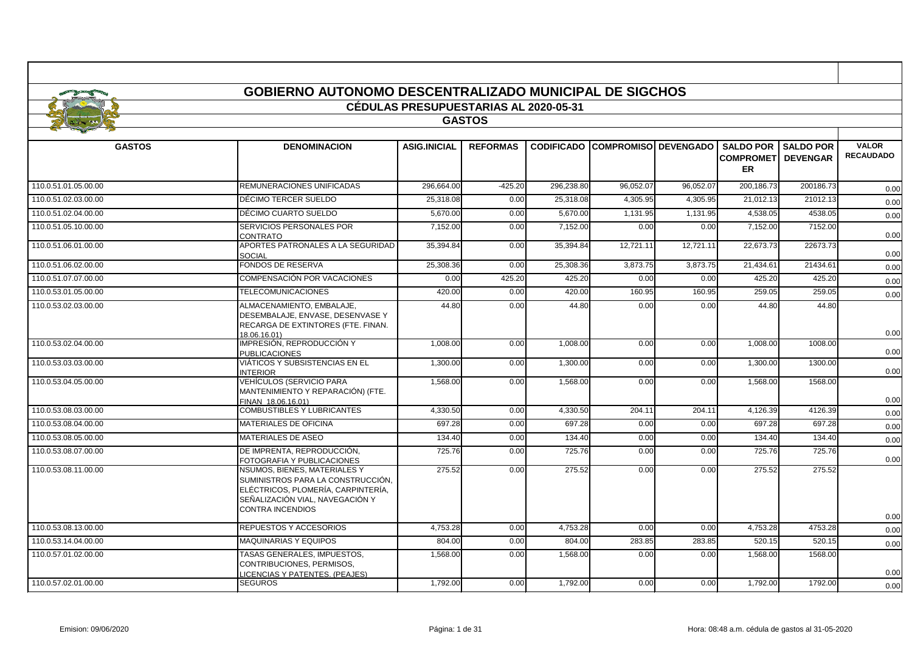# GOBIERNO AUTONOMO DESCENTRALIZADO MUNICIPAL DE SIGCHOS

## CÉDULAS PRESUPUESTARIAS AL 2020-05-31

### GASTOS

| GASTOS | DENOMINACION | ASIG.INICIAL | REFORMAS | CODIFICADO | COMPROMISO | DEVENGADO | SALDO POR COMPROMETER | SALDO POR DEVENGAR | VALOR RECAUDADO |
|---|---|---|---|---|---|---|---|---|---|
| 110.0.51.01.05.00.00 | REMUNERACIONES UNIFICADAS | 296,664.00 | -425.20 | 296,238.80 | 96,052.07 | 96,052.07 | 200,186.73 | 200186.73 | 0.00 |
| 110.0.51.02.03.00.00 | DÉCIMO TERCER SUELDO | 25,318.08 | 0.00 | 25,318.08 | 4,305.95 | 4,305.95 | 21,012.13 | 21012.13 | 0.00 |
| 110.0.51.02.04.00.00 | DÉCIMO CUARTO SUELDO | 5,670.00 | 0.00 | 5,670.00 | 1,131.95 | 1,131.95 | 4,538.05 | 4538.05 | 0.00 |
| 110.0.51.05.10.00.00 | SERVICIOS PERSONALES POR CONTRATO | 7,152.00 | 0.00 | 7,152.00 | 0.00 | 0.00 | 7,152.00 | 7152.00 | 0.00 |
| 110.0.51.06.01.00.00 | APORTES PATRONALES A LA SEGURIDAD SOCIAL | 35,394.84 | 0.00 | 35,394.84 | 12,721.11 | 12,721.11 | 22,673.73 | 22673.73 | 0.00 |
| 110.0.51.06.02.00.00 | FONDOS DE RESERVA | 25,308.36 | 0.00 | 25,308.36 | 3,873.75 | 3,873.75 | 21,434.61 | 21434.61 | 0.00 |
| 110.0.51.07.07.00.00 | COMPENSACIÓN POR VACACIONES | 0.00 | 425.20 | 425.20 | 0.00 | 0.00 | 425.20 | 425.20 | 0.00 |
| 110.0.53.01.05.00.00 | TELECOMUNICACIONES | 420.00 | 0.00 | 420.00 | 160.95 | 160.95 | 259.05 | 259.05 | 0.00 |
| 110.0.53.02.03.00.00 | ALMACENAMIENTO, EMBALAJE, DESEMBALAJE, ENVASE, DESENVASE Y RECARGA DE EXTINTORES (FTE. FINAN. 18.06.16.01) | 44.80 | 0.00 | 44.80 | 0.00 | 0.00 | 44.80 | 44.80 | 0.00 |
| 110.0.53.02.04.00.00 | IMPRESIÓN, REPRODUCCIÓN Y PUBLICACIONES | 1,008.00 | 0.00 | 1,008.00 | 0.00 | 0.00 | 1,008.00 | 1008.00 | 0.00 |
| 110.0.53.03.03.00.00 | VIÁTICOS Y SUBSISTENCIAS EN EL INTERIOR | 1,300.00 | 0.00 | 1,300.00 | 0.00 | 0.00 | 1,300.00 | 1300.00 | 0.00 |
| 110.0.53.04.05.00.00 | VEHÍCULOS (SERVICIO PARA MANTENIMIENTO Y REPARACIÓN) (FTE. FINAN 18.06.16.01) | 1,568.00 | 0.00 | 1,568.00 | 0.00 | 0.00 | 1,568.00 | 1568.00 | 0.00 |
| 110.0.53.08.03.00.00 | COMBUSTIBLES Y LUBRICANTES | 4,330.50 | 0.00 | 4,330.50 | 204.11 | 204.11 | 4,126.39 | 4126.39 | 0.00 |
| 110.0.53.08.04.00.00 | MATERIALES DE OFICINA | 697.28 | 0.00 | 697.28 | 0.00 | 0.00 | 697.28 | 697.28 | 0.00 |
| 110.0.53.08.05.00.00 | MATERIALES DE ASEO | 134.40 | 0.00 | 134.40 | 0.00 | 0.00 | 134.40 | 134.40 | 0.00 |
| 110.0.53.08.07.00.00 | DE IMPRENTA, REPRODUCCIÓN, FOTOGRAFIA Y PUBLICACIONES | 725.76 | 0.00 | 725.76 | 0.00 | 0.00 | 725.76 | 725.76 | 0.00 |
| 110.0.53.08.11.00.00 | NSUMOS, BIENES, MATERIALES Y SUMINISTROS PARA LA CONSTRUCCIÓN, ELÉCTRICOS, PLOMERÍA, CARPINTERÍA, SEÑALIZACIÓN VIAL, NAVEGACIÓN Y CONTRA INCENDIOS | 275.52 | 0.00 | 275.52 | 0.00 | 0.00 | 275.52 | 275.52 | 0.00 |
| 110.0.53.08.13.00.00 | REPUESTOS Y ACCESORIOS | 4,753.28 | 0.00 | 4,753.28 | 0.00 | 0.00 | 4,753.28 | 4753.28 | 0.00 |
| 110.0.53.14.04.00.00 | MAQUINARIAS Y EQUIPOS | 804.00 | 0.00 | 804.00 | 283.85 | 283.85 | 520.15 | 520.15 | 0.00 |
| 110.0.57.01.02.00.00 | TASAS GENERALES, IMPUESTOS, CONTRIBUCIONES, PERMISOS, LICENCIAS Y PATENTES. (PEAJES) | 1,568.00 | 0.00 | 1,568.00 | 0.00 | 0.00 | 1,568.00 | 1568.00 | 0.00 |
| 110.0.57.02.01.00.00 | SEGUROS | 1,792.00 | 0.00 | 1,792.00 | 0.00 | 0.00 | 1,792.00 | 1792.00 | 0.00 |

Emision: 09/06/2020 | Hora: 08:48 a.m. cédula de gastos al 31-05-2020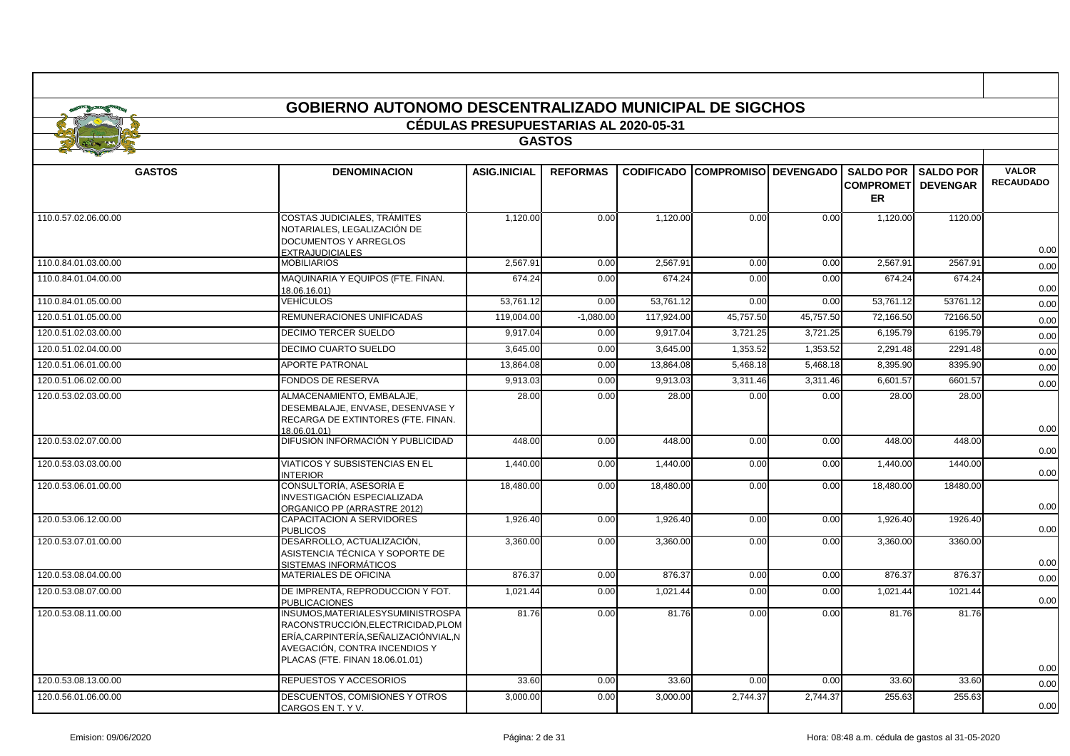# GOBIERNO AUTONOMO DESCENTRALIZADO MUNICIPAL DE SIGCHOS

## CÉDULAS PRESUPUESTARIAS AL 2020-05-31

### GASTOS

| GASTOS | DENOMINACION | ASIG.INICIAL | REFORMAS | CODIFICADO | COMPROMISO | DEVENGADO | SALDO POR COMPROMETER | SALDO POR DEVENGAR | VALOR RECAUDADO |
|---|---|---|---|---|---|---|---|---|---|
| 110.0.57.02.06.00.00 | COSTAS JUDICIALES, TRÁMITES NOTARIALES, LEGALIZACIÓN DE DOCUMENTOS Y ARREGLOS EXTRAJUDICIALES | 1,120.00 | 0.00 | 1,120.00 | 0.00 | 0.00 | 1,120.00 | 1120.00 | 0.00 |
| 110.0.84.01.03.00.00 | MOBILIARIOS | 2,567.91 | 0.00 | 2,567.91 | 0.00 | 0.00 | 2,567.91 | 2567.91 | 0.00 |
| 110.0.84.01.04.00.00 | MAQUINARIA Y EQUIPOS (FTE. FINAN. 18.06.16.01) | 674.24 | 0.00 | 674.24 | 0.00 | 0.00 | 674.24 | 674.24 | 0.00 |
| 110.0.84.01.05.00.00 | VEHÍCULOS | 53,761.12 | 0.00 | 53,761.12 | 0.00 | 0.00 | 53,761.12 | 53761.12 | 0.00 |
| 120.0.51.01.05.00.00 | REMUNERACIONES UNIFICADAS | 119,004.00 | -1,080.00 | 117,924.00 | 45,757.50 | 45,757.50 | 72,166.50 | 72166.50 | 0.00 |
| 120.0.51.02.03.00.00 | DECIMO TERCER SUELDO | 9,917.04 | 0.00 | 9,917.04 | 3,721.25 | 3,721.25 | 6,195.79 | 6195.79 | 0.00 |
| 120.0.51.02.04.00.00 | DECIMO CUARTO SUELDO | 3,645.00 | 0.00 | 3,645.00 | 1,353.52 | 1,353.52 | 2,291.48 | 2291.48 | 0.00 |
| 120.0.51.06.01.00.00 | APORTE PATRONAL | 13,864.08 | 0.00 | 13,864.08 | 5,468.18 | 5,468.18 | 8,395.90 | 8395.90 | 0.00 |
| 120.0.51.06.02.00.00 | FONDOS DE RESERVA | 9,913.03 | 0.00 | 9,913.03 | 3,311.46 | 3,311.46 | 6,601.57 | 6601.57 | 0.00 |
| 120.0.53.02.03.00.00 | ALMACENAMIENTO, EMBALAJE, DESEMBALAJE, ENVASE, DESENVASE Y RECARGA DE EXTINTORES (FTE. FINAN. 18.06.01.01) | 28.00 | 0.00 | 28.00 | 0.00 | 0.00 | 28.00 | 28.00 | 0.00 |
| 120.0.53.02.07.00.00 | DIFUSION INFORMACIÓN Y PUBLICIDAD | 448.00 | 0.00 | 448.00 | 0.00 | 0.00 | 448.00 | 448.00 | 0.00 |
| 120.0.53.03.03.00.00 | VIATICOS Y SUBSISTENCIAS EN EL INTERIOR | 1,440.00 | 0.00 | 1,440.00 | 0.00 | 0.00 | 1,440.00 | 1440.00 | 0.00 |
| 120.0.53.06.01.00.00 | CONSULTORÍA, ASESORÍA E INVESTIGACIÓN ESPECIALIZADA ORGANICO PP (ARRASTRE 2012) | 18,480.00 | 0.00 | 18,480.00 | 0.00 | 0.00 | 18,480.00 | 18480.00 | 0.00 |
| 120.0.53.06.12.00.00 | CAPACITACION A SERVIDORES PUBLICOS | 1,926.40 | 0.00 | 1,926.40 | 0.00 | 0.00 | 1,926.40 | 1926.40 | 0.00 |
| 120.0.53.07.01.00.00 | DESARROLLO, ACTUALIZACIÓN, ASISTENCIA TÉCNICA Y SOPORTE DE SISTEMAS INFORMÁTICOS | 3,360.00 | 0.00 | 3,360.00 | 0.00 | 0.00 | 3,360.00 | 3360.00 | 0.00 |
| 120.0.53.08.04.00.00 | MATERIALES DE OFICINA | 876.37 | 0.00 | 876.37 | 0.00 | 0.00 | 876.37 | 876.37 | 0.00 |
| 120.0.53.08.07.00.00 | DE IMPRENTA, REPRODUCCION Y FOT. PUBLICACIONES | 1,021.44 | 0.00 | 1,021.44 | 0.00 | 0.00 | 1,021.44 | 1021.44 | 0.00 |
| 120.0.53.08.11.00.00 | INSUMOS,MATERIALESYSUMINISTROSPARACONSTRUCCIÓN,ELECTRICIDAD,PLOMERÍA,CARPINTERÍA,SEÑALIZACIÓNVIAL,NAVEGACIÓN, CONTRA INCENDIOS Y PLACAS (FTE. FINAN 18.06.01.01) | 81.76 | 0.00 | 81.76 | 0.00 | 0.00 | 81.76 | 81.76 | 0.00 |
| 120.0.53.08.13.00.00 | REPUESTOS Y ACCESORIOS | 33.60 | 0.00 | 33.60 | 0.00 | 0.00 | 33.60 | 33.60 | 0.00 |
| 120.0.56.01.06.00.00 | DESCUENTOS, COMISIONES Y OTROS CARGOS EN T. Y V. | 3,000.00 | 0.00 | 3,000.00 | 2,744.37 | 2,744.37 | 255.63 | 255.63 | 0.00 |

Emision: 09/06/2020 Hora: 08:48 a.m. cédula de gastos al 31-05-2020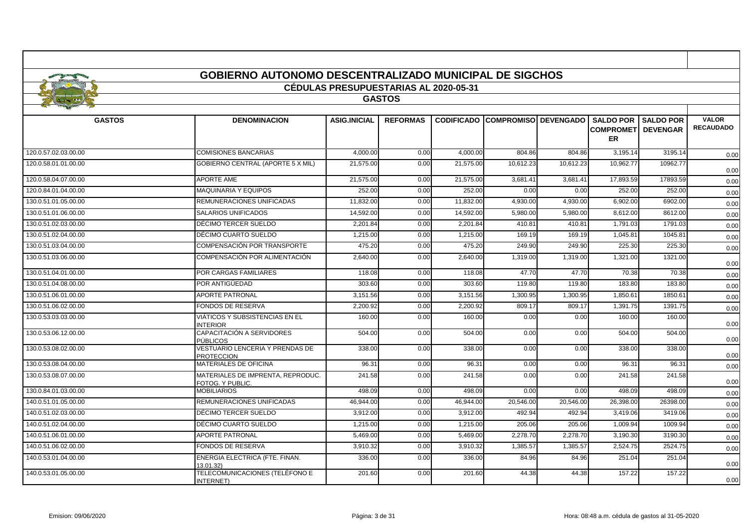# GOBIERNO AUTONOMO DESCENTRALIZADO MUNICIPAL DE SIGCHOS

## CÉDULAS PRESUPUESTARIAS AL 2020-05-31

### GASTOS

| GASTOS | DENOMINACION | ASIG.INICIAL | REFORMAS | CODIFICADO | COMPROMISO | DEVENGADO | SALDO POR COMPROMETER | SALDO POR DEVENGAR | VALOR RECAUDADO |
|---|---|---|---|---|---|---|---|---|---|
| 120.0.57.02.03.00.00 | COMISIONES BANCARIAS | 4,000.00 | 0.00 | 4,000.00 | 804.86 | 804.86 | 3,195.14 | 3195.14 | 0.00 |
| 120.0.58.01.01.00.00 | GOBIERNO CENTRAL (APORTE 5 X MIL) | 21,575.00 | 0.00 | 21,575.00 | 10,612.23 | 10,612.23 | 10,962.77 | 10962.77 | 0.00 |
| 120.0.58.04.07.00.00 | APORTE AME | 21,575.00 | 0.00 | 21,575.00 | 3,681.41 | 3,681.41 | 17,893.59 | 17893.59 | 0.00 |
| 120.0.84.01.04.00.00 | MAQUINARIA Y EQUIPOS | 252.00 | 0.00 | 252.00 | 0.00 | 0.00 | 252.00 | 252.00 | 0.00 |
| 130.0.51.01.05.00.00 | REMUNERACIONES UNIFICADAS | 11,832.00 | 0.00 | 11,832.00 | 4,930.00 | 4,930.00 | 6,902.00 | 6902.00 | 0.00 |
| 130.0.51.01.06.00.00 | SALARIOS UNIFICADOS | 14,592.00 | 0.00 | 14,592.00 | 5,980.00 | 5,980.00 | 8,612.00 | 8612.00 | 0.00 |
| 130.0.51.02.03.00.00 | DÉCIMO TERCER SUELDO | 2,201.84 | 0.00 | 2,201.84 | 410.81 | 410.81 | 1,791.03 | 1791.03 | 0.00 |
| 130.0.51.02.04.00.00 | DÉCIMO CUARTO SUELDO | 1,215.00 | 0.00 | 1,215.00 | 169.19 | 169.19 | 1,045.81 | 1045.81 | 0.00 |
| 130.0.51.03.04.00.00 | COMPENSACIÓN POR TRANSPORTE | 475.20 | 0.00 | 475.20 | 249.90 | 249.90 | 225.30 | 225.30 | 0.00 |
| 130.0.51.03.06.00.00 | COMPENSACIÓN POR ALIMENTACIÓN | 2,640.00 | 0.00 | 2,640.00 | 1,319.00 | 1,319.00 | 1,321.00 | 1321.00 | 0.00 |
| 130.0.51.04.01.00.00 | POR CARGAS FAMILIARES | 118.08 | 0.00 | 118.08 | 47.70 | 47.70 | 70.38 | 70.38 | 0.00 |
| 130.0.51.04.08.00.00 | POR ANTIGÜEDAD | 303.60 | 0.00 | 303.60 | 119.80 | 119.80 | 183.80 | 183.80 | 0.00 |
| 130.0.51.06.01.00.00 | APORTE PATRONAL | 3,151.56 | 0.00 | 3,151.56 | 1,300.95 | 1,300.95 | 1,850.61 | 1850.61 | 0.00 |
| 130.0.51.06.02.00.00 | FONDOS DE RESERVA | 2,200.92 | 0.00 | 2,200.92 | 809.17 | 809.17 | 1,391.75 | 1391.75 | 0.00 |
| 130.0.53.03.03.00.00 | VIÁTICOS Y SUBSISTENCIAS EN EL INTERIOR | 160.00 | 0.00 | 160.00 | 0.00 | 0.00 | 160.00 | 160.00 | 0.00 |
| 130.0.53.06.12.00.00 | CAPACITACIÓN A SERVIDORES PÚBLICOS | 504.00 | 0.00 | 504.00 | 0.00 | 0.00 | 504.00 | 504.00 | 0.00 |
| 130.0.53.08.02.00.00 | VESTUARIO LENCERIA Y PRENDAS DE PROTECCION | 338.00 | 0.00 | 338.00 | 0.00 | 0.00 | 338.00 | 338.00 | 0.00 |
| 130.0.53.08.04.00.00 | MATERIALES DE OFICINA | 96.31 | 0.00 | 96.31 | 0.00 | 0.00 | 96.31 | 96.31 | 0.00 |
| 130.0.53.08.07.00.00 | MATERIALES DE IMPRENTA, REPRODUC. FOTOG. Y PUBLIC. | 241.58 | 0.00 | 241.58 | 0.00 | 0.00 | 241.58 | 241.58 | 0.00 |
| 130.0.84.01.03.00.00 | MOBILIARIOS | 498.09 | 0.00 | 498.09 | 0.00 | 0.00 | 498.09 | 498.09 | 0.00 |
| 140.0.51.01.05.00.00 | REMUNERACIONES UNIFICADAS | 46,944.00 | 0.00 | 46,944.00 | 20,546.00 | 20,546.00 | 26,398.00 | 26398.00 | 0.00 |
| 140.0.51.02.03.00.00 | DÉCIMO TERCER SUELDO | 3,912.00 | 0.00 | 3,912.00 | 492.94 | 492.94 | 3,419.06 | 3419.06 | 0.00 |
| 140.0.51.02.04.00.00 | DÉCIMO CUARTO SUELDO | 1,215.00 | 0.00 | 1,215.00 | 205.06 | 205.06 | 1,009.94 | 1009.94 | 0.00 |
| 140.0.51.06.01.00.00 | APORTE PATRONAL | 5,469.00 | 0.00 | 5,469.00 | 2,278.70 | 2,278.70 | 3,190.30 | 3190.30 | 0.00 |
| 140.0.51.06.02.00.00 | FONDOS DE RESERVA | 3,910.32 | 0.00 | 3,910.32 | 1,385.57 | 1,385.57 | 2,524.75 | 2524.75 | 0.00 |
| 140.0.53.01.04.00.00 | ENERGIA ELECTRICA (FTE. FINAN. 13.01.32) | 336.00 | 0.00 | 336.00 | 84.96 | 84.96 | 251.04 | 251.04 | 0.00 |
| 140.0.53.01.05.00.00 | TELECOMUNICACIONES (TELÉFONO E INTERNET) | 201.60 | 0.00 | 201.60 | 44.38 | 44.38 | 157.22 | 157.22 | 0.00 |

Emision: 09/06/2020 | Hora: 08:48 a.m. cédula de gastos al 31-05-2020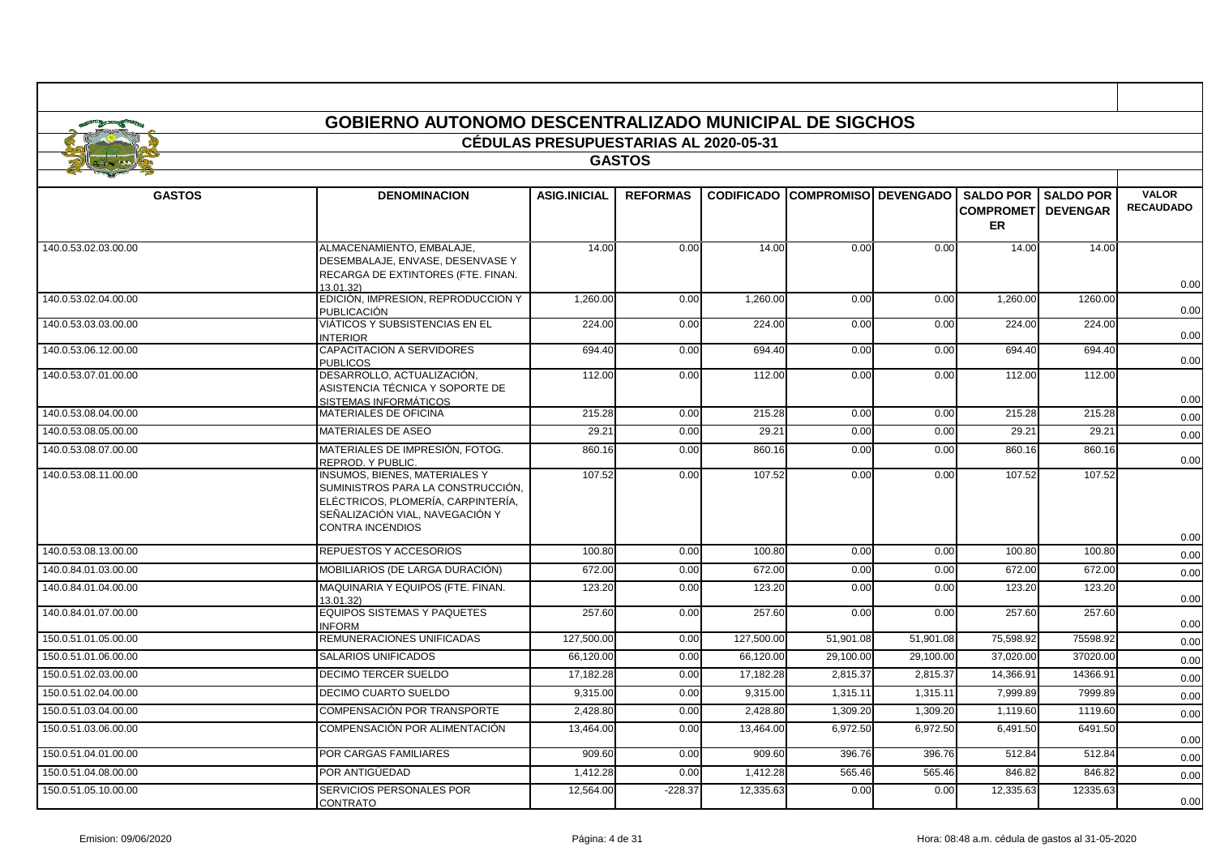# GOBIERNO AUTONOMO DESCENTRALIZADO MUNICIPAL DE SIGCHOS

## CÉDULAS PRESUPUESTARIAS AL 2020-05-31

### GASTOS

| GASTOS | DENOMINACION | ASIG.INICIAL | REFORMAS | CODIFICADO | COMPROMISO | DEVENGADO | SALDO POR COMPROMETER | SALDO POR DEVENGAR | VALOR RECAUDADO |
|---|---|---|---|---|---|---|---|---|---|
| 140.0.53.02.03.00.00 | ALMACENAMIENTO, EMBALAJE, DESEMBALAJE, ENVASE, DESENVASE Y RECARGA DE EXTINTORES (FTE. FINAN. 13.01.32) | 14.00 | 0.00 | 14.00 | 0.00 | 0.00 | 14.00 | 14.00 | 0.00 |
| 140.0.53.02.04.00.00 | EDICIÓN, IMPRESION, REPRODUCCION Y PUBLICACIÓN | 1,260.00 | 0.00 | 1,260.00 | 0.00 | 0.00 | 1,260.00 | 1260.00 | 0.00 |
| 140.0.53.03.03.00.00 | VIÁTICOS Y SUBSISTENCIAS EN EL INTERIOR | 224.00 | 0.00 | 224.00 | 0.00 | 0.00 | 224.00 | 224.00 | 0.00 |
| 140.0.53.06.12.00.00 | CAPACITACION A SERVIDORES PUBLICOS | 694.40 | 0.00 | 694.40 | 0.00 | 0.00 | 694.40 | 694.40 | 0.00 |
| 140.0.53.07.01.00.00 | DESARROLLO, ACTUALIZACIÓN, ASISTENCIA TÉCNICA Y SOPORTE DE SISTEMAS INFORMÁTICOS | 112.00 | 0.00 | 112.00 | 0.00 | 0.00 | 112.00 | 112.00 | 0.00 |
| 140.0.53.08.04.00.00 | MATERIALES DE OFICINA | 215.28 | 0.00 | 215.28 | 0.00 | 0.00 | 215.28 | 215.28 | 0.00 |
| 140.0.53.08.05.00.00 | MATERIALES DE ASEO | 29.21 | 0.00 | 29.21 | 0.00 | 0.00 | 29.21 | 29.21 | 0.00 |
| 140.0.53.08.07.00.00 | MATERIALES DE IMPRESIÓN, FOTOG. REPROD. Y PUBLIC. | 860.16 | 0.00 | 860.16 | 0.00 | 0.00 | 860.16 | 860.16 | 0.00 |
| 140.0.53.08.11.00.00 | INSUMOS, BIENES, MATERIALES Y SUMINISTROS PARA LA CONSTRUCCIÓN, ELÉCTRICOS, PLOMERÍA, CARPINTERÍA, SEÑALIZACIÓN VIAL, NAVEGACIÓN Y CONTRA INCENDIOS | 107.52 | 0.00 | 107.52 | 0.00 | 0.00 | 107.52 | 107.52 | 0.00 |
| 140.0.53.08.13.00.00 | REPUESTOS Y ACCESORIOS | 100.80 | 0.00 | 100.80 | 0.00 | 0.00 | 100.80 | 100.80 | 0.00 |
| 140.0.84.01.03.00.00 | MOBILIARIOS (DE LARGA DURACIÓN) | 672.00 | 0.00 | 672.00 | 0.00 | 0.00 | 672.00 | 672.00 | 0.00 |
| 140.0.84.01.04.00.00 | MAQUINARIA Y EQUIPOS (FTE. FINAN. 13.01.32) | 123.20 | 0.00 | 123.20 | 0.00 | 0.00 | 123.20 | 123.20 | 0.00 |
| 140.0.84.01.07.00.00 | EQUIPOS SISTEMAS Y PAQUETES INFORM | 257.60 | 0.00 | 257.60 | 0.00 | 0.00 | 257.60 | 257.60 | 0.00 |
| 150.0.51.01.05.00.00 | REMUNERACIONES UNIFICADAS | 127,500.00 | 0.00 | 127,500.00 | 51,901.08 | 51,901.08 | 75,598.92 | 75598.92 | 0.00 |
| 150.0.51.01.06.00.00 | SALARIOS UNIFICADOS | 66,120.00 | 0.00 | 66,120.00 | 29,100.00 | 29,100.00 | 37,020.00 | 37020.00 | 0.00 |
| 150.0.51.02.03.00.00 | DECIMO TERCER SUELDO | 17,182.28 | 0.00 | 17,182.28 | 2,815.37 | 2,815.37 | 14,366.91 | 14366.91 | 0.00 |
| 150.0.51.02.04.00.00 | DECIMO CUARTO SUELDO | 9,315.00 | 0.00 | 9,315.00 | 1,315.11 | 1,315.11 | 7,999.89 | 7999.89 | 0.00 |
| 150.0.51.03.04.00.00 | COMPENSACIÓN POR TRANSPORTE | 2,428.80 | 0.00 | 2,428.80 | 1,309.20 | 1,309.20 | 1,119.60 | 1119.60 | 0.00 |
| 150.0.51.03.06.00.00 | COMPENSACIÓN POR ALIMENTACIÓN | 13,464.00 | 0.00 | 13,464.00 | 6,972.50 | 6,972.50 | 6,491.50 | 6491.50 | 0.00 |
| 150.0.51.04.01.00.00 | POR CARGAS FAMILIARES | 909.60 | 0.00 | 909.60 | 396.76 | 396.76 | 512.84 | 512.84 | 0.00 |
| 150.0.51.04.08.00.00 | POR ANTIGÜEDAD | 1,412.28 | 0.00 | 1,412.28 | 565.46 | 565.46 | 846.82 | 846.82 | 0.00 |
| 150.0.51.05.10.00.00 | SERVICIOS PERSONALES POR CONTRATO | 12,564.00 | -228.37 | 12,335.63 | 0.00 | 0.00 | 12,335.63 | 12335.63 | 0.00 |

Emision: 09/06/2020 | Hora: 08:48 a.m. cédula de gastos al 31-05-2020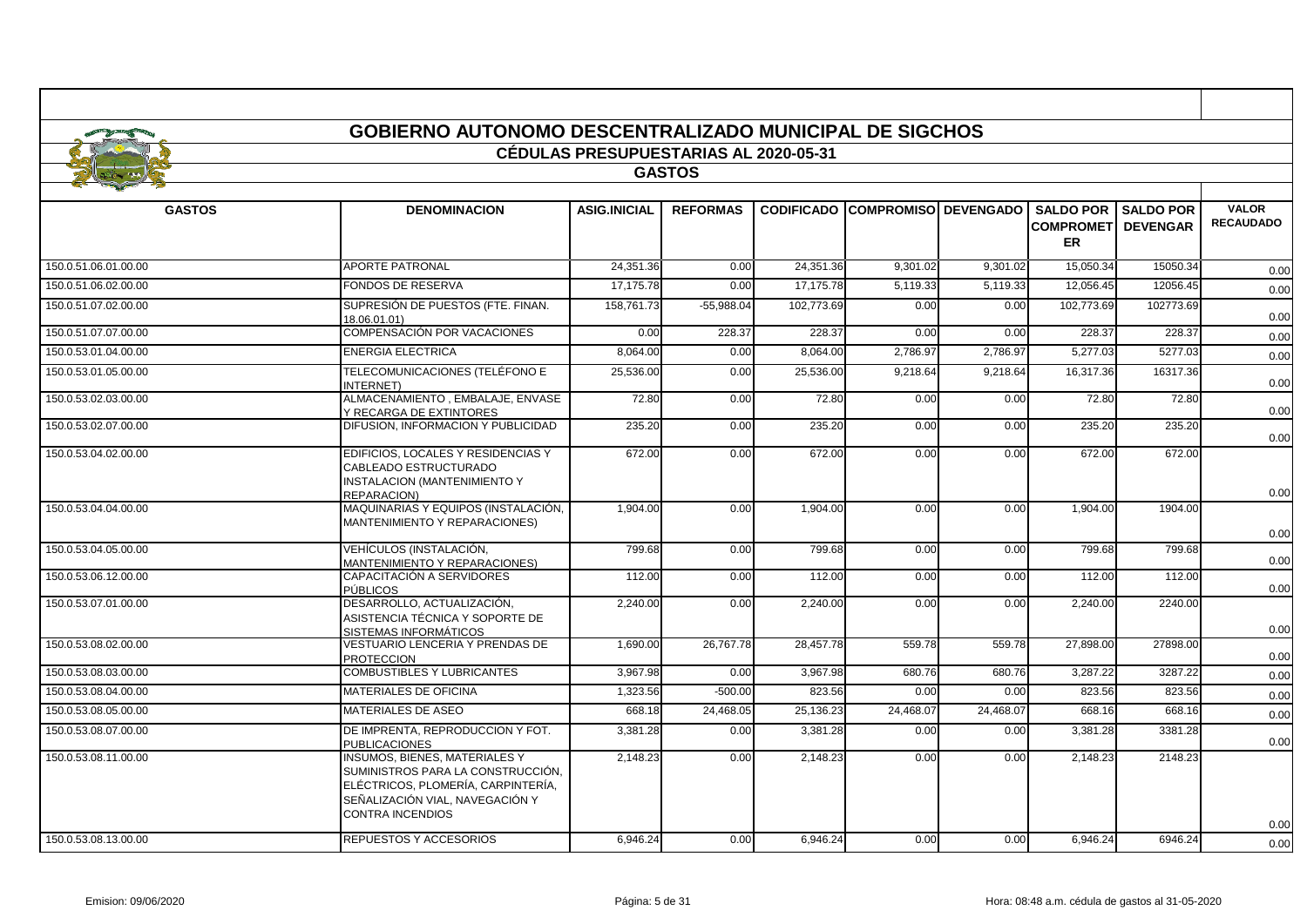# GOBIERNO AUTONOMO DESCENTRALIZADO MUNICIPAL DE SIGCHOS

## CÉDULAS PRESUPUESTARIAS AL 2020-05-31

### GASTOS

| GASTOS | DENOMINACION | ASIG.INICIAL | REFORMAS | CODIFICADO | COMPROMISO | DEVENGADO | SALDO POR COMPROMETER | SALDO POR DEVENGAR | VALOR RECAUDADO |
|---|---|---|---|---|---|---|---|---|---|
| 150.0.51.06.01.00.00 | APORTE PATRONAL | 24,351.36 | 0.00 | 24,351.36 | 9,301.02 | 9,301.02 | 15,050.34 | 15050.34 | 0.00 |
| 150.0.51.06.02.00.00 | FONDOS DE RESERVA | 17,175.78 | 0.00 | 17,175.78 | 5,119.33 | 5,119.33 | 12,056.45 | 12056.45 | 0.00 |
| 150.0.51.07.02.00.00 | SUPRESIÓN DE PUESTOS (FTE. FINAN. 18.06.01.01) | 158,761.73 | -55,988.04 | 102,773.69 | 0.00 | 0.00 | 102,773.69 | 102773.69 | 0.00 |
| 150.0.51.07.07.00.00 | COMPENSACIÓN POR VACACIONES | 0.00 | 228.37 | 228.37 | 0.00 | 0.00 | 228.37 | 228.37 | 0.00 |
| 150.0.53.01.04.00.00 | ENERGIA ELECTRICA | 8,064.00 | 0.00 | 8,064.00 | 2,786.97 | 2,786.97 | 5,277.03 | 5277.03 | 0.00 |
| 150.0.53.01.05.00.00 | TELECOMUNICACIONES (TELÉFONO E INTERNET) | 25,536.00 | 0.00 | 25,536.00 | 9,218.64 | 9,218.64 | 16,317.36 | 16317.36 | 0.00 |
| 150.0.53.02.03.00.00 | ALMACENAMIENTO , EMBALAJE, ENVASE Y RECARGA DE EXTINTORES | 72.80 | 0.00 | 72.80 | 0.00 | 0.00 | 72.80 | 72.80 | 0.00 |
| 150.0.53.02.07.00.00 | DIFUSION, INFORMACION Y PUBLICIDAD | 235.20 | 0.00 | 235.20 | 0.00 | 0.00 | 235.20 | 235.20 | 0.00 |
| 150.0.53.04.02.00.00 | EDIFICIOS, LOCALES Y RESIDENCIAS Y CABLEADO ESTRUCTURADO INSTALACION (MANTENIMIENTO Y REPARACION) | 672.00 | 0.00 | 672.00 | 0.00 | 0.00 | 672.00 | 672.00 | 0.00 |
| 150.0.53.04.04.00.00 | MAQUINARIAS Y EQUIPOS (INSTALACIÓN, MANTENIMIENTO Y REPARACIONES) | 1,904.00 | 0.00 | 1,904.00 | 0.00 | 0.00 | 1,904.00 | 1904.00 | 0.00 |
| 150.0.53.04.05.00.00 | VEHÍCULOS (INSTALACIÓN, MANTENIMIENTO Y REPARACIONES) | 799.68 | 0.00 | 799.68 | 0.00 | 0.00 | 799.68 | 799.68 | 0.00 |
| 150.0.53.06.12.00.00 | CAPACITACIÓN A SERVIDORES PÚBLICOS | 112.00 | 0.00 | 112.00 | 0.00 | 0.00 | 112.00 | 112.00 | 0.00 |
| 150.0.53.07.01.00.00 | DESARROLLO, ACTUALIZACIÓN, ASISTENCIA TÉCNICA Y SOPORTE DE SISTEMAS INFORMÁTICOS | 2,240.00 | 0.00 | 2,240.00 | 0.00 | 0.00 | 2,240.00 | 2240.00 | 0.00 |
| 150.0.53.08.02.00.00 | VESTUARIO LENCERIA Y PRENDAS DE PROTECCION | 1,690.00 | 26,767.78 | 28,457.78 | 559.78 | 559.78 | 27,898.00 | 27898.00 | 0.00 |
| 150.0.53.08.03.00.00 | COMBUSTIBLES Y LUBRICANTES | 3,967.98 | 0.00 | 3,967.98 | 680.76 | 680.76 | 3,287.22 | 3287.22 | 0.00 |
| 150.0.53.08.04.00.00 | MATERIALES DE OFICINA | 1,323.56 | -500.00 | 823.56 | 0.00 | 0.00 | 823.56 | 823.56 | 0.00 |
| 150.0.53.08.05.00.00 | MATERIALES DE ASEO | 668.18 | 24,468.05 | 25,136.23 | 24,468.07 | 24,468.07 | 668.16 | 668.16 | 0.00 |
| 150.0.53.08.07.00.00 | DE IMPRENTA, REPRODUCCION Y FOT. PUBLICACIONES | 3,381.28 | 0.00 | 3,381.28 | 0.00 | 0.00 | 3,381.28 | 3381.28 | 0.00 |
| 150.0.53.08.11.00.00 | INSUMOS, BIENES, MATERIALES Y SUMINISTROS PARA LA CONSTRUCCIÓN, ELÉCTRICOS, PLOMERÍA, CARPINTERÍA, SEÑALIZACIÓN VIAL, NAVEGACIÓN Y CONTRA INCENDIOS | 2,148.23 | 0.00 | 2,148.23 | 0.00 | 0.00 | 2,148.23 | 2148.23 | 0.00 |
| 150.0.53.08.13.00.00 | REPUESTOS Y ACCESORIOS | 6,946.24 | 0.00 | 6,946.24 | 0.00 | 0.00 | 6,946.24 | 6946.24 | 0.00 |

Emision: 09/06/2020 | Hora: 08:48 a.m. cédula de gastos al 31-05-2020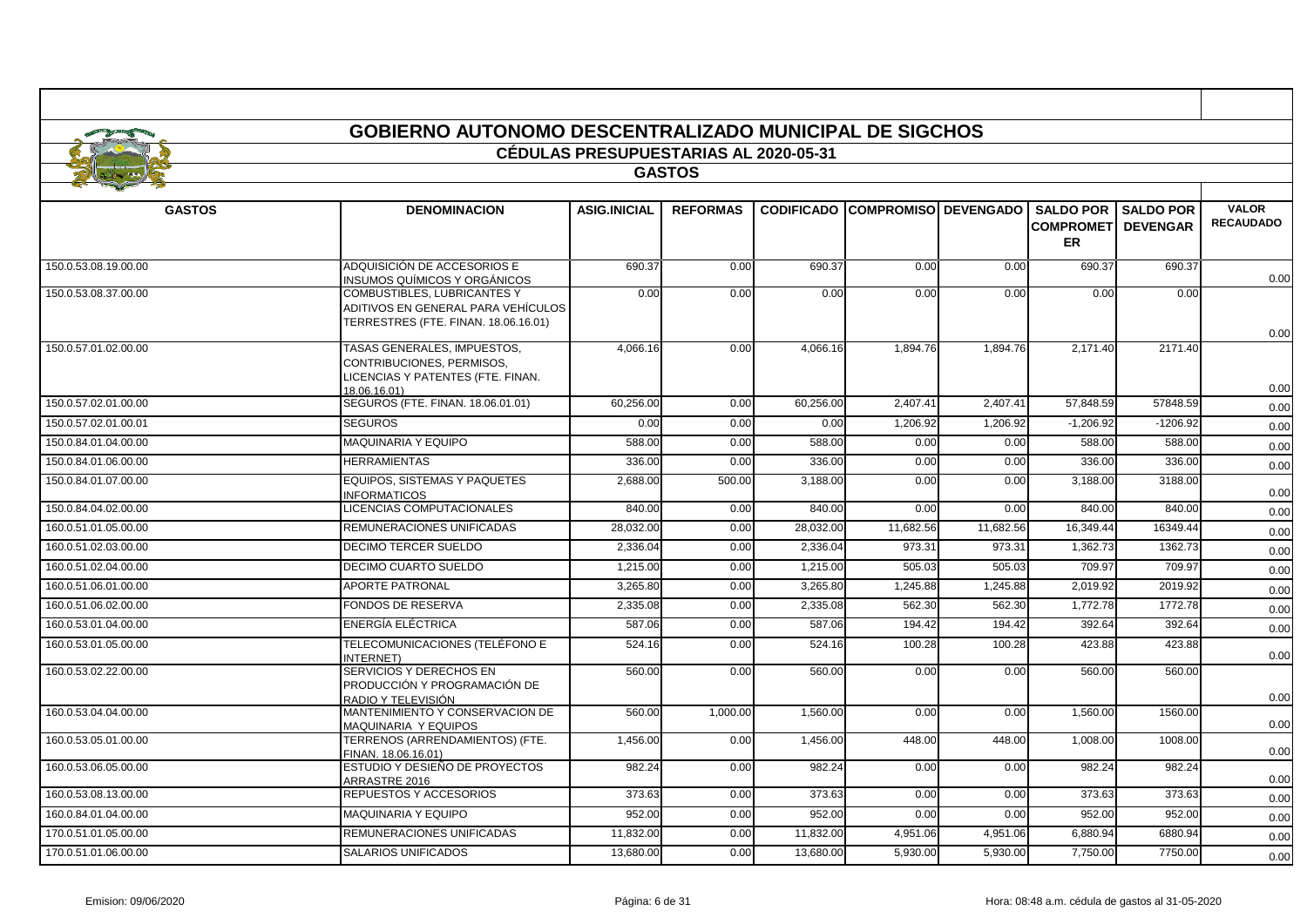# GOBIERNO AUTONOMO DESCENTRALIZADO MUNICIPAL DE SIGCHOS

## CÉDULAS PRESUPUESTARIAS AL 2020-05-31

### GASTOS

| GASTOS | DENOMINACION | ASIG.INICIAL | REFORMAS | CODIFICADO | COMPROMISO | DEVENGADO | SALDO POR COMPROMETER | SALDO POR DEVENGAR | VALOR RECAUDADO |
|---|---|---|---|---|---|---|---|---|---|
| 150.0.53.08.19.00.00 | ADQUISICIÓN DE ACCESORIOS E INSUMOS QUÍMICOS Y ORGÁNICOS | 690.37 | 0.00 | 690.37 | 0.00 | 0.00 | 690.37 | 690.37 | 0.00 |
| 150.0.53.08.37.00.00 | COMBUSTIBLES, LUBRICANTES Y ADITIVOS EN GENERAL PARA VEHÍCULOS TERRESTRES (FTE. FINAN. 18.06.16.01) | 0.00 | 0.00 | 0.00 | 0.00 | 0.00 | 0.00 | 0.00 | 0.00 |
| 150.0.57.01.02.00.00 | TASAS GENERALES, IMPUESTOS, CONTRIBUCIONES, PERMISOS, LICENCIAS Y PATENTES (FTE. FINAN. 18.06.16.01) | 4,066.16 | 0.00 | 4,066.16 | 1,894.76 | 1,894.76 | 2,171.40 | 2171.40 | 0.00 |
| 150.0.57.02.01.00.00 | SEGUROS (FTE. FINAN. 18.06.01.01) | 60,256.00 | 0.00 | 60,256.00 | 2,407.41 | 2,407.41 | 57,848.59 | 57848.59 | 0.00 |
| 150.0.57.02.01.00.01 | SEGUROS | 0.00 | 0.00 | 0.00 | 1,206.92 | 1,206.92 | -1,206.92 | -1206.92 | 0.00 |
| 150.0.84.01.04.00.00 | MAQUINARIA Y EQUIPO | 588.00 | 0.00 | 588.00 | 0.00 | 0.00 | 588.00 | 588.00 | 0.00 |
| 150.0.84.01.06.00.00 | HERRAMIENTAS | 336.00 | 0.00 | 336.00 | 0.00 | 0.00 | 336.00 | 336.00 | 0.00 |
| 150.0.84.01.07.00.00 | EQUIPOS, SISTEMAS Y PAQUETES INFORMATICOS | 2,688.00 | 500.00 | 3,188.00 | 0.00 | 0.00 | 3,188.00 | 3188.00 | 0.00 |
| 150.0.84.04.02.00.00 | LICENCIAS COMPUTACIONALES | 840.00 | 0.00 | 840.00 | 0.00 | 0.00 | 840.00 | 840.00 | 0.00 |
| 160.0.51.01.05.00.00 | REMUNERACIONES UNIFICADAS | 28,032.00 | 0.00 | 28,032.00 | 11,682.56 | 11,682.56 | 16,349.44 | 16349.44 | 0.00 |
| 160.0.51.02.03.00.00 | DECIMO TERCER SUELDO | 2,336.04 | 0.00 | 2,336.04 | 973.31 | 973.31 | 1,362.73 | 1362.73 | 0.00 |
| 160.0.51.02.04.00.00 | DECIMO CUARTO SUELDO | 1,215.00 | 0.00 | 1,215.00 | 505.03 | 505.03 | 709.97 | 709.97 | 0.00 |
| 160.0.51.06.01.00.00 | APORTE PATRONAL | 3,265.80 | 0.00 | 3,265.80 | 1,245.88 | 1,245.88 | 2,019.92 | 2019.92 | 0.00 |
| 160.0.51.06.02.00.00 | FONDOS DE RESERVA | 2,335.08 | 0.00 | 2,335.08 | 562.30 | 562.30 | 1,772.78 | 1772.78 | 0.00 |
| 160.0.53.01.04.00.00 | ENERGÍA ELÉCTRICA | 587.06 | 0.00 | 587.06 | 194.42 | 194.42 | 392.64 | 392.64 | 0.00 |
| 160.0.53.01.05.00.00 | TELECOMUNICACIONES (TELÉFONO E INTERNET) | 524.16 | 0.00 | 524.16 | 100.28 | 100.28 | 423.88 | 423.88 | 0.00 |
| 160.0.53.02.22.00.00 | SERVICIOS Y DERECHOS EN PRODUCCIÓN Y PROGRAMACIÓN DE RADIO Y TELEVISIÓN | 560.00 | 0.00 | 560.00 | 0.00 | 0.00 | 560.00 | 560.00 | 0.00 |
| 160.0.53.04.04.00.00 | MANTENIMIENTO Y CONSERVACION DE MAQUINARIA Y EQUIPOS | 560.00 | 1,000.00 | 1,560.00 | 0.00 | 0.00 | 1,560.00 | 1560.00 | 0.00 |
| 160.0.53.05.01.00.00 | TERRENOS (ARRENDAMIENTOS) (FTE. FINAN. 18.06.16.01) | 1,456.00 | 0.00 | 1,456.00 | 448.00 | 448.00 | 1,008.00 | 1008.00 | 0.00 |
| 160.0.53.06.05.00.00 | ESTUDIO Y DESIEÑO DE PROYECTOS ARRASTRE 2016 | 982.24 | 0.00 | 982.24 | 0.00 | 0.00 | 982.24 | 982.24 | 0.00 |
| 160.0.53.08.13.00.00 | REPUESTOS Y ACCESORIOS | 373.63 | 0.00 | 373.63 | 0.00 | 0.00 | 373.63 | 373.63 | 0.00 |
| 160.0.84.01.04.00.00 | MAQUINARIA Y EQUIPO | 952.00 | 0.00 | 952.00 | 0.00 | 0.00 | 952.00 | 952.00 | 0.00 |
| 170.0.51.01.05.00.00 | REMUNERACIONES UNIFICADAS | 11,832.00 | 0.00 | 11,832.00 | 4,951.06 | 4,951.06 | 6,880.94 | 6880.94 | 0.00 |
| 170.0.51.01.06.00.00 | SALARIOS UNIFICADOS | 13,680.00 | 0.00 | 13,680.00 | 5,930.00 | 5,930.00 | 7,750.00 | 7750.00 | 0.00 |

Emision: 09/06/2020 Hora: 08:48 a.m. cédula de gastos al 31-05-2020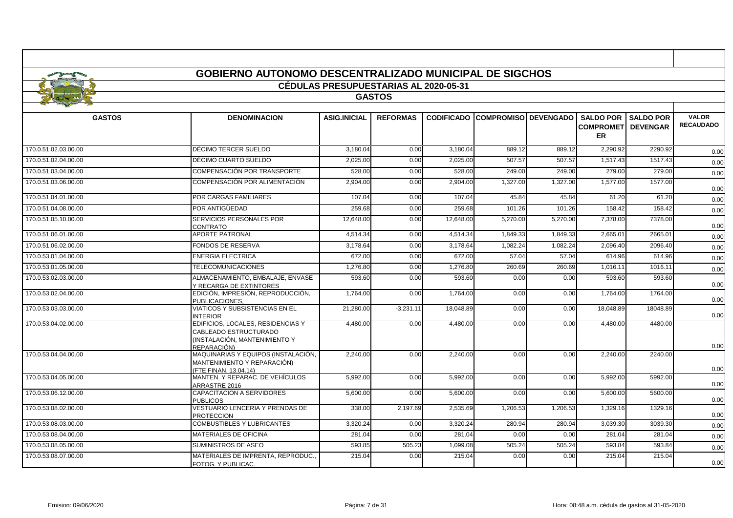# GOBIERNO AUTONOMO DESCENTRALIZADO MUNICIPAL DE SIGCHOS

## CÉDULAS PRESUPUESTARIAS AL 2020-05-31

### GASTOS

| GASTOS | DENOMINACION | ASIG.INICIAL | REFORMAS | CODIFICADO | COMPROMISO | DEVENGADO | SALDO POR COMPROMETER | SALDO POR DEVENGAR | VALOR RECAUDADO |
|---|---|---|---|---|---|---|---|---|---|
| 170.0.51.02.03.00.00 | DÉCIMO TERCER SUELDO | 3,180.04 | 0.00 | 3,180.04 | 889.12 | 889.12 | 2,290.92 | 2290.92 | 0.00 |
| 170.0.51.02.04.00.00 | DÉCIMO CUARTO SUELDO | 2,025.00 | 0.00 | 2,025.00 | 507.57 | 507.57 | 1,517.43 | 1517.43 | 0.00 |
| 170.0.51.03.04.00.00 | COMPENSACIÓN POR TRANSPORTE | 528.00 | 0.00 | 528.00 | 249.00 | 249.00 | 279.00 | 279.00 | 0.00 |
| 170.0.51.03.06.00.00 | COMPENSACIÓN POR ALIMENTACIÓN | 2,904.00 | 0.00 | 2,904.00 | 1,327.00 | 1,327.00 | 1,577.00 | 1577.00 | 0.00 |
| 170.0.51.04.01.00.00 | POR CARGAS FAMILIARES | 107.04 | 0.00 | 107.04 | 45.84 | 45.84 | 61.20 | 61.20 | 0.00 |
| 170.0.51.04.08.00.00 | POR ANTIGÜEDAD | 259.68 | 0.00 | 259.68 | 101.26 | 101.26 | 158.42 | 158.42 | 0.00 |
| 170.0.51.05.10.00.00 | SERVICIOS PERSONALES POR CONTRATO | 12,648.00 | 0.00 | 12,648.00 | 5,270.00 | 5,270.00 | 7,378.00 | 7378.00 | 0.00 |
| 170.0.51.06.01.00.00 | APORTE PATRONAL | 4,514.34 | 0.00 | 4,514.34 | 1,849.33 | 1,849.33 | 2,665.01 | 2665.01 | 0.00 |
| 170.0.51.06.02.00.00 | FONDOS DE RESERVA | 3,178.64 | 0.00 | 3,178.64 | 1,082.24 | 1,082.24 | 2,096.40 | 2096.40 | 0.00 |
| 170.0.53.01.04.00.00 | ENERGIA ELECTRICA | 672.00 | 0.00 | 672.00 | 57.04 | 57.04 | 614.96 | 614.96 | 0.00 |
| 170.0.53.01.05.00.00 | TELECOMUNICACIONES | 1,276.80 | 0.00 | 1,276.80 | 260.69 | 260.69 | 1,016.11 | 1016.11 | 0.00 |
| 170.0.53.02.03.00.00 | ALMACENAMIENTO, EMBALAJE, ENVASE Y RECARGA DE EXTINTORES | 593.60 | 0.00 | 593.60 | 0.00 | 0.00 | 593.60 | 593.60 | 0.00 |
| 170.0.53.02.04.00.00 | EDICIÓN, IMPRESIÓN, REPRODUCCIÓN, PUBLICACIONES, | 1,764.00 | 0.00 | 1,764.00 | 0.00 | 0.00 | 1,764.00 | 1764.00 | 0.00 |
| 170.0.53.03.03.00.00 | VIATICOS Y SUBSISTENCIAS EN EL INTERIOR | 21,280.00 | -3,231.11 | 18,048.89 | 0.00 | 0.00 | 18,048.89 | 18048.89 | 0.00 |
| 170.0.53.04.02.00.00 | EDIFICIOS, LOCALES, RESIDENCIAS Y CABLEADO ESTRUCTURADO (INSTALACIÓN, MANTENIMIENTO Y REPARACIÓN) | 4,480.00 | 0.00 | 4,480.00 | 0.00 | 0.00 | 4,480.00 | 4480.00 | 0.00 |
| 170.0.53.04.04.00.00 | MAQUINARIAS Y EQUIPOS (INSTALACIÓN, MANTENIMIENTO Y REPARACIÓN) (FTE.FINAN. 13.04.14) | 2,240.00 | 0.00 | 2,240.00 | 0.00 | 0.00 | 2,240.00 | 2240.00 | 0.00 |
| 170.0.53.04.05.00.00 | MANTEN. Y REPARAC. DE VEHÍCULOS ARRASTRE 2016 | 5,992.00 | 0.00 | 5,992.00 | 0.00 | 0.00 | 5,992.00 | 5992.00 | 0.00 |
| 170.0.53.06.12.00.00 | CAPACITACION A SERVIDORES PUBLICOS | 5,600.00 | 0.00 | 5,600.00 | 0.00 | 0.00 | 5,600.00 | 5600.00 | 0.00 |
| 170.0.53.08.02.00.00 | VESTUARIO LENCERIA Y PRENDAS DE PROTECCION | 338.00 | 2,197.69 | 2,535.69 | 1,206.53 | 1,206.53 | 1,329.16 | 1329.16 | 0.00 |
| 170.0.53.08.03.00.00 | COMBUSTIBLES Y LUBRICANTES | 3,320.24 | 0.00 | 3,320.24 | 280.94 | 280.94 | 3,039.30 | 3039.30 | 0.00 |
| 170.0.53.08.04.00.00 | MATERIALES DE OFICINA | 281.04 | 0.00 | 281.04 | 0.00 | 0.00 | 281.04 | 281.04 | 0.00 |
| 170.0.53.08.05.00.00 | SUMINISTROS DE ASEO | 593.85 | 505.23 | 1,099.08 | 505.24 | 505.24 | 593.84 | 593.84 | 0.00 |
| 170.0.53.08.07.00.00 | MATERIALES DE IMPRENTA, REPRODUC., FOTOG. Y PUBLICAC. | 215.04 | 0.00 | 215.04 | 0.00 | 0.00 | 215.04 | 215.04 | 0.00 |

Emision: 09/06/2020 — Hora: 08:48 a.m. cédula de gastos al 31-05-2020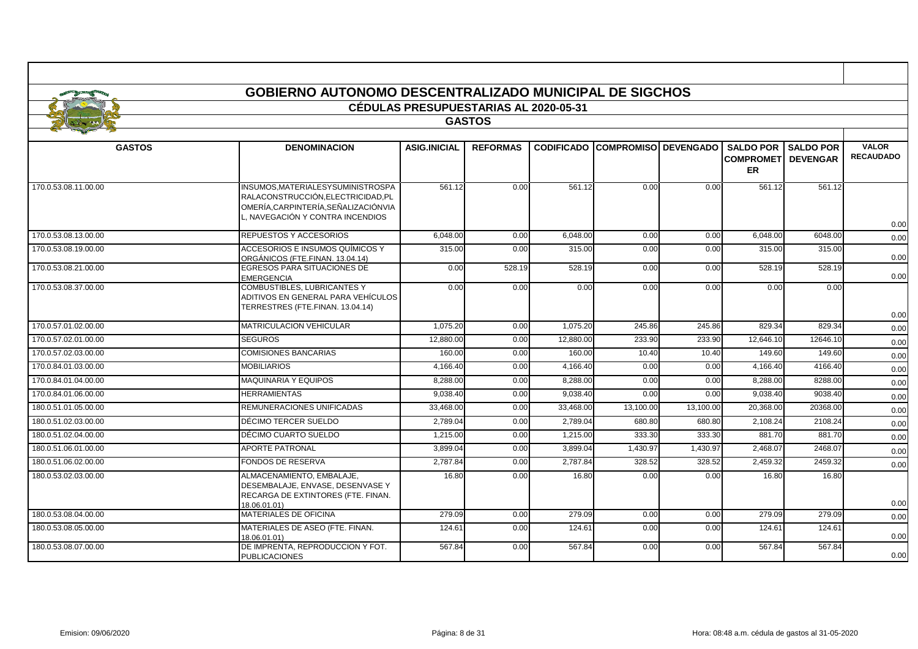# GOBIERNO AUTONOMO DESCENTRALIZADO MUNICIPAL DE SIGCHOS

## CÉDULAS PRESUPUESTARIAS AL 2020-05-31

### GASTOS

| GASTOS | DENOMINACION | ASIG.INICIAL | REFORMAS | CODIFICADO | COMPROMISO | DEVENGADO | SALDO POR COMPROMETER | SALDO POR DEVENGAR | VALOR RECAUDADO |
|---|---|---|---|---|---|---|---|---|---|
| 170.0.53.08.11.00.00 | INSUMOS,MATERIALESYSUMINISTROSPARALACONSTRUCCIÓN,ELECTRICIDAD,PLOMERÍA,CARPINTERÍA,SEÑALIZACIÓNVIAL, NAVEGACIÓN Y CONTRA INCENDIOS | 561.12 | 0.00 | 561.12 | 0.00 | 0.00 | 561.12 | 561.12 | 0.00 |
| 170.0.53.08.13.00.00 | REPUESTOS Y ACCESORIOS | 6,048.00 | 0.00 | 6,048.00 | 0.00 | 0.00 | 6,048.00 | 6048.00 | 0.00 |
| 170.0.53.08.19.00.00 | ACCESORIOS E INSUMOS QUÍMICOS Y ORGÁNICOS (FTE.FINAN. 13.04.14) | 315.00 | 0.00 | 315.00 | 0.00 | 0.00 | 315.00 | 315.00 | 0.00 |
| 170.0.53.08.21.00.00 | EGRESOS PARA SITUACIONES DE EMERGENCIA | 0.00 | 528.19 | 528.19 | 0.00 | 0.00 | 528.19 | 528.19 | 0.00 |
| 170.0.53.08.37.00.00 | COMBUSTIBLES, LUBRICANTES Y ADITIVOS EN GENERAL PARA VEHÍCULOS TERRESTRES (FTE.FINAN. 13.04.14) | 0.00 | 0.00 | 0.00 | 0.00 | 0.00 | 0.00 | 0.00 | 0.00 |
| 170.0.57.01.02.00.00 | MATRICULACION VEHICULAR | 1,075.20 | 0.00 | 1,075.20 | 245.86 | 245.86 | 829.34 | 829.34 | 0.00 |
| 170.0.57.02.01.00.00 | SEGUROS | 12,880.00 | 0.00 | 12,880.00 | 233.90 | 233.90 | 12,646.10 | 12646.10 | 0.00 |
| 170.0.57.02.03.00.00 | COMISIONES BANCARIAS | 160.00 | 0.00 | 160.00 | 10.40 | 10.40 | 149.60 | 149.60 | 0.00 |
| 170.0.84.01.03.00.00 | MOBILIARIOS | 4,166.40 | 0.00 | 4,166.40 | 0.00 | 0.00 | 4,166.40 | 4166.40 | 0.00 |
| 170.0.84.01.04.00.00 | MAQUINARIA Y EQUIPOS | 8,288.00 | 0.00 | 8,288.00 | 0.00 | 0.00 | 8,288.00 | 8288.00 | 0.00 |
| 170.0.84.01.06.00.00 | HERRAMIENTAS | 9,038.40 | 0.00 | 9,038.40 | 0.00 | 0.00 | 9,038.40 | 9038.40 | 0.00 |
| 180.0.51.01.05.00.00 | REMUNERACIONES UNIFICADAS | 33,468.00 | 0.00 | 33,468.00 | 13,100.00 | 13,100.00 | 20,368.00 | 20368.00 | 0.00 |
| 180.0.51.02.03.00.00 | DÉCIMO TERCER SUELDO | 2,789.04 | 0.00 | 2,789.04 | 680.80 | 680.80 | 2,108.24 | 2108.24 | 0.00 |
| 180.0.51.02.04.00.00 | DÉCIMO CUARTO SUELDO | 1,215.00 | 0.00 | 1,215.00 | 333.30 | 333.30 | 881.70 | 881.70 | 0.00 |
| 180.0.51.06.01.00.00 | APORTE PATRONAL | 3,899.04 | 0.00 | 3,899.04 | 1,430.97 | 1,430.97 | 2,468.07 | 2468.07 | 0.00 |
| 180.0.51.06.02.00.00 | FONDOS DE RESERVA | 2,787.84 | 0.00 | 2,787.84 | 328.52 | 328.52 | 2,459.32 | 2459.32 | 0.00 |
| 180.0.53.02.03.00.00 | ALMACENAMIENTO, EMBALAJE, DESEMBALAJE, ENVASE, DESENVASE Y RECARGA DE EXTINTORES (FTE. FINAN. 18.06.01.01) | 16.80 | 0.00 | 16.80 | 0.00 | 0.00 | 16.80 | 16.80 | 0.00 |
| 180.0.53.08.04.00.00 | MATERIALES DE OFICINA | 279.09 | 0.00 | 279.09 | 0.00 | 0.00 | 279.09 | 279.09 | 0.00 |
| 180.0.53.08.05.00.00 | MATERIALES DE ASEO (FTE. FINAN. 18.06.01.01) | 124.61 | 0.00 | 124.61 | 0.00 | 0.00 | 124.61 | 124.61 | 0.00 |
| 180.0.53.08.07.00.00 | DE IMPRENTA, REPRODUCCION Y FOT. PUBLICACIONES | 567.84 | 0.00 | 567.84 | 0.00 | 0.00 | 567.84 | 567.84 | 0.00 |

Emision: 09/06/2020 | Hora: 08:48 a.m. cédula de gastos al 31-05-2020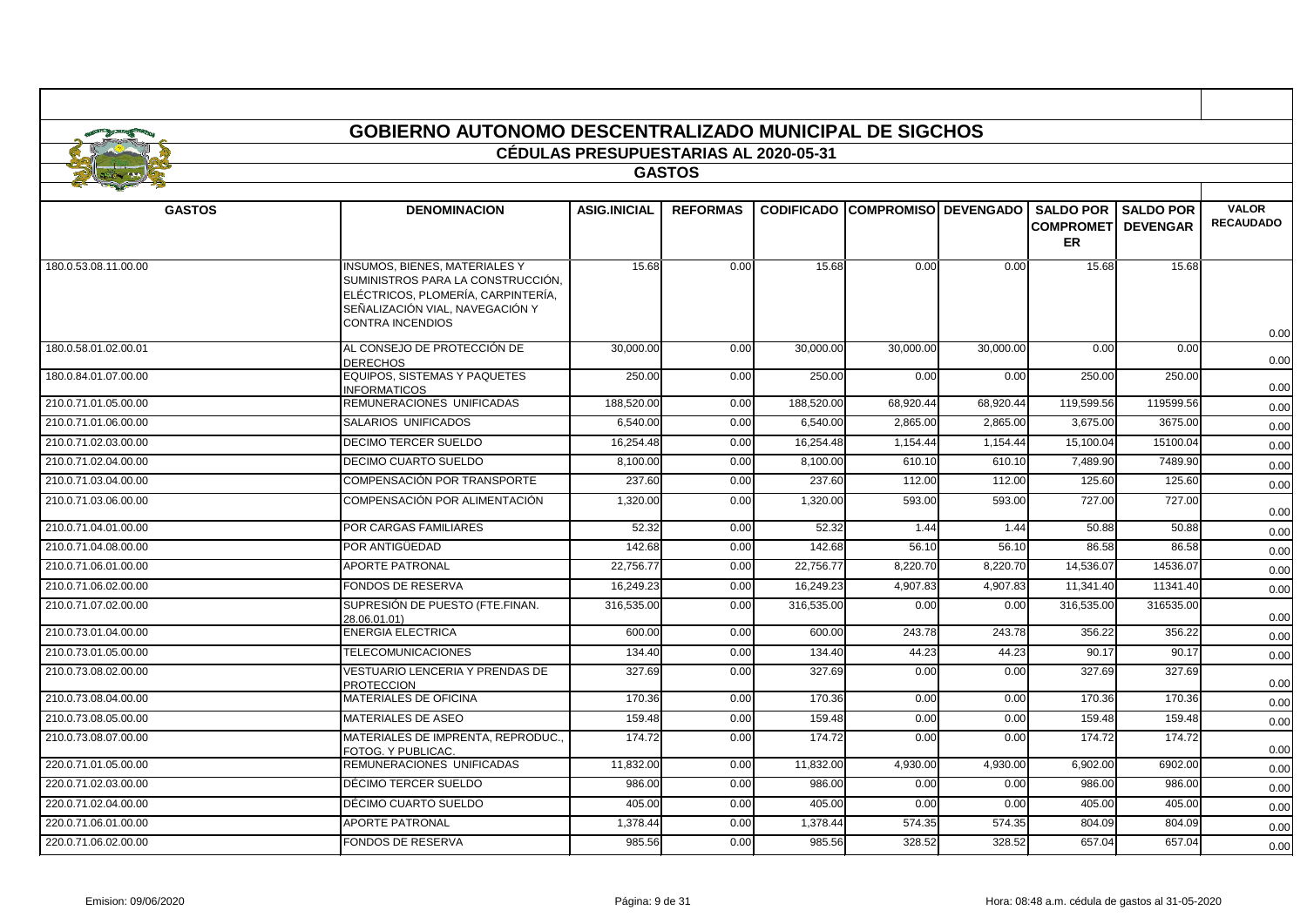# GOBIERNO AUTONOMO DESCENTRALIZADO MUNICIPAL DE SIGCHOS

## CÉDULAS PRESUPUESTARIAS AL 2020-05-31

### GASTOS

| GASTOS | DENOMINACION | ASIG.INICIAL | REFORMAS | CODIFICADO | COMPROMISO | DEVENGADO | SALDO POR COMPROMETER | SALDO POR DEVENGAR | VALOR RECAUDADO |
|---|---|---|---|---|---|---|---|---|---|
| 180.0.53.08.11.00.00 | INSUMOS, BIENES, MATERIALES Y SUMINISTROS PARA LA CONSTRUCCIÓN, ELÉCTRICOS, PLOMERÍA, CARPINTERÍA, SEÑALIZACIÓN VIAL, NAVEGACIÓN Y CONTRA INCENDIOS | 15.68 | 0.00 | 15.68 | 0.00 | 0.00 | 15.68 | 15.68 | 0.00 |
| 180.0.58.01.02.00.01 | AL CONSEJO DE PROTECCIÓN DE DERECHOS | 30,000.00 | 0.00 | 30,000.00 | 30,000.00 | 30,000.00 | 0.00 | 0.00 | 0.00 |
| 180.0.84.01.07.00.00 | EQUIPOS, SISTEMAS Y PAQUETES INFORMATICOS | 250.00 | 0.00 | 250.00 | 0.00 | 0.00 | 250.00 | 250.00 | 0.00 |
| 210.0.71.01.05.00.00 | REMUNERACIONES UNIFICADAS | 188,520.00 | 0.00 | 188,520.00 | 68,920.44 | 68,920.44 | 119,599.56 | 119599.56 | 0.00 |
| 210.0.71.01.06.00.00 | SALARIOS UNIFICADOS | 6,540.00 | 0.00 | 6,540.00 | 2,865.00 | 2,865.00 | 3,675.00 | 3675.00 | 0.00 |
| 210.0.71.02.03.00.00 | DECIMO TERCER SUELDO | 16,254.48 | 0.00 | 16,254.48 | 1,154.44 | 1,154.44 | 15,100.04 | 15100.04 | 0.00 |
| 210.0.71.02.04.00.00 | DECIMO CUARTO SUELDO | 8,100.00 | 0.00 | 8,100.00 | 610.10 | 610.10 | 7,489.90 | 7489.90 | 0.00 |
| 210.0.71.03.04.00.00 | COMPENSACIÓN POR TRANSPORTE | 237.60 | 0.00 | 237.60 | 112.00 | 112.00 | 125.60 | 125.60 | 0.00 |
| 210.0.71.03.06.00.00 | COMPENSACIÓN POR ALIMENTACIÓN | 1,320.00 | 0.00 | 1,320.00 | 593.00 | 593.00 | 727.00 | 727.00 | 0.00 |
| 210.0.71.04.01.00.00 | POR CARGAS FAMILIARES | 52.32 | 0.00 | 52.32 | 1.44 | 1.44 | 50.88 | 50.88 | 0.00 |
| 210.0.71.04.08.00.00 | POR ANTIGÜEDAD | 142.68 | 0.00 | 142.68 | 56.10 | 56.10 | 86.58 | 86.58 | 0.00 |
| 210.0.71.06.01.00.00 | APORTE PATRONAL | 22,756.77 | 0.00 | 22,756.77 | 8,220.70 | 8,220.70 | 14,536.07 | 14536.07 | 0.00 |
| 210.0.71.06.02.00.00 | FONDOS DE RESERVA | 16,249.23 | 0.00 | 16,249.23 | 4,907.83 | 4,907.83 | 11,341.40 | 11341.40 | 0.00 |
| 210.0.71.07.02.00.00 | SUPRESIÓN DE PUESTO (FTE.FINAN. 28.06.01.01) | 316,535.00 | 0.00 | 316,535.00 | 0.00 | 0.00 | 316,535.00 | 316535.00 | 0.00 |
| 210.0.73.01.04.00.00 | ENERGIA ELECTRICA | 600.00 | 0.00 | 600.00 | 243.78 | 243.78 | 356.22 | 356.22 | 0.00 |
| 210.0.73.01.05.00.00 | TELECOMUNICACIONES | 134.40 | 0.00 | 134.40 | 44.23 | 44.23 | 90.17 | 90.17 | 0.00 |
| 210.0.73.08.02.00.00 | VESTUARIO LENCERIA Y PRENDAS DE PROTECCION | 327.69 | 0.00 | 327.69 | 0.00 | 0.00 | 327.69 | 327.69 | 0.00 |
| 210.0.73.08.04.00.00 | MATERIALES DE OFICINA | 170.36 | 0.00 | 170.36 | 0.00 | 0.00 | 170.36 | 170.36 | 0.00 |
| 210.0.73.08.05.00.00 | MATERIALES DE ASEO | 159.48 | 0.00 | 159.48 | 0.00 | 0.00 | 159.48 | 159.48 | 0.00 |
| 210.0.73.08.07.00.00 | MATERIALES DE IMPRENTA, REPRODUC., FOTOG. Y PUBLICAC. | 174.72 | 0.00 | 174.72 | 0.00 | 0.00 | 174.72 | 174.72 | 0.00 |
| 220.0.71.01.05.00.00 | REMUNERACIONES UNIFICADAS | 11,832.00 | 0.00 | 11,832.00 | 4,930.00 | 4,930.00 | 6,902.00 | 6902.00 | 0.00 |
| 220.0.71.02.03.00.00 | DÉCIMO TERCER SUELDO | 986.00 | 0.00 | 986.00 | 0.00 | 0.00 | 986.00 | 986.00 | 0.00 |
| 220.0.71.02.04.00.00 | DÉCIMO CUARTO SUELDO | 405.00 | 0.00 | 405.00 | 0.00 | 0.00 | 405.00 | 405.00 | 0.00 |
| 220.0.71.06.01.00.00 | APORTE PATRONAL | 1,378.44 | 0.00 | 1,378.44 | 574.35 | 574.35 | 804.09 | 804.09 | 0.00 |
| 220.0.71.06.02.00.00 | FONDOS DE RESERVA | 985.56 | 0.00 | 985.56 | 328.52 | 328.52 | 657.04 | 657.04 | 0.00 |

Emision: 09/06/2020 — Hora: 08:48 a.m. cédula de gastos al 31-05-2020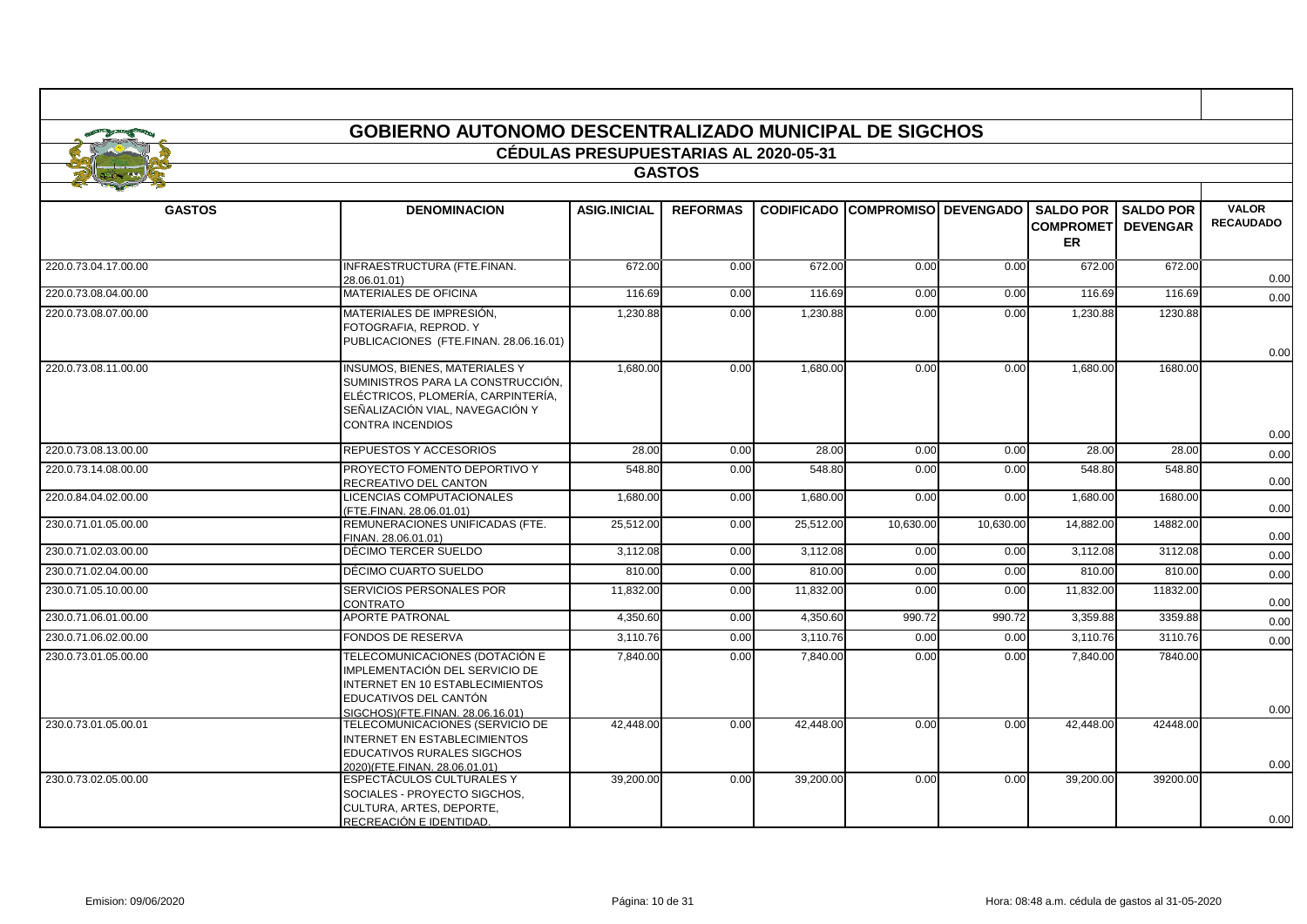# GOBIERNO AUTONOMO DESCENTRALIZADO MUNICIPAL DE SIGCHOS

## CÉDULAS PRESUPUESTARIAS AL 2020-05-31

### GASTOS

| GASTOS | DENOMINACION | ASIG.INICIAL | REFORMAS | CODIFICADO | COMPROMISO | DEVENGADO | SALDO POR COMPROMETER | SALDO POR DEVENGAR | VALOR RECAUDADO |
|---|---|---|---|---|---|---|---|---|---|
| 220.0.73.04.17.00.00 | INFRAESTRUCTURA (FTE.FINAN. 28.06.01.01) | 672.00 | 0.00 | 672.00 | 0.00 | 0.00 | 672.00 | 672.00 | 0.00 |
| 220.0.73.08.04.00.00 | MATERIALES DE OFICINA | 116.69 | 0.00 | 116.69 | 0.00 | 0.00 | 116.69 | 116.69 | 0.00 |
| 220.0.73.08.07.00.00 | MATERIALES DE IMPRESIÓN, FOTOGRAFIA, REPROD. Y PUBLICACIONES (FTE.FINAN. 28.06.16.01) | 1,230.88 | 0.00 | 1,230.88 | 0.00 | 0.00 | 1,230.88 | 1230.88 | 0.00 |
| 220.0.73.08.11.00.00 | INSUMOS, BIENES, MATERIALES Y SUMINISTROS PARA LA CONSTRUCCIÓN, ELÉCTRICOS, PLOMERÍA, CARPINTERÍA, SEÑALIZACIÓN VIAL, NAVEGACIÓN Y CONTRA INCENDIOS | 1,680.00 | 0.00 | 1,680.00 | 0.00 | 0.00 | 1,680.00 | 1680.00 | 0.00 |
| 220.0.73.08.13.00.00 | REPUESTOS Y ACCESORIOS | 28.00 | 0.00 | 28.00 | 0.00 | 0.00 | 28.00 | 28.00 | 0.00 |
| 220.0.73.14.08.00.00 | PROYECTO FOMENTO DEPORTIVO Y RECREATIVO DEL CANTON | 548.80 | 0.00 | 548.80 | 0.00 | 0.00 | 548.80 | 548.80 | 0.00 |
| 220.0.84.04.02.00.00 | LICENCIAS COMPUTACIONALES (FTE.FINAN. 28.06.01.01) | 1,680.00 | 0.00 | 1,680.00 | 0.00 | 0.00 | 1,680.00 | 1680.00 | 0.00 |
| 230.0.71.01.05.00.00 | REMUNERACIONES UNIFICADAS (FTE. FINAN. 28.06.01.01) | 25,512.00 | 0.00 | 25,512.00 | 10,630.00 | 10,630.00 | 14,882.00 | 14882.00 | 0.00 |
| 230.0.71.02.03.00.00 | DÉCIMO TERCER SUELDO | 3,112.08 | 0.00 | 3,112.08 | 0.00 | 0.00 | 3,112.08 | 3112.08 | 0.00 |
| 230.0.71.02.04.00.00 | DÉCIMO CUARTO SUELDO | 810.00 | 0.00 | 810.00 | 0.00 | 0.00 | 810.00 | 810.00 | 0.00 |
| 230.0.71.05.10.00.00 | SERVICIOS PERSONALES POR CONTRATO | 11,832.00 | 0.00 | 11,832.00 | 0.00 | 0.00 | 11,832.00 | 11832.00 | 0.00 |
| 230.0.71.06.01.00.00 | APORTE PATRONAL | 4,350.60 | 0.00 | 4,350.60 | 990.72 | 990.72 | 3,359.88 | 3359.88 | 0.00 |
| 230.0.71.06.02.00.00 | FONDOS DE RESERVA | 3,110.76 | 0.00 | 3,110.76 | 0.00 | 0.00 | 3,110.76 | 3110.76 | 0.00 |
| 230.0.73.01.05.00.00 | TELECOMUNICACIONES (DOTACIÓN E IMPLEMENTACIÓN DEL SERVICIO DE INTERNET EN 10 ESTABLECIMIENTOS EDUCATIVOS DEL CANTÓN SIGCHOS)(FTE.FINAN. 28.06.16.01) | 7,840.00 | 0.00 | 7,840.00 | 0.00 | 0.00 | 7,840.00 | 7840.00 | 0.00 |
| 230.0.73.01.05.00.01 | TELECOMUNICACIONES (SERVICIO DE INTERNET EN ESTABLECIMIENTOS EDUCATIVOS RURALES SIGCHOS 2020)(FTE.FINAN. 28.06.01.01) | 42,448.00 | 0.00 | 42,448.00 | 0.00 | 0.00 | 42,448.00 | 42448.00 | 0.00 |
| 230.0.73.02.05.00.00 | ESPECTÁCULOS CULTURALES Y SOCIALES - PROYECTO SIGCHOS, CULTURA, ARTES, DEPORTE, RECREACIÓN E IDENTIDAD. | 39,200.00 | 0.00 | 39,200.00 | 0.00 | 0.00 | 39,200.00 | 39200.00 | 0.00 |

Emision: 09/06/2020 — Hora: 08:48 a.m. cédula de gastos al 31-05-2020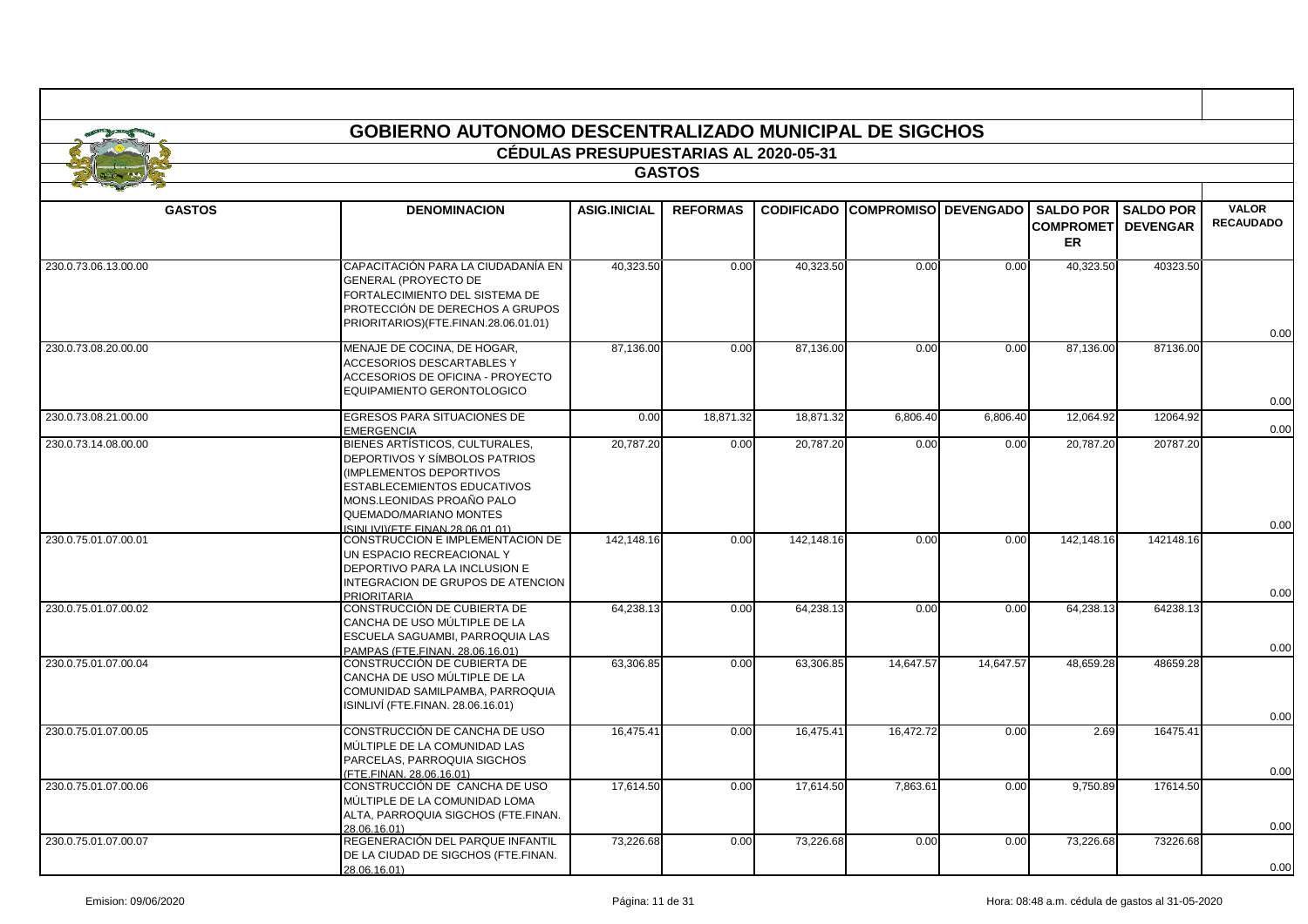# GOBIERNO AUTONOMO DESCENTRALIZADO MUNICIPAL DE SIGCHOS

## CÉDULAS PRESUPUESTARIAS AL 2020-05-31

### GASTOS

| GASTOS | DENOMINACION | ASIG.INICIAL | REFORMAS | CODIFICADO | COMPROMISO | DEVENGADO | SALDO POR COMPROMETER | SALDO POR DEVENGAR | VALOR RECAUDADO |
|---|---|---|---|---|---|---|---|---|---|
| 230.0.73.06.13.00.00 | CAPACITACIÓN PARA LA CIUDADANÍA EN GENERAL (PROYECTO DE FORTALECIMIENTO DEL SISTEMA DE PROTECCIÓN DE DERECHOS A GRUPOS PRIORITARIOS)(FTE.FINAN.28.06.01.01) | 40,323.50 | 0.00 | 40,323.50 | 0.00 | 0.00 | 40,323.50 | 40323.50 | 0.00 |
| 230.0.73.08.20.00.00 | MENAJE DE COCINA, DE HOGAR, ACCESORIOS DESCARTABLES Y ACCESORIOS DE OFICINA - PROYECTO EQUIPAMIENTO GERONTOLOGICO | 87,136.00 | 0.00 | 87,136.00 | 0.00 | 0.00 | 87,136.00 | 87136.00 | 0.00 |
| 230.0.73.08.21.00.00 | EGRESOS PARA SITUACIONES DE EMERGENCIA | 0.00 | 18,871.32 | 18,871.32 | 6,806.40 | 6,806.40 | 12,064.92 | 12064.92 | 0.00 |
| 230.0.73.14.08.00.00 | BIENES ARTÍSTICOS, CULTURALES, DEPORTIVOS Y SÍMBOLOS PATRIOS (IMPLEMENTOS DEPORTIVOS ESTABLECEMIENTOS EDUCATIVOS MONS.LEONIDAS PROAÑO PALO QUEMADO/MARIANO MONTES ISINLIVI)(FTE.FINAN.28.06.01.01) | 20,787.20 | 0.00 | 20,787.20 | 0.00 | 0.00 | 20,787.20 | 20787.20 | 0.00 |
| 230.0.75.01.07.00.01 | CONSTRUCCION E IMPLEMENTACION DE UN ESPACIO RECREACIONAL Y DEPORTIVO PARA LA INCLUSION E INTEGRACION DE GRUPOS DE ATENCION PRIORITARIA | 142,148.16 | 0.00 | 142,148.16 | 0.00 | 0.00 | 142,148.16 | 142148.16 | 0.00 |
| 230.0.75.01.07.00.02 | CONSTRUCCIÓN DE CUBIERTA DE CANCHA DE USO MÚLTIPLE DE LA ESCUELA SAGUAMBI, PARROQUIA LAS PAMPAS (FTE.FINAN. 28.06.16.01) | 64,238.13 | 0.00 | 64,238.13 | 0.00 | 0.00 | 64,238.13 | 64238.13 | 0.00 |
| 230.0.75.01.07.00.04 | CONSTRUCCIÓN DE CUBIERTA DE CANCHA DE USO MÚLTIPLE DE LA COMUNIDAD SAMILPAMBA, PARROQUIA ISINLIVÍ (FTE.FINAN. 28.06.16.01) | 63,306.85 | 0.00 | 63,306.85 | 14,647.57 | 14,647.57 | 48,659.28 | 48659.28 | 0.00 |
| 230.0.75.01.07.00.05 | CONSTRUCCIÓN DE CANCHA DE USO MÚLTIPLE DE LA COMUNIDAD LAS PARCELAS, PARROQUIA SIGCHOS (FTE.FINAN. 28.06.16.01) | 16,475.41 | 0.00 | 16,475.41 | 16,472.72 | 0.00 | 2.69 | 16475.41 | 0.00 |
| 230.0.75.01.07.00.06 | CONSTRUCCIÓN DE CANCHA DE USO MÚLTIPLE DE LA COMUNIDAD LOMA ALTA, PARROQUIA SIGCHOS (FTE.FINAN. 28.06.16.01) | 17,614.50 | 0.00 | 17,614.50 | 7,863.61 | 0.00 | 9,750.89 | 17614.50 | 0.00 |
| 230.0.75.01.07.00.07 | REGENERACIÓN DEL PARQUE INFANTIL DE LA CIUDAD DE SIGCHOS (FTE.FINAN. 28.06.16.01) | 73,226.68 | 0.00 | 73,226.68 | 0.00 | 0.00 | 73,226.68 | 73226.68 | 0.00 |

Emision: 09/06/2020 — Hora: 08:48 a.m. cédula de gastos al 31-05-2020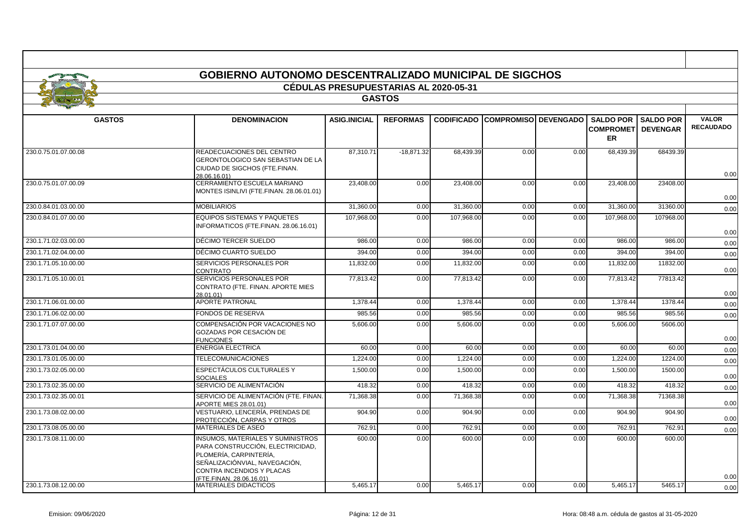# GOBIERNO AUTONOMO DESCENTRALIZADO MUNICIPAL DE SIGCHOS

## CÉDULAS PRESUPUESTARIAS AL 2020-05-31

### GASTOS

| GASTOS | DENOMINACION | ASIG.INICIAL | REFORMAS | CODIFICADO | COMPROMISO | DEVENGADO | SALDO POR COMPROMETER | SALDO POR DEVENGAR | VALOR RECAUDADO |
|---|---|---|---|---|---|---|---|---|---|
| 230.0.75.01.07.00.08 | READECUACIONES DEL CENTRO GERONTOLOGICO SAN SEBASTIAN DE LA CIUDAD DE SIGCHOS (FTE.FINAN. 28.06.16.01) | 87,310.71 | -18,871.32 | 68,439.39 | 0.00 | 0.00 | 68,439.39 | 68439.39 | 0.00 |
| 230.0.75.01.07.00.09 | CERRAMIENTO ESCUELA MARIANO MONTES ISINLIVI (FTE.FINAN. 28.06.01.01) | 23,408.00 | 0.00 | 23,408.00 | 0.00 | 0.00 | 23,408.00 | 23408.00 | 0.00 |
| 230.0.84.01.03.00.00 | MOBILIARIOS | 31,360.00 | 0.00 | 31,360.00 | 0.00 | 0.00 | 31,360.00 | 31360.00 | 0.00 |
| 230.0.84.01.07.00.00 | EQUIPOS SISTEMAS Y PAQUETES INFORMATICOS (FTE.FINAN. 28.06.16.01) | 107,968.00 | 0.00 | 107,968.00 | 0.00 | 0.00 | 107,968.00 | 107968.00 | 0.00 |
| 230.1.71.02.03.00.00 | DÉCIMO TERCER SUELDO | 986.00 | 0.00 | 986.00 | 0.00 | 0.00 | 986.00 | 986.00 | 0.00 |
| 230.1.71.02.04.00.00 | DÉCIMO CUARTO SUELDO | 394.00 | 0.00 | 394.00 | 0.00 | 0.00 | 394.00 | 394.00 | 0.00 |
| 230.1.71.05.10.00.00 | SERVICIOS PERSONALES POR CONTRATO | 11,832.00 | 0.00 | 11,832.00 | 0.00 | 0.00 | 11,832.00 | 11832.00 | 0.00 |
| 230.1.71.05.10.00.01 | SERVICIOS PERSONALES POR CONTRATO (FTE. FINAN. APORTE MIES 28.01.01) | 77,813.42 | 0.00 | 77,813.42 | 0.00 | 0.00 | 77,813.42 | 77813.42 | 0.00 |
| 230.1.71.06.01.00.00 | APORTE PATRONAL | 1,378.44 | 0.00 | 1,378.44 | 0.00 | 0.00 | 1,378.44 | 1378.44 | 0.00 |
| 230.1.71.06.02.00.00 | FONDOS DE RESERVA | 985.56 | 0.00 | 985.56 | 0.00 | 0.00 | 985.56 | 985.56 | 0.00 |
| 230.1.71.07.07.00.00 | COMPENSACIÓN POR VACACIONES NO GOZADAS POR CESACIÓN DE FUNCIONES | 5,606.00 | 0.00 | 5,606.00 | 0.00 | 0.00 | 5,606.00 | 5606.00 | 0.00 |
| 230.1.73.01.04.00.00 | ENERGIA ELECTRICA | 60.00 | 0.00 | 60.00 | 0.00 | 0.00 | 60.00 | 60.00 | 0.00 |
| 230.1.73.01.05.00.00 | TELECOMUNICACIONES | 1,224.00 | 0.00 | 1,224.00 | 0.00 | 0.00 | 1,224.00 | 1224.00 | 0.00 |
| 230.1.73.02.05.00.00 | ESPECTÁCULOS CULTURALES Y SOCIALES | 1,500.00 | 0.00 | 1,500.00 | 0.00 | 0.00 | 1,500.00 | 1500.00 | 0.00 |
| 230.1.73.02.35.00.00 | SERVICIO DE ALIMENTACIÓN | 418.32 | 0.00 | 418.32 | 0.00 | 0.00 | 418.32 | 418.32 | 0.00 |
| 230.1.73.02.35.00.01 | SERVICIO DE ALIMENTACIÓN (FTE. FINAN. APORTE MIES 28.01.01) | 71,368.38 | 0.00 | 71,368.38 | 0.00 | 0.00 | 71,368.38 | 71368.38 | 0.00 |
| 230.1.73.08.02.00.00 | VESTUARIO, LENCERÍA, PRENDAS DE PROTECCIÓN, CARPAS Y OTROS | 904.90 | 0.00 | 904.90 | 0.00 | 0.00 | 904.90 | 904.90 | 0.00 |
| 230.1.73.08.05.00.00 | MATERIALES DE ASEO | 762.91 | 0.00 | 762.91 | 0.00 | 0.00 | 762.91 | 762.91 | 0.00 |
| 230.1.73.08.11.00.00 | INSUMOS, MATERIALES Y SUMINISTROS PARA CONSTRUCCIÓN, ELECTRICIDAD, PLOMERÍA, CARPINTERÍA, SEÑALIZACIÓNVIAL, NAVEGACIÓN, CONTRA INCENDIOS Y PLACAS (FTE.FINAN. 28.06.16.01) | 600.00 | 0.00 | 600.00 | 0.00 | 0.00 | 600.00 | 600.00 | 0.00 |
| 230.1.73.08.12.00.00 | MATERIALES DIDACTICOS | 5,465.17 | 0.00 | 5,465.17 | 0.00 | 0.00 | 5,465.17 | 5465.17 | 0.00 |

Emision: 09/06/2020 | Hora: 08:48 a.m. cédula de gastos al 31-05-2020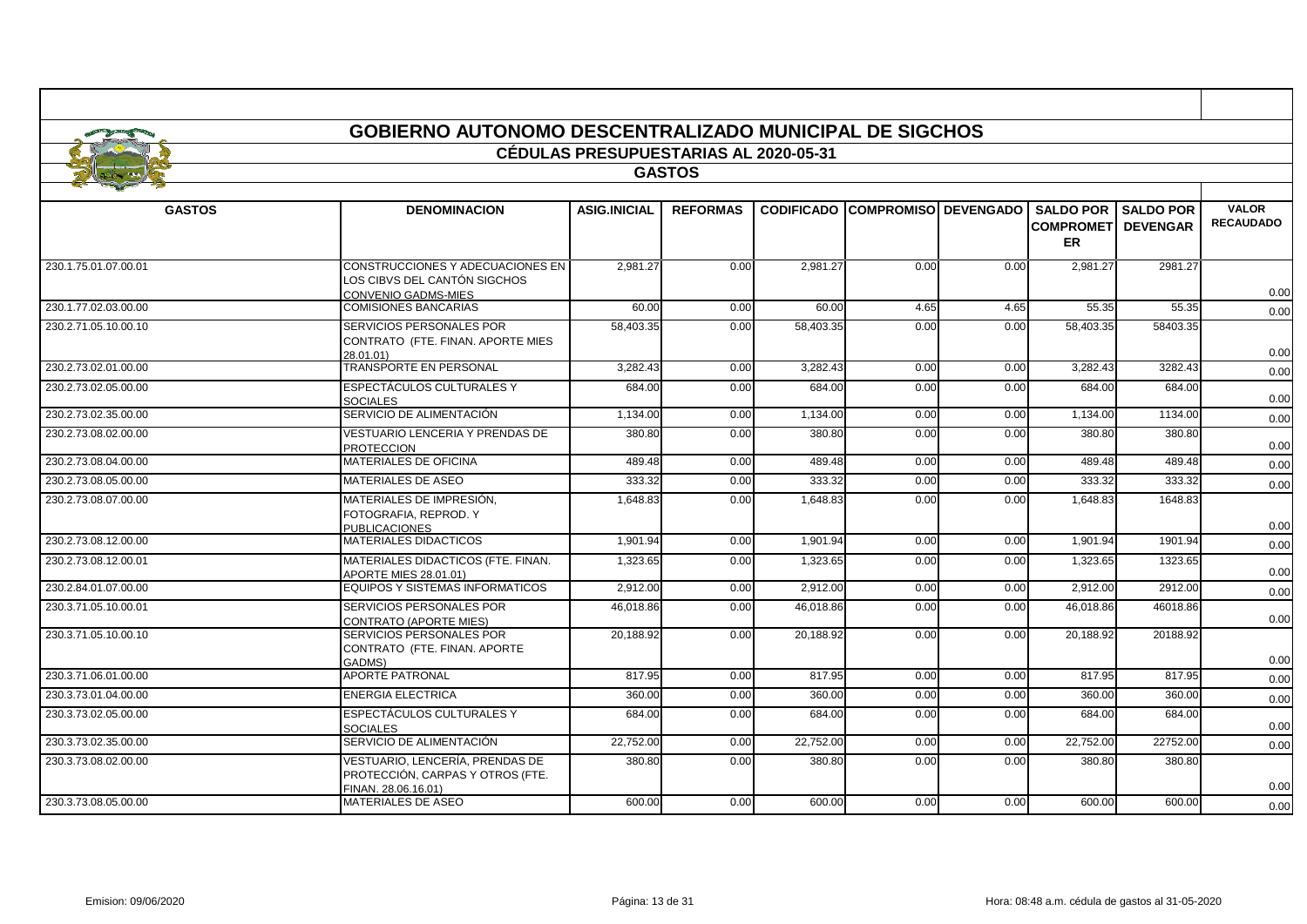# GOBIERNO AUTONOMO DESCENTRALIZADO MUNICIPAL DE SIGCHOS

## CÉDULAS PRESUPUESTARIAS AL 2020-05-31

### GASTOS

| GASTOS | DENOMINACION | ASIG.INICIAL | REFORMAS | CODIFICADO | COMPROMISO | DEVENGADO | SALDO POR COMPROMETER | SALDO POR DEVENGAR | VALOR RECAUDADO |
|---|---|---|---|---|---|---|---|---|---|
| 230.1.75.01.07.00.01 | CONSTRUCCIONES Y ADECUACIONES EN LOS CIBVS DEL CANTÓN SIGCHOS CONVENIO GADMS-MIES | 2,981.27 | 0.00 | 2,981.27 | 0.00 | 0.00 | 2,981.27 | 2981.27 | 0.00 |
| 230.1.77.02.03.00.00 | COMISIONES BANCARIAS | 60.00 | 0.00 | 60.00 | 4.65 | 4.65 | 55.35 | 55.35 | 0.00 |
| 230.2.71.05.10.00.10 | SERVICIOS PERSONALES POR CONTRATO (FTE. FINAN. APORTE MIES 28.01.01) | 58,403.35 | 0.00 | 58,403.35 | 0.00 | 0.00 | 58,403.35 | 58403.35 | 0.00 |
| 230.2.73.02.01.00.00 | TRANSPORTE EN PERSONAL | 3,282.43 | 0.00 | 3,282.43 | 0.00 | 0.00 | 3,282.43 | 3282.43 | 0.00 |
| 230.2.73.02.05.00.00 | ESPECTÁCULOS CULTURALES Y SOCIALES | 684.00 | 0.00 | 684.00 | 0.00 | 0.00 | 684.00 | 684.00 | 0.00 |
| 230.2.73.02.35.00.00 | SERVICIO DE ALIMENTACIÓN | 1,134.00 | 0.00 | 1,134.00 | 0.00 | 0.00 | 1,134.00 | 1134.00 | 0.00 |
| 230.2.73.08.02.00.00 | VESTUARIO LENCERIA Y PRENDAS DE PROTECCION | 380.80 | 0.00 | 380.80 | 0.00 | 0.00 | 380.80 | 380.80 | 0.00 |
| 230.2.73.08.04.00.00 | MATERIALES DE OFICINA | 489.48 | 0.00 | 489.48 | 0.00 | 0.00 | 489.48 | 489.48 | 0.00 |
| 230.2.73.08.05.00.00 | MATERIALES DE ASEO | 333.32 | 0.00 | 333.32 | 0.00 | 0.00 | 333.32 | 333.32 | 0.00 |
| 230.2.73.08.07.00.00 | MATERIALES DE IMPRESIÓN, FOTOGRAFIA, REPROD. Y PUBLICACIONES | 1,648.83 | 0.00 | 1,648.83 | 0.00 | 0.00 | 1,648.83 | 1648.83 | 0.00 |
| 230.2.73.08.12.00.00 | MATERIALES DIDACTICOS | 1,901.94 | 0.00 | 1,901.94 | 0.00 | 0.00 | 1,901.94 | 1901.94 | 0.00 |
| 230.2.73.08.12.00.01 | MATERIALES DIDACTICOS (FTE. FINAN. APORTE MIES 28.01.01) | 1,323.65 | 0.00 | 1,323.65 | 0.00 | 0.00 | 1,323.65 | 1323.65 | 0.00 |
| 230.2.84.01.07.00.00 | EQUIPOS Y SISTEMAS INFORMATICOS | 2,912.00 | 0.00 | 2,912.00 | 0.00 | 0.00 | 2,912.00 | 2912.00 | 0.00 |
| 230.3.71.05.10.00.01 | SERVICIOS PERSONALES POR CONTRATO (APORTE MIES) | 46,018.86 | 0.00 | 46,018.86 | 0.00 | 0.00 | 46,018.86 | 46018.86 | 0.00 |
| 230.3.71.05.10.00.10 | SERVICIOS PERSONALES POR CONTRATO (FTE. FINAN. APORTE GADMS) | 20,188.92 | 0.00 | 20,188.92 | 0.00 | 0.00 | 20,188.92 | 20188.92 | 0.00 |
| 230.3.71.06.01.00.00 | APORTE PATRONAL | 817.95 | 0.00 | 817.95 | 0.00 | 0.00 | 817.95 | 817.95 | 0.00 |
| 230.3.73.01.04.00.00 | ENERGIA ELECTRICA | 360.00 | 0.00 | 360.00 | 0.00 | 0.00 | 360.00 | 360.00 | 0.00 |
| 230.3.73.02.05.00.00 | ESPECTÁCULOS CULTURALES Y SOCIALES | 684.00 | 0.00 | 684.00 | 0.00 | 0.00 | 684.00 | 684.00 | 0.00 |
| 230.3.73.02.35.00.00 | SERVICIO DE ALIMENTACIÓN | 22,752.00 | 0.00 | 22,752.00 | 0.00 | 0.00 | 22,752.00 | 22752.00 | 0.00 |
| 230.3.73.08.02.00.00 | VESTUARIO, LENCERÍA, PRENDAS DE PROTECCIÓN, CARPAS Y OTROS (FTE. FINAN. 28.06.16.01) | 380.80 | 0.00 | 380.80 | 0.00 | 0.00 | 380.80 | 380.80 | 0.00 |
| 230.3.73.08.05.00.00 | MATERIALES DE ASEO | 600.00 | 0.00 | 600.00 | 0.00 | 0.00 | 600.00 | 600.00 | 0.00 |

Emision: 09/06/2020 Hora: 08:48 a.m. cédula de gastos al 31-05-2020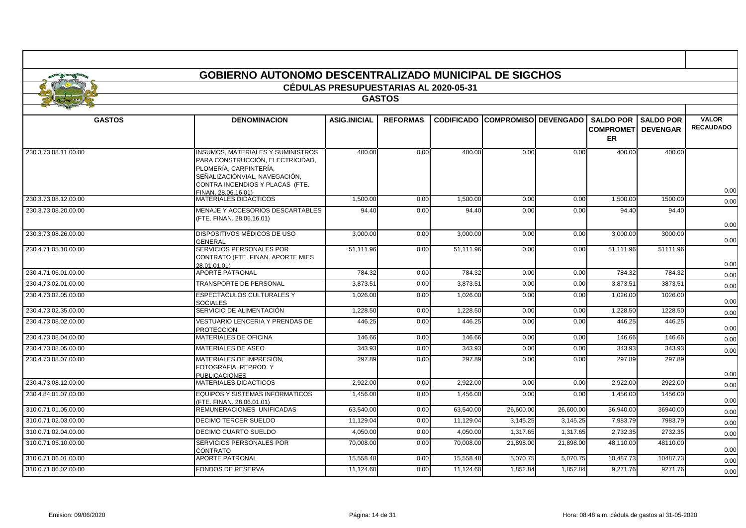# GOBIERNO AUTONOMO DESCENTRALIZADO MUNICIPAL DE SIGCHOS

## CÉDULAS PRESUPUESTARIAS AL 2020-05-31

### GASTOS

| GASTOS | DENOMINACION | ASIG.INICIAL | REFORMAS | CODIFICADO | COMPROMISO | DEVENGADO | SALDO POR COMPROMETER | SALDO POR DEVENGAR | VALOR RECAUDADO |
|---|---|---|---|---|---|---|---|---|---|
| 230.3.73.08.11.00.00 | INSUMOS, MATERIALES Y SUMINISTROS PARA CONSTRUCCIÓN, ELECTRICIDAD, PLOMERÍA, CARPINTERÍA, SEÑALIZACIÓNVIAL, NAVEGACIÓN, CONTRA INCENDIOS Y PLACAS (FTE. FINAN. 28.06.16.01) | 400.00 | 0.00 | 400.00 | 0.00 | 0.00 | 400.00 | 400.00 | 0.00 |
| 230.3.73.08.12.00.00 | MATERIALES DIDACTICOS | 1,500.00 | 0.00 | 1,500.00 | 0.00 | 0.00 | 1,500.00 | 1500.00 | 0.00 |
| 230.3.73.08.20.00.00 | MENAJE Y ACCESORIOS DESCARTABLES (FTE. FINAN. 28.06.16.01) | 94.40 | 0.00 | 94.40 | 0.00 | 0.00 | 94.40 | 94.40 | 0.00 |
| 230.3.73.08.26.00.00 | DISPOSITIVOS MÉDICOS DE USO GENERAL | 3,000.00 | 0.00 | 3,000.00 | 0.00 | 0.00 | 3,000.00 | 3000.00 | 0.00 |
| 230.4.71.05.10.00.00 | SERVICIOS PERSONALES POR CONTRATO (FTE. FINAN. APORTE MIES 28.01.01.01) | 51,111.96 | 0.00 | 51,111.96 | 0.00 | 0.00 | 51,111.96 | 51111.96 | 0.00 |
| 230.4.71.06.01.00.00 | APORTE PATRONAL | 784.32 | 0.00 | 784.32 | 0.00 | 0.00 | 784.32 | 784.32 | 0.00 |
| 230.4.73.02.01.00.00 | TRANSPORTE DE PERSONAL | 3,873.51 | 0.00 | 3,873.51 | 0.00 | 0.00 | 3,873.51 | 3873.51 | 0.00 |
| 230.4.73.02.05.00.00 | ESPECTÁCULOS CULTURALES Y SOCIALES | 1,026.00 | 0.00 | 1,026.00 | 0.00 | 0.00 | 1,026.00 | 1026.00 | 0.00 |
| 230.4.73.02.35.00.00 | SERVICIO DE ALIMENTACIÓN | 1,228.50 | 0.00 | 1,228.50 | 0.00 | 0.00 | 1,228.50 | 1228.50 | 0.00 |
| 230.4.73.08.02.00.00 | VESTUARIO LENCERIA Y PRENDAS DE PROTECCION | 446.25 | 0.00 | 446.25 | 0.00 | 0.00 | 446.25 | 446.25 | 0.00 |
| 230.4.73.08.04.00.00 | MATERIALES DE OFICINA | 146.66 | 0.00 | 146.66 | 0.00 | 0.00 | 146.66 | 146.66 | 0.00 |
| 230.4.73.08.05.00.00 | MATERIALES DE ASEO | 343.93 | 0.00 | 343.93 | 0.00 | 0.00 | 343.93 | 343.93 | 0.00 |
| 230.4.73.08.07.00.00 | MATERIALES DE IMPRESIÓN, FOTOGRAFIA, REPROD. Y PUBLICACIONES | 297.89 | 0.00 | 297.89 | 0.00 | 0.00 | 297.89 | 297.89 | 0.00 |
| 230.4.73.08.12.00.00 | MATERIALES DIDACTICOS | 2,922.00 | 0.00 | 2,922.00 | 0.00 | 0.00 | 2,922.00 | 2922.00 | 0.00 |
| 230.4.84.01.07.00.00 | EQUIPOS Y SISTEMAS INFORMATICOS (FTE. FINAN. 28.06.01.01) | 1,456.00 | 0.00 | 1,456.00 | 0.00 | 0.00 | 1,456.00 | 1456.00 | 0.00 |
| 310.0.71.01.05.00.00 | REMUNERACIONES UNIFICADAS | 63,540.00 | 0.00 | 63,540.00 | 26,600.00 | 26,600.00 | 36,940.00 | 36940.00 | 0.00 |
| 310.0.71.02.03.00.00 | DECIMO TERCER SUELDO | 11,129.04 | 0.00 | 11,129.04 | 3,145.25 | 3,145.25 | 7,983.79 | 7983.79 | 0.00 |
| 310.0.71.02.04.00.00 | DECIMO CUARTO SUELDO | 4,050.00 | 0.00 | 4,050.00 | 1,317.65 | 1,317.65 | 2,732.35 | 2732.35 | 0.00 |
| 310.0.71.05.10.00.00 | SERVICIOS PERSONALES POR CONTRATO | 70,008.00 | 0.00 | 70,008.00 | 21,898.00 | 21,898.00 | 48,110.00 | 48110.00 | 0.00 |
| 310.0.71.06.01.00.00 | APORTE PATRONAL | 15,558.48 | 0.00 | 15,558.48 | 5,070.75 | 5,070.75 | 10,487.73 | 10487.73 | 0.00 |
| 310.0.71.06.02.00.00 | FONDOS DE RESERVA | 11,124.60 | 0.00 | 11,124.60 | 1,852.84 | 1,852.84 | 9,271.76 | 9271.76 | 0.00 |

Emision: 09/06/2020 | Hora: 08:48 a.m. cédula de gastos al 31-05-2020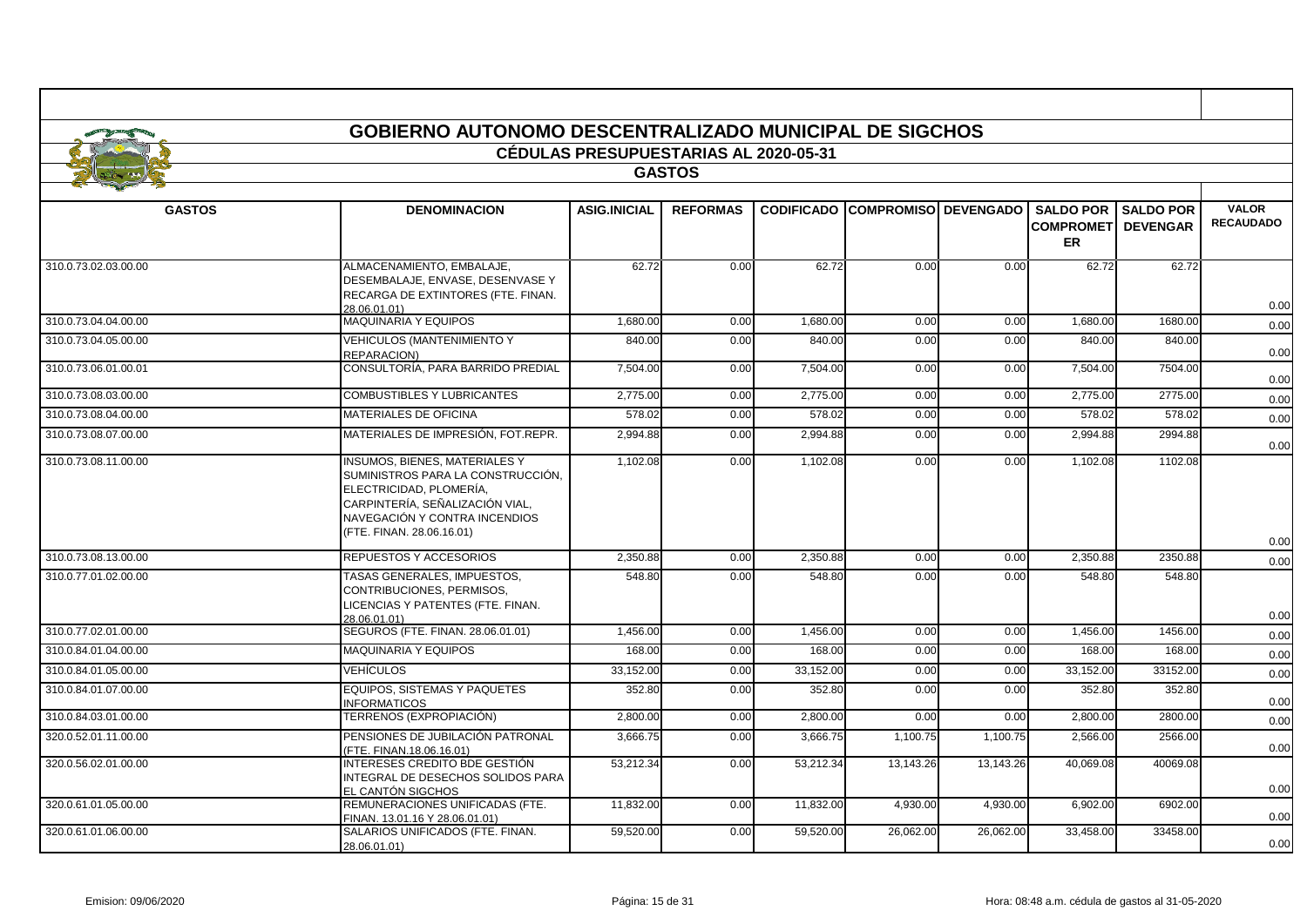# GOBIERNO AUTONOMO DESCENTRALIZADO MUNICIPAL DE SIGCHOS

## CÉDULAS PRESUPUESTARIAS AL 2020-05-31

### GASTOS

| GASTOS | DENOMINACION | ASIG.INICIAL | REFORMAS | CODIFICADO | COMPROMISO | DEVENGADO | SALDO POR COMPROMETER | SALDO POR DEVENGAR | VALOR RECAUDADO |
|---|---|---|---|---|---|---|---|---|---|
| 310.0.73.02.03.00.00 | ALMACENAMIENTO, EMBALAJE, DESEMBALAJE, ENVASE, DESENVASE Y RECARGA DE EXTINTORES (FTE. FINAN. 28.06.01.01) | 62.72 | 0.00 | 62.72 | 0.00 | 0.00 | 62.72 | 62.72 | 0.00 |
| 310.0.73.04.04.00.00 | MAQUINARIA Y EQUIPOS | 1,680.00 | 0.00 | 1,680.00 | 0.00 | 0.00 | 1,680.00 | 1680.00 | 0.00 |
| 310.0.73.04.05.00.00 | VEHICULOS (MANTENIMIENTO Y REPARACION) | 840.00 | 0.00 | 840.00 | 0.00 | 0.00 | 840.00 | 840.00 | 0.00 |
| 310.0.73.06.01.00.01 | CONSULTORÍA, PARA BARRIDO PREDIAL | 7,504.00 | 0.00 | 7,504.00 | 0.00 | 0.00 | 7,504.00 | 7504.00 | 0.00 |
| 310.0.73.08.03.00.00 | COMBUSTIBLES Y LUBRICANTES | 2,775.00 | 0.00 | 2,775.00 | 0.00 | 0.00 | 2,775.00 | 2775.00 | 0.00 |
| 310.0.73.08.04.00.00 | MATERIALES DE OFICINA | 578.02 | 0.00 | 578.02 | 0.00 | 0.00 | 578.02 | 578.02 | 0.00 |
| 310.0.73.08.07.00.00 | MATERIALES DE IMPRESIÓN, FOT.REPR. | 2,994.88 | 0.00 | 2,994.88 | 0.00 | 0.00 | 2,994.88 | 2994.88 | 0.00 |
| 310.0.73.08.11.00.00 | INSUMOS, BIENES, MATERIALES Y SUMINISTROS PARA LA CONSTRUCCIÓN, ELECTRICIDAD, PLOMERÍA, CARPINTERÍA, SEÑALIZACIÓN VIAL, NAVEGACIÓN Y CONTRA INCENDIOS (FTE. FINAN. 28.06.16.01) | 1,102.08 | 0.00 | 1,102.08 | 0.00 | 0.00 | 1,102.08 | 1102.08 | 0.00 |
| 310.0.73.08.13.00.00 | REPUESTOS Y ACCESORIOS | 2,350.88 | 0.00 | 2,350.88 | 0.00 | 0.00 | 2,350.88 | 2350.88 | 0.00 |
| 310.0.77.01.02.00.00 | TASAS GENERALES, IMPUESTOS, CONTRIBUCIONES, PERMISOS, LICENCIAS Y PATENTES (FTE. FINAN. 28.06.01.01) | 548.80 | 0.00 | 548.80 | 0.00 | 0.00 | 548.80 | 548.80 | 0.00 |
| 310.0.77.02.01.00.00 | SEGUROS (FTE. FINAN. 28.06.01.01) | 1,456.00 | 0.00 | 1,456.00 | 0.00 | 0.00 | 1,456.00 | 1456.00 | 0.00 |
| 310.0.84.01.04.00.00 | MAQUINARIA Y EQUIPOS | 168.00 | 0.00 | 168.00 | 0.00 | 0.00 | 168.00 | 168.00 | 0.00 |
| 310.0.84.01.05.00.00 | VEHÍCULOS | 33,152.00 | 0.00 | 33,152.00 | 0.00 | 0.00 | 33,152.00 | 33152.00 | 0.00 |
| 310.0.84.01.07.00.00 | EQUIPOS, SISTEMAS Y PAQUETES INFORMATICOS | 352.80 | 0.00 | 352.80 | 0.00 | 0.00 | 352.80 | 352.80 | 0.00 |
| 310.0.84.03.01.00.00 | TERRENOS (EXPROPIACIÓN) | 2,800.00 | 0.00 | 2,800.00 | 0.00 | 0.00 | 2,800.00 | 2800.00 | 0.00 |
| 320.0.52.01.11.00.00 | PENSIONES DE JUBILACIÓN PATRONAL (FTE. FINAN.18.06.16.01) | 3,666.75 | 0.00 | 3,666.75 | 1,100.75 | 1,100.75 | 2,566.00 | 2566.00 | 0.00 |
| 320.0.56.02.01.00.00 | INTERESES CREDITO BDE GESTIÓN INTEGRAL DE DESECHOS SOLIDOS PARA EL CANTÓN SIGCHOS | 53,212.34 | 0.00 | 53,212.34 | 13,143.26 | 13,143.26 | 40,069.08 | 40069.08 | 0.00 |
| 320.0.61.01.05.00.00 | REMUNERACIONES UNIFICADAS (FTE. FINAN. 13.01.16 Y 28.06.01.01) | 11,832.00 | 0.00 | 11,832.00 | 4,930.00 | 4,930.00 | 6,902.00 | 6902.00 | 0.00 |
| 320.0.61.01.06.00.00 | SALARIOS UNIFICADOS (FTE. FINAN. 28.06.01.01) | 59,520.00 | 0.00 | 59,520.00 | 26,062.00 | 26,062.00 | 33,458.00 | 33458.00 | 0.00 |

Emision: 09/06/2020 — Hora: 08:48 a.m. cédula de gastos al 31-05-2020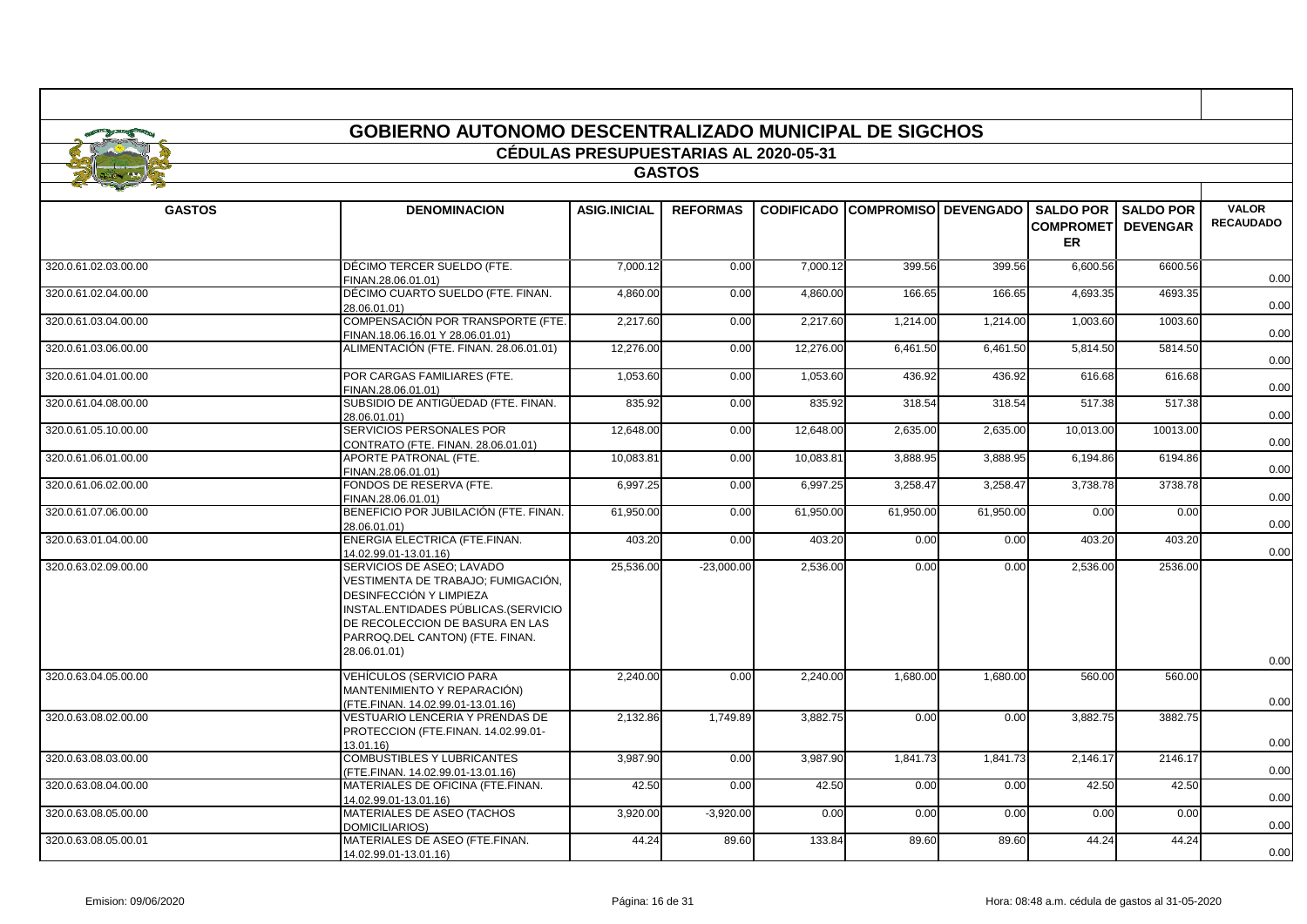# GOBIERNO AUTONOMO DESCENTRALIZADO MUNICIPAL DE SIGCHOS

## CÉDULAS PRESUPUESTARIAS AL 2020-05-31

### GASTOS

| GASTOS | DENOMINACION | ASIG.INICIAL | REFORMAS | CODIFICADO | COMPROMISO | DEVENGADO | SALDO POR COMPROMETER | SALDO POR DEVENGAR | VALOR RECAUDADO |
|---|---|---|---|---|---|---|---|---|---|
| 320.0.61.02.03.00.00 | DÉCIMO TERCER SUELDO (FTE. FINAN.28.06.01.01) | 7,000.12 | 0.00 | 7,000.12 | 399.56 | 399.56 | 6,600.56 | 6600.56 | 0.00 |
| 320.0.61.02.04.00.00 | DÉCIMO CUARTO SUELDO (FTE. FINAN. 28.06.01.01) | 4,860.00 | 0.00 | 4,860.00 | 166.65 | 166.65 | 4,693.35 | 4693.35 | 0.00 |
| 320.0.61.03.04.00.00 | COMPENSACIÓN POR TRANSPORTE (FTE. FINAN.18.06.16.01 Y 28.06.01.01) | 2,217.60 | 0.00 | 2,217.60 | 1,214.00 | 1,214.00 | 1,003.60 | 1003.60 | 0.00 |
| 320.0.61.03.06.00.00 | ALIMENTACIÓN (FTE. FINAN. 28.06.01.01) | 12,276.00 | 0.00 | 12,276.00 | 6,461.50 | 6,461.50 | 5,814.50 | 5814.50 | 0.00 |
| 320.0.61.04.01.00.00 | POR CARGAS FAMILIARES (FTE. FINAN.28.06.01.01) | 1,053.60 | 0.00 | 1,053.60 | 436.92 | 436.92 | 616.68 | 616.68 | 0.00 |
| 320.0.61.04.08.00.00 | SUBSIDIO DE ANTIGÜEDAD (FTE. FINAN. 28.06.01.01) | 835.92 | 0.00 | 835.92 | 318.54 | 318.54 | 517.38 | 517.38 | 0.00 |
| 320.0.61.05.10.00.00 | SERVICIOS PERSONALES POR CONTRATO (FTE. FINAN. 28.06.01.01) | 12,648.00 | 0.00 | 12,648.00 | 2,635.00 | 2,635.00 | 10,013.00 | 10013.00 | 0.00 |
| 320.0.61.06.01.00.00 | APORTE PATRONAL (FTE. FINAN.28.06.01.01) | 10,083.81 | 0.00 | 10,083.81 | 3,888.95 | 3,888.95 | 6,194.86 | 6194.86 | 0.00 |
| 320.0.61.06.02.00.00 | FONDOS DE RESERVA (FTE. FINAN.28.06.01.01) | 6,997.25 | 0.00 | 6,997.25 | 3,258.47 | 3,258.47 | 3,738.78 | 3738.78 | 0.00 |
| 320.0.61.07.06.00.00 | BENEFICIO POR JUBILACIÓN (FTE. FINAN. 28.06.01.01) | 61,950.00 | 0.00 | 61,950.00 | 61,950.00 | 61,950.00 | 0.00 | 0.00 | 0.00 |
| 320.0.63.01.04.00.00 | ENERGIA ELECTRICA (FTE.FINAN. 14.02.99.01-13.01.16) | 403.20 | 0.00 | 403.20 | 0.00 | 0.00 | 403.20 | 403.20 | 0.00 |
| 320.0.63.02.09.00.00 | SERVICIOS DE ASEO; LAVADO VESTIMENTA DE TRABAJO; FUMIGACIÓN, DESINFECCIÓN Y LIMPIEZA INSTAL.ENTIDADES PÚBLICAS.(SERVICIO DE RECOLECCION DE BASURA EN LAS PARROQ.DEL CANTON) (FTE. FINAN. 28.06.01.01) | 25,536.00 | -23,000.00 | 2,536.00 | 0.00 | 0.00 | 2,536.00 | 2536.00 | 0.00 |
| 320.0.63.04.05.00.00 | VEHÍCULOS (SERVICIO PARA MANTENIMIENTO Y REPARACIÓN) (FTE.FINAN. 14.02.99.01-13.01.16) | 2,240.00 | 0.00 | 2,240.00 | 1,680.00 | 1,680.00 | 560.00 | 560.00 | 0.00 |
| 320.0.63.08.02.00.00 | VESTUARIO LENCERIA Y PRENDAS DE PROTECCION (FTE.FINAN. 14.02.99.01-13.01.16) | 2,132.86 | 1,749.89 | 3,882.75 | 0.00 | 0.00 | 3,882.75 | 3882.75 | 0.00 |
| 320.0.63.08.03.00.00 | COMBUSTIBLES Y LUBRICANTES (FTE.FINAN. 14.02.99.01-13.01.16) | 3,987.90 | 0.00 | 3,987.90 | 1,841.73 | 1,841.73 | 2,146.17 | 2146.17 | 0.00 |
| 320.0.63.08.04.00.00 | MATERIALES DE OFICINA (FTE.FINAN. 14.02.99.01-13.01.16) | 42.50 | 0.00 | 42.50 | 0.00 | 0.00 | 42.50 | 42.50 | 0.00 |
| 320.0.63.08.05.00.00 | MATERIALES DE ASEO (TACHOS DOMICILIARIOS) | 3,920.00 | -3,920.00 | 0.00 | 0.00 | 0.00 | 0.00 | 0.00 | 0.00 |
| 320.0.63.08.05.00.01 | MATERIALES DE ASEO (FTE.FINAN. 14.02.99.01-13.01.16) | 44.24 | 89.60 | 133.84 | 89.60 | 89.60 | 44.24 | 44.24 | 0.00 |

Emision: 09/06/2020 Hora: 08:48 a.m. cédula de gastos al 31-05-2020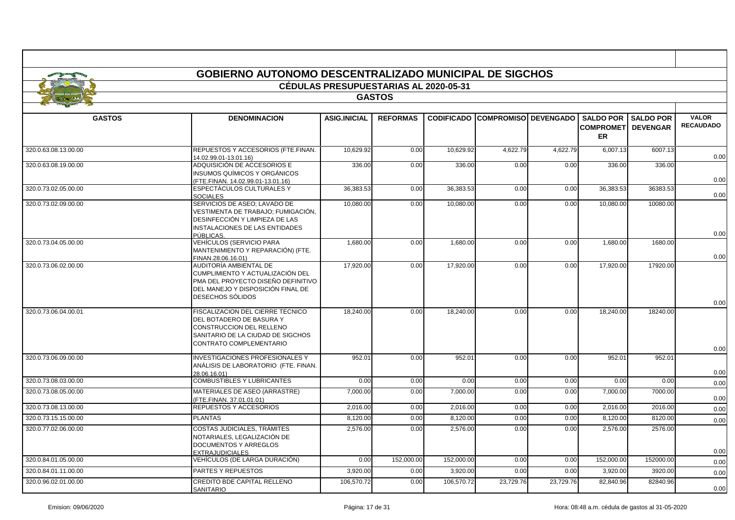# GOBIERNO AUTONOMO DESCENTRALIZADO MUNICIPAL DE SIGCHOS

## CÉDULAS PRESUPUESTARIAS AL 2020-05-31

### GASTOS

| GASTOS | DENOMINACION | ASIG.INICIAL | REFORMAS | CODIFICADO | COMPROMISO | DEVENGADO | SALDO POR COMPROMETER | SALDO POR DEVENGAR | VALOR RECAUDADO |
|---|---|---|---|---|---|---|---|---|---|
| 320.0.63.08.13.00.00 | REPUESTOS Y ACCESORIOS (FTE.FINAN. 14.02.99.01-13.01.16) | 10,629.92 | 0.00 | 10,629.92 | 4,622.79 | 4,622.79 | 6,007.13 | 6007.13 | 0.00 |
| 320.0.63.08.19.00.00 | ADQUISICIÓN DE ACCESORIOS E INSUMOS QUÍMICOS Y ORGÁNICOS (FTE.FINAN. 14.02.99.01-13.01.16) | 336.00 | 0.00 | 336.00 | 0.00 | 0.00 | 336.00 | 336.00 | 0.00 |
| 320.0.73.02.05.00.00 | ESPECTÁCULOS CULTURALES Y SOCIALES | 36,383.53 | 0.00 | 36,383.53 | 0.00 | 0.00 | 36,383.53 | 36383.53 | 0.00 |
| 320.0.73.02.09.00.00 | SERVICIOS DE ASEO; LAVADO DE VESTIMENTA DE TRABAJO; FUMIGACIÓN, DESINFECCIÓN Y LIMPIEZA DE LAS INSTALACIONES DE LAS ENTIDADES PÚBLICAS. | 10,080.00 | 0.00 | 10,080.00 | 0.00 | 0.00 | 10,080.00 | 10080.00 | 0.00 |
| 320.0.73.04.05.00.00 | VEHÍCULOS (SERVICIO PARA MANTENIMIENTO Y REPARACIÓN) (FTE. FINAN.28.06.16.01) | 1,680.00 | 0.00 | 1,680.00 | 0.00 | 0.00 | 1,680.00 | 1680.00 | 0.00 |
| 320.0.73.06.02.00.00 | AUDITORÍA AMBIENTAL DE CUMPLIMIENTO Y ACTUALIZACIÓN DEL PMA DEL PROYECTO DISEÑO DEFINITIVO DEL MANEJO Y DISPOSICIÓN FINAL DE DESECHOS SÓLIDOS | 17,920.00 | 0.00 | 17,920.00 | 0.00 | 0.00 | 17,920.00 | 17920.00 | 0.00 |
| 320.0.73.06.04.00.01 | FISCALIZACION DEL CIERRE TECNICO DEL BOTADERO DE BASURA Y CONSTRUCCION DEL RELLENO SANITARIO DE LA CIUDAD DE SIGCHOS CONTRATO COMPLEMENTARIO | 18,240.00 | 0.00 | 18,240.00 | 0.00 | 0.00 | 18,240.00 | 18240.00 | 0.00 |
| 320.0.73.06.09.00.00 | INVESTIGACIONES PROFESIONALES Y ANÁLISIS DE LABORATORIO (FTE. FINAN. 28.06.16.01) | 952.01 | 0.00 | 952.01 | 0.00 | 0.00 | 952.01 | 952.01 | 0.00 |
| 320.0.73.08.03.00.00 | COMBUSTIBLES Y LUBRICANTES | 0.00 | 0.00 | 0.00 | 0.00 | 0.00 | 0.00 | 0.00 | 0.00 |
| 320.0.73.08.05.00.00 | MATERIALES DE ASEO (ARRASTRE) (FTE.FINAN. 37.01.01.01) | 7,000.00 | 0.00 | 7,000.00 | 0.00 | 0.00 | 7,000.00 | 7000.00 | 0.00 |
| 320.0.73.08.13.00.00 | REPUESTOS Y ACCESORIOS | 2,016.00 | 0.00 | 2,016.00 | 0.00 | 0.00 | 2,016.00 | 2016.00 | 0.00 |
| 320.0.73.15.15.00.00 | PLANTAS | 8,120.00 | 0.00 | 8,120.00 | 0.00 | 0.00 | 8,120.00 | 8120.00 | 0.00 |
| 320.0.77.02.06.00.00 | COSTAS JUDICIALES, TRÁMITES NOTARIALES, LEGALIZACIÓN DE DOCUMENTOS Y ARREGLOS EXTRAJUDICIALES | 2,576.00 | 0.00 | 2,576.00 | 0.00 | 0.00 | 2,576.00 | 2576.00 | 0.00 |
| 320.0.84.01.05.00.00 | VEHÍCULOS (DE LARGA DURACIÓN) | 0.00 | 152,000.00 | 152,000.00 | 0.00 | 0.00 | 152,000.00 | 152000.00 | 0.00 |
| 320.0.84.01.11.00.00 | PARTES Y REPUESTOS | 3,920.00 | 0.00 | 3,920.00 | 0.00 | 0.00 | 3,920.00 | 3920.00 | 0.00 |
| 320.0.96.02.01.00.00 | CREDITO BDE CAPITAL RELLENO SANITARIO | 106,570.72 | 0.00 | 106,570.72 | 23,729.76 | 23,729.76 | 82,840.96 | 82840.96 | 0.00 |

Emision: 09/06/2020 — Hora: 08:48 a.m. cédula de gastos al 31-05-2020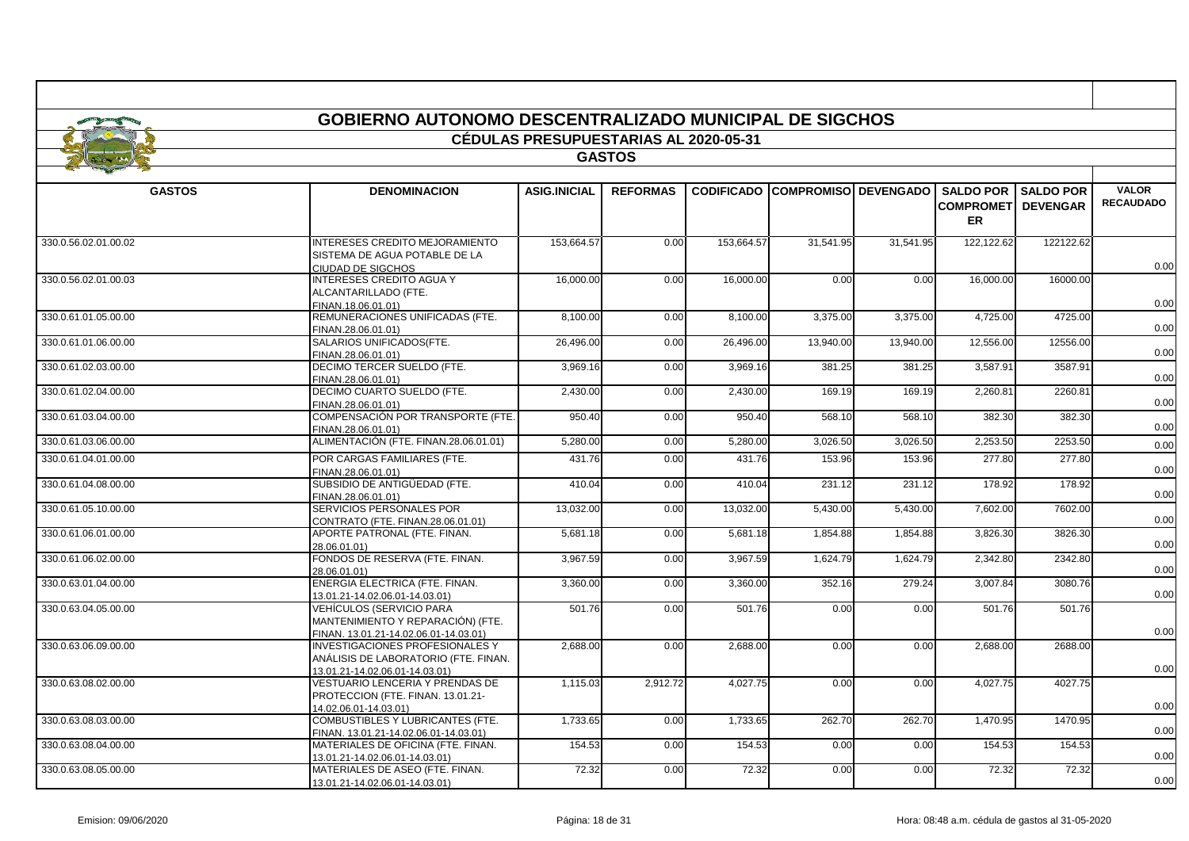# GOBIERNO AUTONOMO DESCENTRALIZADO MUNICIPAL DE SIGCHOS

## CÉDULAS PRESUPUESTARIAS AL 2020-05-31

### GASTOS

| GASTOS | DENOMINACION | ASIG.INICIAL | REFORMAS | CODIFICADO | COMPROMISO | DEVENGADO | SALDO POR COMPROMETER | SALDO POR DEVENGAR | VALOR RECAUDADO |
|---|---|---|---|---|---|---|---|---|---|
| 330.0.56.02.01.00.02 | INTERESES CREDITO MEJORAMIENTO SISTEMA DE AGUA POTABLE DE LA CIUDAD DE SIGCHOS | 153,664.57 | 0.00 | 153,664.57 | 31,541.95 | 31,541.95 | 122,122.62 | 122122.62 | 0.00 |
| 330.0.56.02.01.00.03 | INTERESES CREDITO AGUA Y ALCANTARILLADO (FTE. FINAN.18.06.01.01) | 16,000.00 | 0.00 | 16,000.00 | 0.00 | 0.00 | 16,000.00 | 16000.00 | 0.00 |
| 330.0.61.01.05.00.00 | REMUNERACIONES UNIFICADAS (FTE. FINAN.28.06.01.01) | 8,100.00 | 0.00 | 8,100.00 | 3,375.00 | 3,375.00 | 4,725.00 | 4725.00 | 0.00 |
| 330.0.61.01.06.00.00 | SALARIOS UNIFICADOS(FTE. FINAN.28.06.01.01) | 26,496.00 | 0.00 | 26,496.00 | 13,940.00 | 13,940.00 | 12,556.00 | 12556.00 | 0.00 |
| 330.0.61.02.03.00.00 | DECIMO TERCER SUELDO (FTE. FINAN.28.06.01.01) | 3,969.16 | 0.00 | 3,969.16 | 381.25 | 381.25 | 3,587.91 | 3587.91 | 0.00 |
| 330.0.61.02.04.00.00 | DECIMO CUARTO SUELDO (FTE. FINAN.28.06.01.01) | 2,430.00 | 0.00 | 2,430.00 | 169.19 | 169.19 | 2,260.81 | 2260.81 | 0.00 |
| 330.0.61.03.04.00.00 | COMPENSACIÓN POR TRANSPORTE (FTE. FINAN.28.06.01.01) | 950.40 | 0.00 | 950.40 | 568.10 | 568.10 | 382.30 | 382.30 | 0.00 |
| 330.0.61.03.06.00.00 | ALIMENTACIÓN (FTE. FINAN.28.06.01.01) | 5,280.00 | 0.00 | 5,280.00 | 3,026.50 | 3,026.50 | 2,253.50 | 2253.50 | 0.00 |
| 330.0.61.04.01.00.00 | POR CARGAS FAMILIARES (FTE. FINAN.28.06.01.01) | 431.76 | 0.00 | 431.76 | 153.96 | 153.96 | 277.80 | 277.80 | 0.00 |
| 330.0.61.04.08.00.00 | SUBSIDIO DE ANTIGÜEDAD (FTE. FINAN.28.06.01.01) | 410.04 | 0.00 | 410.04 | 231.12 | 231.12 | 178.92 | 178.92 | 0.00 |
| 330.0.61.05.10.00.00 | SERVICIOS PERSONALES POR CONTRATO (FTE. FINAN.28.06.01.01) | 13,032.00 | 0.00 | 13,032.00 | 5,430.00 | 5,430.00 | 7,602.00 | 7602.00 | 0.00 |
| 330.0.61.06.01.00.00 | APORTE PATRONAL (FTE. FINAN. 28.06.01.01) | 5,681.18 | 0.00 | 5,681.18 | 1,854.88 | 1,854.88 | 3,826.30 | 3826.30 | 0.00 |
| 330.0.61.06.02.00.00 | FONDOS DE RESERVA (FTE. FINAN. 28.06.01.01) | 3,967.59 | 0.00 | 3,967.59 | 1,624.79 | 1,624.79 | 2,342.80 | 2342.80 | 0.00 |
| 330.0.63.01.04.00.00 | ENERGIA ELECTRICA (FTE. FINAN. 13.01.21-14.02.06.01-14.03.01) | 3,360.00 | 0.00 | 3,360.00 | 352.16 | 279.24 | 3,007.84 | 3080.76 | 0.00 |
| 330.0.63.04.05.00.00 | VEHÍCULOS (SERVICIO PARA MANTENIMIENTO Y REPARACIÓN) (FTE. FINAN. 13.01.21-14.02.06.01-14.03.01) | 501.76 | 0.00 | 501.76 | 0.00 | 0.00 | 501.76 | 501.76 | 0.00 |
| 330.0.63.06.09.00.00 | INVESTIGACIONES PROFESIONALES Y ANÁLISIS DE LABORATORIO (FTE. FINAN. 13.01.21-14.02.06.01-14.03.01) | 2,688.00 | 0.00 | 2,688.00 | 0.00 | 0.00 | 2,688.00 | 2688.00 | 0.00 |
| 330.0.63.08.02.00.00 | VESTUARIO LENCERIA Y PRENDAS DE PROTECCION (FTE. FINAN. 13.01.21-14.02.06.01-14.03.01) | 1,115.03 | 2,912.72 | 4,027.75 | 0.00 | 0.00 | 4,027.75 | 4027.75 | 0.00 |
| 330.0.63.08.03.00.00 | COMBUSTIBLES Y LUBRICANTES (FTE. FINAN. 13.01.21-14.02.06.01-14.03.01) | 1,733.65 | 0.00 | 1,733.65 | 262.70 | 262.70 | 1,470.95 | 1470.95 | 0.00 |
| 330.0.63.08.04.00.00 | MATERIALES DE OFICINA (FTE. FINAN. 13.01.21-14.02.06.01-14.03.01) | 154.53 | 0.00 | 154.53 | 0.00 | 0.00 | 154.53 | 154.53 | 0.00 |
| 330.0.63.08.05.00.00 | MATERIALES DE ASEO (FTE. FINAN. 13.01.21-14.02.06.01-14.03.01) | 72.32 | 0.00 | 72.32 | 0.00 | 0.00 | 72.32 | 72.32 | 0.00 |

Emision: 09/06/2020 Hora: 08:48 a.m. cédula de gastos al 31-05-2020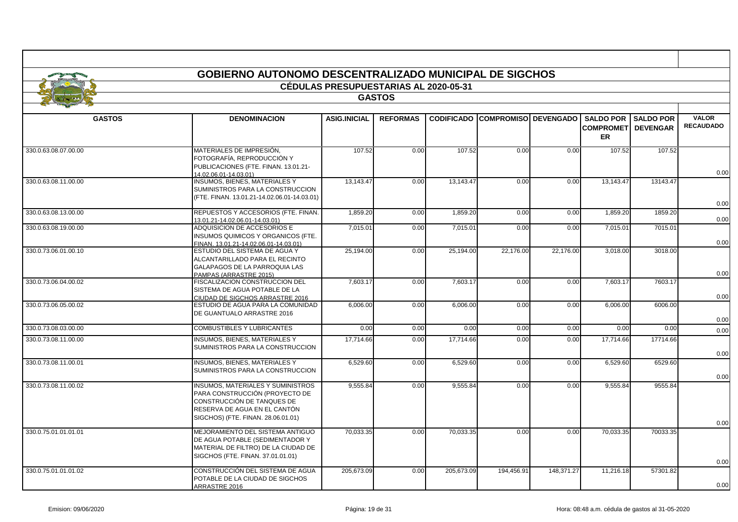# GOBIERNO AUTONOMO DESCENTRALIZADO MUNICIPAL DE SIGCHOS

## CÉDULAS PRESUPUESTARIAS AL 2020-05-31

### GASTOS

| GASTOS | DENOMINACION | ASIG.INICIAL | REFORMAS | CODIFICADO | COMPROMISO | DEVENGADO | SALDO POR COMPROMETER | SALDO POR DEVENGAR | VALOR RECAUDADO |
|---|---|---|---|---|---|---|---|---|---|
| 330.0.63.08.07.00.00 | MATERIALES DE IMPRESIÓN, FOTOGRAFÍA, REPRODUCCIÓN Y PUBLICACIONES (FTE. FINAN. 13.01.21-14.02.06.01-14.03.01) | 107.52 | 0.00 | 107.52 | 0.00 | 0.00 | 107.52 | 107.52 | 0.00 |
| 330.0.63.08.11.00.00 | INSUMOS, BIENES, MATERIALES Y SUMINISTROS PARA LA CONSTRUCCION (FTE. FINAN. 13.01.21-14.02.06.01-14.03.01) | 13,143.47 | 0.00 | 13,143.47 | 0.00 | 0.00 | 13,143.47 | 13143.47 | 0.00 |
| 330.0.63.08.13.00.00 | REPUESTOS Y ACCESORIOS (FTE. FINAN. 13.01.21-14.02.06.01-14.03.01) | 1,859.20 | 0.00 | 1,859.20 | 0.00 | 0.00 | 1,859.20 | 1859.20 | 0.00 |
| 330.0.63.08.19.00.00 | ADQUISICION DE ACCESORIOS E INSUMOS QUIMICOS Y ORGANICOS (FTE. FINAN. 13.01.21-14.02.06.01-14.03.01) | 7,015.01 | 0.00 | 7,015.01 | 0.00 | 0.00 | 7,015.01 | 7015.01 | 0.00 |
| 330.0.73.06.01.00.10 | ESTUDIO DEL SISTEMA DE AGUA Y ALCANTARILLADO PARA EL RECINTO GALAPAGOS DE LA PARROQUIA LAS PAMPAS (ARRASTRE 2015) | 25,194.00 | 0.00 | 25,194.00 | 22,176.00 | 22,176.00 | 3,018.00 | 3018.00 | 0.00 |
| 330.0.73.06.04.00.02 | FISCALIZACION CONSTRUCCION DEL SISTEMA DE AGUA POTABLE DE LA CIUDAD DE SIGCHOS ARRASTRE 2016 | 7,603.17 | 0.00 | 7,603.17 | 0.00 | 0.00 | 7,603.17 | 7603.17 | 0.00 |
| 330.0.73.06.05.00.02 | ESTUDIO DE AGUA PARA LA COMUNIDAD DE GUANTUALO ARRASTRE 2016 | 6,006.00 | 0.00 | 6,006.00 | 0.00 | 0.00 | 6,006.00 | 6006.00 | 0.00 |
| 330.0.73.08.03.00.00 | COMBUSTIBLES Y LUBRICANTES | 0.00 | 0.00 | 0.00 | 0.00 | 0.00 | 0.00 | 0.00 | 0.00 |
| 330.0.73.08.11.00.00 | INSUMOS, BIENES, MATERIALES Y SUMINISTROS PARA LA CONSTRUCCION | 17,714.66 | 0.00 | 17,714.66 | 0.00 | 0.00 | 17,714.66 | 17714.66 | 0.00 |
| 330.0.73.08.11.00.01 | INSUMOS, BIENES, MATERIALES Y SUMINISTROS PARA LA CONSTRUCCION | 6,529.60 | 0.00 | 6,529.60 | 0.00 | 0.00 | 6,529.60 | 6529.60 | 0.00 |
| 330.0.73.08.11.00.02 | INSUMOS, MATERIALES Y SUMINISTROS PARA CONSTRUCCIÓN (PROYECTO DE CONSTRUCCIÓN DE TANQUES DE RESERVA DE AGUA EN EL CANTÓN SIGCHOS) (FTE. FINAN. 28.06.01.01) | 9,555.84 | 0.00 | 9,555.84 | 0.00 | 0.00 | 9,555.84 | 9555.84 | 0.00 |
| 330.0.75.01.01.01.01 | MEJORAMIENTO DEL SISTEMA ANTIGUO DE AGUA POTABLE (SEDIMENTADOR Y MATERIAL DE FILTRO) DE LA CIUDAD DE SIGCHOS (FTE. FINAN. 37.01.01.01) | 70,033.35 | 0.00 | 70,033.35 | 0.00 | 0.00 | 70,033.35 | 70033.35 | 0.00 |
| 330.0.75.01.01.01.02 | CONSTRUCCIÓN DEL SISTEMA DE AGUA POTABLE DE LA CIUDAD DE SIGCHOS ARRASTRE 2016 | 205,673.09 | 0.00 | 205,673.09 | 194,456.91 | 148,371.27 | 11,216.18 | 57301.82 | 0.00 |

Emision: 09/06/2020 — Hora: 08:48 a.m. cédula de gastos al 31-05-2020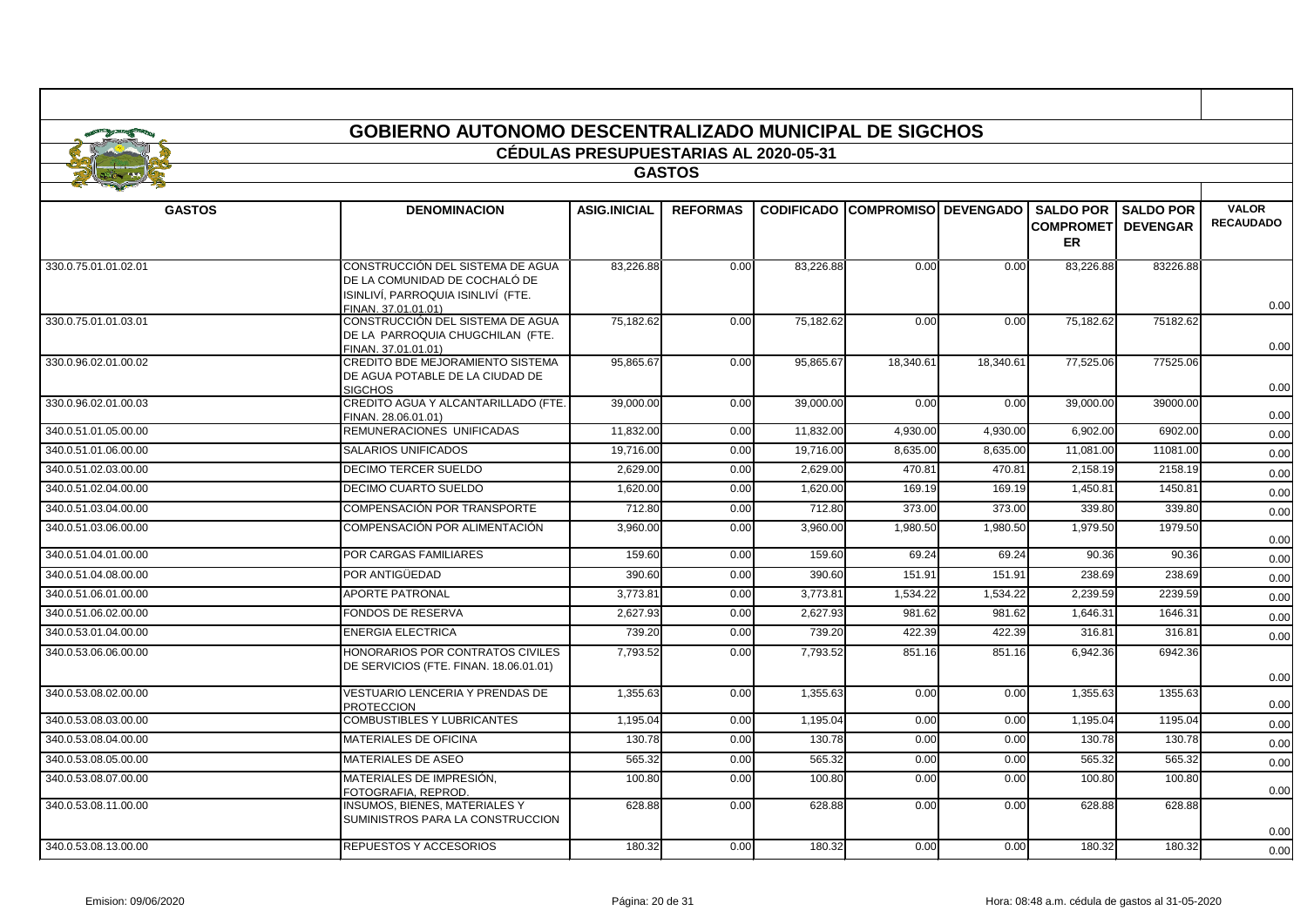# GOBIERNO AUTONOMO DESCENTRALIZADO MUNICIPAL DE SIGCHOS

## CÉDULAS PRESUPUESTARIAS AL 2020-05-31

### GASTOS

| GASTOS | DENOMINACION | ASIG.INICIAL | REFORMAS | CODIFICADO | COMPROMISO | DEVENGADO | SALDO POR COMPROMETER | SALDO POR DEVENGAR | VALOR RECAUDADO |
|---|---|---|---|---|---|---|---|---|---|
| 330.0.75.01.01.02.01 | CONSTRUCCIÓN DEL SISTEMA DE AGUA DE LA COMUNIDAD DE COCHALÓ DE ISINLIVÍ, PARROQUIA ISINLIVÍ (FTE. FINAN. 37.01.01.01) | 83,226.88 | 0.00 | 83,226.88 | 0.00 | 0.00 | 83,226.88 | 83226.88 | 0.00 |
| 330.0.75.01.01.03.01 | CONSTRUCCIÓN DEL SISTEMA DE AGUA DE LA PARROQUIA CHUGCHILAN (FTE. FINAN. 37.01.01.01) | 75,182.62 | 0.00 | 75,182.62 | 0.00 | 0.00 | 75,182.62 | 75182.62 | 0.00 |
| 330.0.96.02.01.00.02 | CREDITO BDE MEJORAMIENTO SISTEMA DE AGUA POTABLE DE LA CIUDAD DE SIGCHOS | 95,865.67 | 0.00 | 95,865.67 | 18,340.61 | 18,340.61 | 77,525.06 | 77525.06 | 0.00 |
| 330.0.96.02.01.00.03 | CREDITO AGUA Y ALCANTARILLADO (FTE. FINAN. 28.06.01.01) | 39,000.00 | 0.00 | 39,000.00 | 0.00 | 0.00 | 39,000.00 | 39000.00 | 0.00 |
| 340.0.51.01.05.00.00 | REMUNERACIONES UNIFICADAS | 11,832.00 | 0.00 | 11,832.00 | 4,930.00 | 4,930.00 | 6,902.00 | 6902.00 | 0.00 |
| 340.0.51.01.06.00.00 | SALARIOS UNIFICADOS | 19,716.00 | 0.00 | 19,716.00 | 8,635.00 | 8,635.00 | 11,081.00 | 11081.00 | 0.00 |
| 340.0.51.02.03.00.00 | DECIMO TERCER SUELDO | 2,629.00 | 0.00 | 2,629.00 | 470.81 | 470.81 | 2,158.19 | 2158.19 | 0.00 |
| 340.0.51.02.04.00.00 | DECIMO CUARTO SUELDO | 1,620.00 | 0.00 | 1,620.00 | 169.19 | 169.19 | 1,450.81 | 1450.81 | 0.00 |
| 340.0.51.03.04.00.00 | COMPENSACIÓN POR TRANSPORTE | 712.80 | 0.00 | 712.80 | 373.00 | 373.00 | 339.80 | 339.80 | 0.00 |
| 340.0.51.03.06.00.00 | COMPENSACIÓN POR ALIMENTACIÓN | 3,960.00 | 0.00 | 3,960.00 | 1,980.50 | 1,980.50 | 1,979.50 | 1979.50 | 0.00 |
| 340.0.51.04.01.00.00 | POR CARGAS FAMILIARES | 159.60 | 0.00 | 159.60 | 69.24 | 69.24 | 90.36 | 90.36 | 0.00 |
| 340.0.51.04.08.00.00 | POR ANTIGÜEDAD | 390.60 | 0.00 | 390.60 | 151.91 | 151.91 | 238.69 | 238.69 | 0.00 |
| 340.0.51.06.01.00.00 | APORTE PATRONAL | 3,773.81 | 0.00 | 3,773.81 | 1,534.22 | 1,534.22 | 2,239.59 | 2239.59 | 0.00 |
| 340.0.51.06.02.00.00 | FONDOS DE RESERVA | 2,627.93 | 0.00 | 2,627.93 | 981.62 | 981.62 | 1,646.31 | 1646.31 | 0.00 |
| 340.0.53.01.04.00.00 | ENERGIA ELECTRICA | 739.20 | 0.00 | 739.20 | 422.39 | 422.39 | 316.81 | 316.81 | 0.00 |
| 340.0.53.06.06.00.00 | HONORARIOS POR CONTRATOS CIVILES DE SERVICIOS (FTE. FINAN. 18.06.01.01) | 7,793.52 | 0.00 | 7,793.52 | 851.16 | 851.16 | 6,942.36 | 6942.36 | 0.00 |
| 340.0.53.08.02.00.00 | VESTUARIO LENCERIA Y PRENDAS DE PROTECCION | 1,355.63 | 0.00 | 1,355.63 | 0.00 | 0.00 | 1,355.63 | 1355.63 | 0.00 |
| 340.0.53.08.03.00.00 | COMBUSTIBLES Y LUBRICANTES | 1,195.04 | 0.00 | 1,195.04 | 0.00 | 0.00 | 1,195.04 | 1195.04 | 0.00 |
| 340.0.53.08.04.00.00 | MATERIALES DE OFICINA | 130.78 | 0.00 | 130.78 | 0.00 | 0.00 | 130.78 | 130.78 | 0.00 |
| 340.0.53.08.05.00.00 | MATERIALES DE ASEO | 565.32 | 0.00 | 565.32 | 0.00 | 0.00 | 565.32 | 565.32 | 0.00 |
| 340.0.53.08.07.00.00 | MATERIALES DE IMPRESIÓN, FOTOGRAFIA, REPROD. | 100.80 | 0.00 | 100.80 | 0.00 | 0.00 | 100.80 | 100.80 | 0.00 |
| 340.0.53.08.11.00.00 | INSUMOS, BIENES, MATERIALES Y SUMINISTROS PARA LA CONSTRUCCION | 628.88 | 0.00 | 628.88 | 0.00 | 0.00 | 628.88 | 628.88 | 0.00 |
| 340.0.53.08.13.00.00 | REPUESTOS Y ACCESORIOS | 180.32 | 0.00 | 180.32 | 0.00 | 0.00 | 180.32 | 180.32 | 0.00 |

Emision: 09/06/2020 Hora: 08:48 a.m. cédula de gastos al 31-05-2020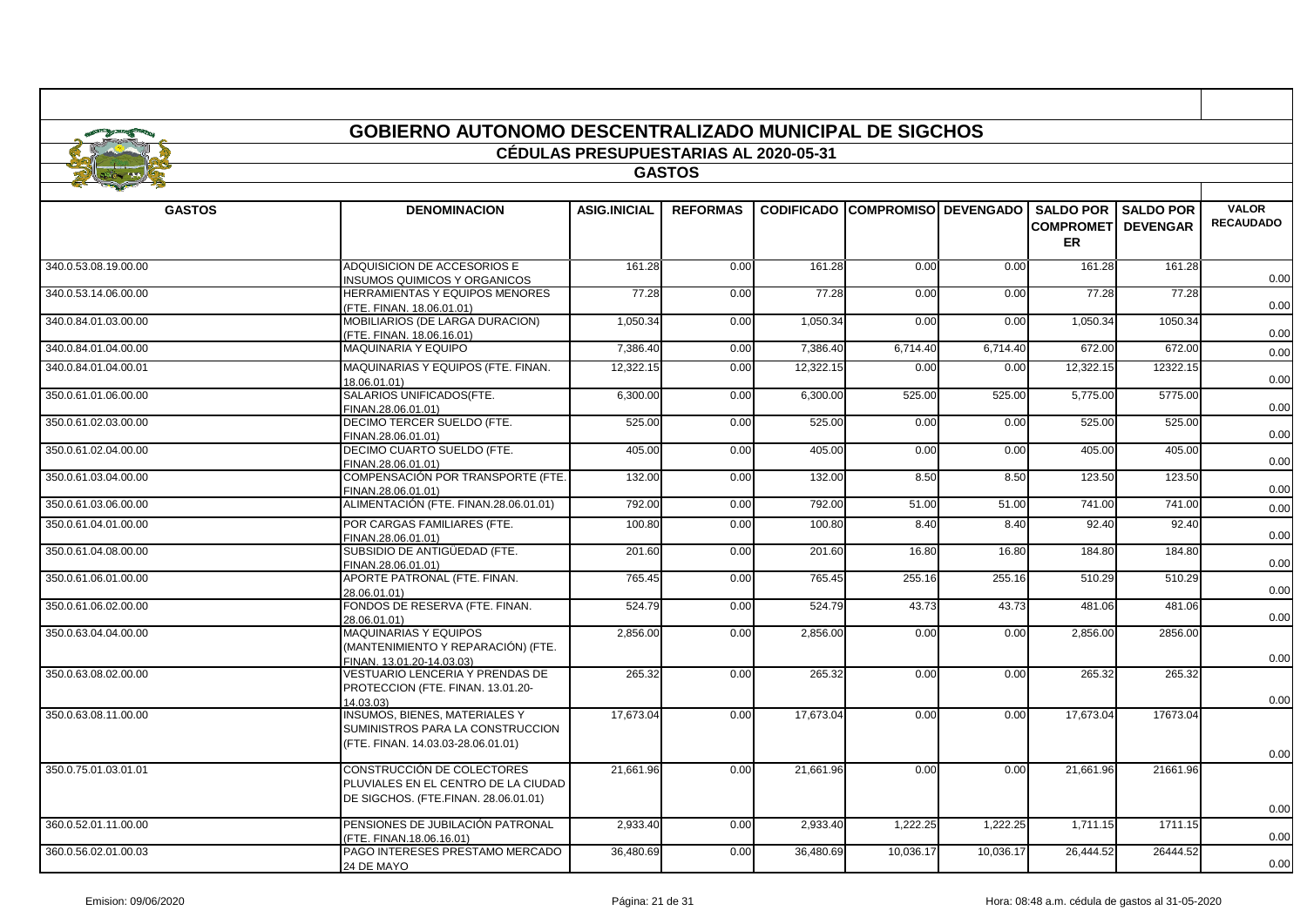# GOBIERNO AUTONOMO DESCENTRALIZADO MUNICIPAL DE SIGCHOS

## CÉDULAS PRESUPUESTARIAS AL 2020-05-31

### GASTOS

| GASTOS | DENOMINACION | ASIG.INICIAL | REFORMAS | CODIFICADO | COMPROMISO | DEVENGADO | SALDO POR COMPROMETER | SALDO POR DEVENGAR | VALOR RECAUDADO |
|---|---|---|---|---|---|---|---|---|---|
| 340.0.53.08.19.00.00 | ADQUISICION DE ACCESORIOS E INSUMOS QUIMICOS Y ORGANICOS | 161.28 | 0.00 | 161.28 | 0.00 | 0.00 | 161.28 | 161.28 | 0.00 |
| 340.0.53.14.06.00.00 | HERRAMIENTAS Y EQUIPOS MENORES (FTE. FINAN. 18.06.01.01) | 77.28 | 0.00 | 77.28 | 0.00 | 0.00 | 77.28 | 77.28 | 0.00 |
| 340.0.84.01.03.00.00 | MOBILIARIOS (DE LARGA DURACION) (FTE. FINAN. 18.06.16.01) | 1,050.34 | 0.00 | 1,050.34 | 0.00 | 0.00 | 1,050.34 | 1050.34 | 0.00 |
| 340.0.84.01.04.00.00 | MAQUINARIA Y EQUIPO | 7,386.40 | 0.00 | 7,386.40 | 6,714.40 | 6,714.40 | 672.00 | 672.00 | 0.00 |
| 340.0.84.01.04.00.01 | MAQUINARIAS Y EQUIPOS (FTE. FINAN. 18.06.01.01) | 12,322.15 | 0.00 | 12,322.15 | 0.00 | 0.00 | 12,322.15 | 12322.15 | 0.00 |
| 350.0.61.01.06.00.00 | SALARIOS UNIFICADOS(FTE. FINAN.28.06.01.01) | 6,300.00 | 0.00 | 6,300.00 | 525.00 | 525.00 | 5,775.00 | 5775.00 | 0.00 |
| 350.0.61.02.03.00.00 | DECIMO TERCER SUELDO (FTE. FINAN.28.06.01.01) | 525.00 | 0.00 | 525.00 | 0.00 | 0.00 | 525.00 | 525.00 | 0.00 |
| 350.0.61.02.04.00.00 | DECIMO CUARTO SUELDO (FTE. FINAN.28.06.01.01) | 405.00 | 0.00 | 405.00 | 0.00 | 0.00 | 405.00 | 405.00 | 0.00 |
| 350.0.61.03.04.00.00 | COMPENSACIÓN POR TRANSPORTE (FTE. FINAN.28.06.01.01) | 132.00 | 0.00 | 132.00 | 8.50 | 8.50 | 123.50 | 123.50 | 0.00 |
| 350.0.61.03.06.00.00 | ALIMENTACIÓN (FTE. FINAN.28.06.01.01) | 792.00 | 0.00 | 792.00 | 51.00 | 51.00 | 741.00 | 741.00 | 0.00 |
| 350.0.61.04.01.00.00 | POR CARGAS FAMILIARES (FTE. FINAN.28.06.01.01) | 100.80 | 0.00 | 100.80 | 8.40 | 8.40 | 92.40 | 92.40 | 0.00 |
| 350.0.61.04.08.00.00 | SUBSIDIO DE ANTIGÜEDAD (FTE. FINAN.28.06.01.01) | 201.60 | 0.00 | 201.60 | 16.80 | 16.80 | 184.80 | 184.80 | 0.00 |
| 350.0.61.06.01.00.00 | APORTE PATRONAL (FTE. FINAN. 28.06.01.01) | 765.45 | 0.00 | 765.45 | 255.16 | 255.16 | 510.29 | 510.29 | 0.00 |
| 350.0.61.06.02.00.00 | FONDOS DE RESERVA (FTE. FINAN. 28.06.01.01) | 524.79 | 0.00 | 524.79 | 43.73 | 43.73 | 481.06 | 481.06 | 0.00 |
| 350.0.63.04.04.00.00 | MAQUINARIAS Y EQUIPOS (MANTENIMIENTO Y REPARACIÓN) (FTE. FINAN. 13.01.20-14.03.03) | 2,856.00 | 0.00 | 2,856.00 | 0.00 | 0.00 | 2,856.00 | 2856.00 | 0.00 |
| 350.0.63.08.02.00.00 | VESTUARIO LENCERIA Y PRENDAS DE PROTECCION (FTE. FINAN. 13.01.20-14.03.03) | 265.32 | 0.00 | 265.32 | 0.00 | 0.00 | 265.32 | 265.32 | 0.00 |
| 350.0.63.08.11.00.00 | INSUMOS, BIENES, MATERIALES Y SUMINISTROS PARA LA CONSTRUCCION (FTE. FINAN. 14.03.03-28.06.01.01) | 17,673.04 | 0.00 | 17,673.04 | 0.00 | 0.00 | 17,673.04 | 17673.04 | 0.00 |
| 350.0.75.01.03.01.01 | CONSTRUCCIÓN DE COLECTORES PLUVIALES EN EL CENTRO DE LA CIUDAD DE SIGCHOS. (FTE.FINAN. 28.06.01.01) | 21,661.96 | 0.00 | 21,661.96 | 0.00 | 0.00 | 21,661.96 | 21661.96 | 0.00 |
| 360.0.52.01.11.00.00 | PENSIONES DE JUBILACIÓN PATRONAL (FTE. FINAN.18.06.16.01) | 2,933.40 | 0.00 | 2,933.40 | 1,222.25 | 1,222.25 | 1,711.15 | 1711.15 | 0.00 |
| 360.0.56.02.01.00.03 | PAGO INTERESES PRESTAMO MERCADO 24 DE MAYO | 36,480.69 | 0.00 | 36,480.69 | 10,036.17 | 10,036.17 | 26,444.52 | 26444.52 | 0.00 |

Emision: 09/06/2020 Hora: 08:48 a.m. cédula de gastos al 31-05-2020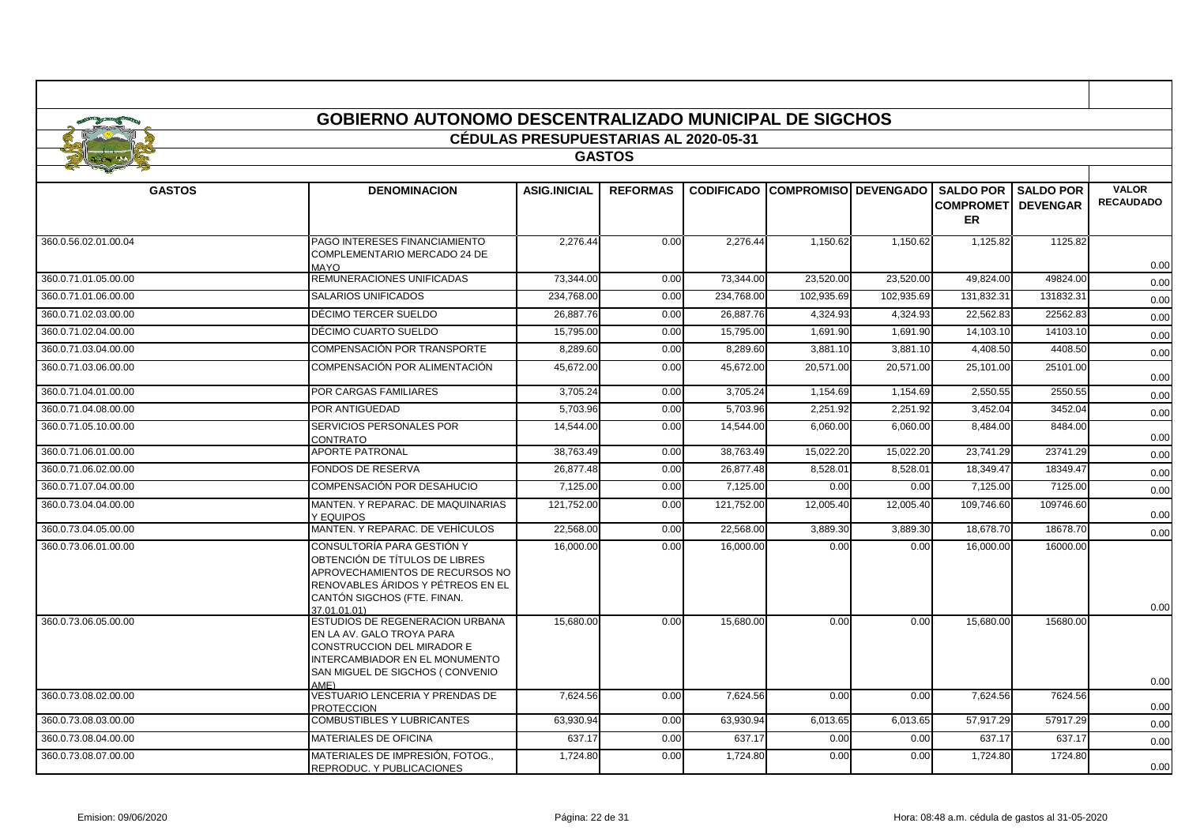# GOBIERNO AUTONOMO DESCENTRALIZADO MUNICIPAL DE SIGCHOS

## CÉDULAS PRESUPUESTARIAS AL 2020-05-31

### GASTOS

| GASTOS | DENOMINACION | ASIG.INICIAL | REFORMAS | CODIFICADO | COMPROMISO | DEVENGADO | SALDO POR COMPROMETER | SALDO POR DEVENGAR | VALOR RECAUDADO |
|---|---|---|---|---|---|---|---|---|---|
| 360.0.56.02.01.00.04 | PAGO INTERESES FINANCIAMIENTO COMPLEMENTARIO MERCADO 24 DE MAYO | 2,276.44 | 0.00 | 2,276.44 | 1,150.62 | 1,150.62 | 1,125.82 | 1125.82 | 0.00 |
| 360.0.71.01.05.00.00 | REMUNERACIONES UNIFICADAS | 73,344.00 | 0.00 | 73,344.00 | 23,520.00 | 23,520.00 | 49,824.00 | 49824.00 | 0.00 |
| 360.0.71.01.06.00.00 | SALARIOS UNIFICADOS | 234,768.00 | 0.00 | 234,768.00 | 102,935.69 | 102,935.69 | 131,832.31 | 131832.31 | 0.00 |
| 360.0.71.02.03.00.00 | DÉCIMO TERCER SUELDO | 26,887.76 | 0.00 | 26,887.76 | 4,324.93 | 4,324.93 | 22,562.83 | 22562.83 | 0.00 |
| 360.0.71.02.04.00.00 | DÉCIMO CUARTO SUELDO | 15,795.00 | 0.00 | 15,795.00 | 1,691.90 | 1,691.90 | 14,103.10 | 14103.10 | 0.00 |
| 360.0.71.03.04.00.00 | COMPENSACIÓN POR TRANSPORTE | 8,289.60 | 0.00 | 8,289.60 | 3,881.10 | 3,881.10 | 4,408.50 | 4408.50 | 0.00 |
| 360.0.71.03.06.00.00 | COMPENSACIÓN POR ALIMENTACIÓN | 45,672.00 | 0.00 | 45,672.00 | 20,571.00 | 20,571.00 | 25,101.00 | 25101.00 | 0.00 |
| 360.0.71.04.01.00.00 | POR CARGAS FAMILIARES | 3,705.24 | 0.00 | 3,705.24 | 1,154.69 | 1,154.69 | 2,550.55 | 2550.55 | 0.00 |
| 360.0.71.04.08.00.00 | POR ANTIGÜEDAD | 5,703.96 | 0.00 | 5,703.96 | 2,251.92 | 2,251.92 | 3,452.04 | 3452.04 | 0.00 |
| 360.0.71.05.10.00.00 | SERVICIOS PERSONALES POR CONTRATO | 14,544.00 | 0.00 | 14,544.00 | 6,060.00 | 6,060.00 | 8,484.00 | 8484.00 | 0.00 |
| 360.0.71.06.01.00.00 | APORTE PATRONAL | 38,763.49 | 0.00 | 38,763.49 | 15,022.20 | 15,022.20 | 23,741.29 | 23741.29 | 0.00 |
| 360.0.71.06.02.00.00 | FONDOS DE RESERVA | 26,877.48 | 0.00 | 26,877.48 | 8,528.01 | 8,528.01 | 18,349.47 | 18349.47 | 0.00 |
| 360.0.71.07.04.00.00 | COMPENSACIÓN POR DESAHUCIO | 7,125.00 | 0.00 | 7,125.00 | 0.00 | 0.00 | 7,125.00 | 7125.00 | 0.00 |
| 360.0.73.04.04.00.00 | MANTEN. Y REPARAC. DE MAQUINARIAS Y EQUIPOS | 121,752.00 | 0.00 | 121,752.00 | 12,005.40 | 12,005.40 | 109,746.60 | 109746.60 | 0.00 |
| 360.0.73.04.05.00.00 | MANTEN. Y REPARAC. DE VEHÍCULOS | 22,568.00 | 0.00 | 22,568.00 | 3,889.30 | 3,889.30 | 18,678.70 | 18678.70 | 0.00 |
| 360.0.73.06.01.00.00 | CONSULTORÍA PARA GESTIÓN Y OBTENCIÓN DE TÍTULOS DE LIBRES APROVECHAMIENTOS DE RECURSOS NO RENOVABLES ÁRIDOS Y PÉTREOS EN EL CANTÓN SIGCHOS (FTE. FINAN. 37.01.01.01) | 16,000.00 | 0.00 | 16,000.00 | 0.00 | 0.00 | 16,000.00 | 16000.00 | 0.00 |
| 360.0.73.06.05.00.00 | ESTUDIOS DE REGENERACION URBANA EN LA AV. GALO TROYA PARA CONSTRUCCION DEL MIRADOR E INTERCAMBIADOR EN EL MONUMENTO SAN MIGUEL DE SIGCHOS ( CONVENIO AME) | 15,680.00 | 0.00 | 15,680.00 | 0.00 | 0.00 | 15,680.00 | 15680.00 | 0.00 |
| 360.0.73.08.02.00.00 | VESTUARIO LENCERIA Y PRENDAS DE PROTECCION | 7,624.56 | 0.00 | 7,624.56 | 0.00 | 0.00 | 7,624.56 | 7624.56 | 0.00 |
| 360.0.73.08.03.00.00 | COMBUSTIBLES Y LUBRICANTES | 63,930.94 | 0.00 | 63,930.94 | 6,013.65 | 6,013.65 | 57,917.29 | 57917.29 | 0.00 |
| 360.0.73.08.04.00.00 | MATERIALES DE OFICINA | 637.17 | 0.00 | 637.17 | 0.00 | 0.00 | 637.17 | 637.17 | 0.00 |
| 360.0.73.08.07.00.00 | MATERIALES DE IMPRESIÓN, FOTOG., REPRODUC. Y PUBLICACIONES | 1,724.80 | 0.00 | 1,724.80 | 0.00 | 0.00 | 1,724.80 | 1724.80 | 0.00 |

Emision: 09/06/2020 Hora: 08:48 a.m. cédula de gastos al 31-05-2020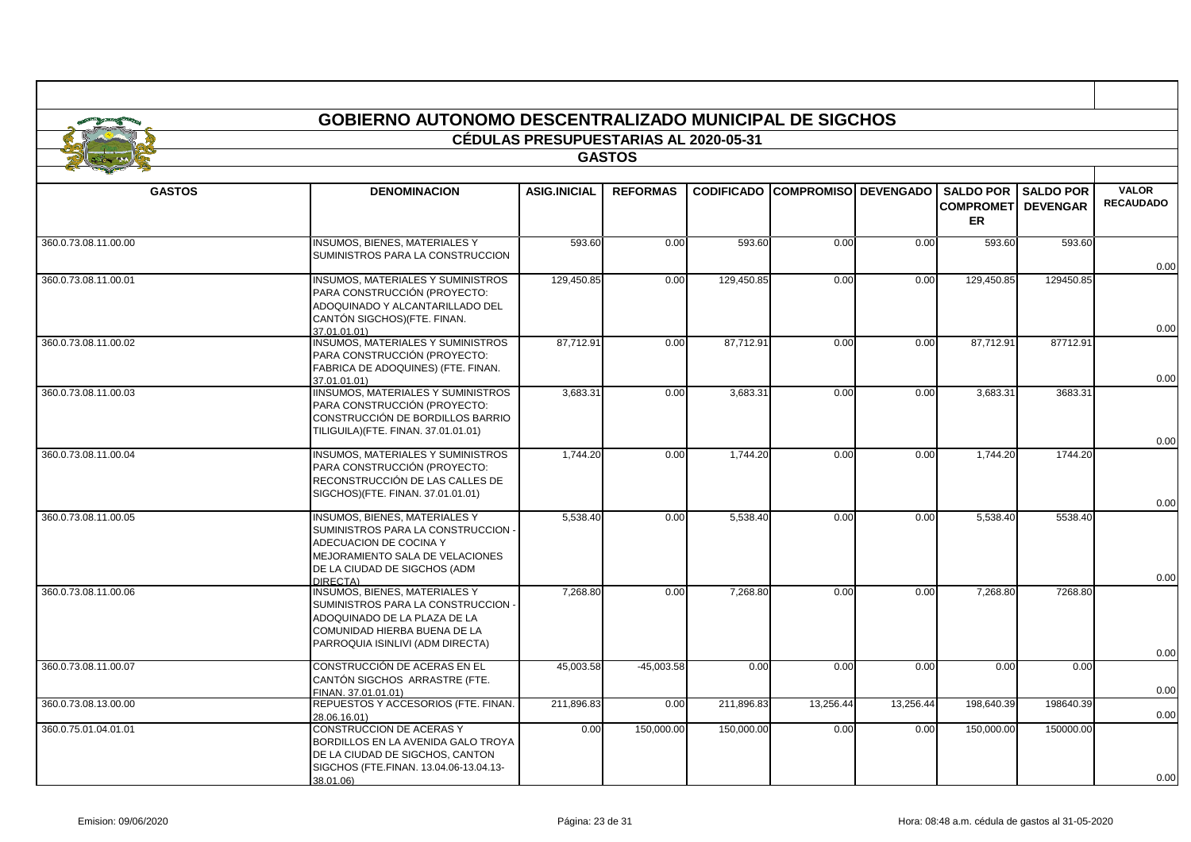# GOBIERNO AUTONOMO DESCENTRALIZADO MUNICIPAL DE SIGCHOS

## CÉDULAS PRESUPUESTARIAS AL 2020-05-31

### GASTOS

| GASTOS | DENOMINACION | ASIG.INICIAL | REFORMAS | CODIFICADO | COMPROMISO | DEVENGADO | SALDO POR COMPROMETER | SALDO POR DEVENGAR | VALOR RECAUDADO |
|---|---|---|---|---|---|---|---|---|---|
| 360.0.73.08.11.00.00 | INSUMOS, BIENES, MATERIALES Y SUMINISTROS PARA LA CONSTRUCCION | 593.60 | 0.00 | 593.60 | 0.00 | 0.00 | 593.60 | 593.60 | 0.00 |
| 360.0.73.08.11.00.01 | INSUMOS, MATERIALES Y SUMINISTROS PARA CONSTRUCCIÓN (PROYECTO: ADOQUINADO Y ALCANTARILLADO DEL CANTÓN SIGCHOS)(FTE. FINAN. 37.01.01.01) | 129,450.85 | 0.00 | 129,450.85 | 0.00 | 0.00 | 129,450.85 | 129450.85 | 0.00 |
| 360.0.73.08.11.00.02 | INSUMOS, MATERIALES Y SUMINISTROS PARA CONSTRUCCIÓN (PROYECTO: FABRICA DE ADOQUINES) (FTE. FINAN. 37.01.01.01) | 87,712.91 | 0.00 | 87,712.91 | 0.00 | 0.00 | 87,712.91 | 87712.91 | 0.00 |
| 360.0.73.08.11.00.03 | IINSUMOS, MATERIALES Y SUMINISTROS PARA CONSTRUCCIÓN (PROYECTO: CONSTRUCCIÓN DE BORDILLOS BARRIO TILIGUILA)(FTE. FINAN. 37.01.01.01) | 3,683.31 | 0.00 | 3,683.31 | 0.00 | 0.00 | 3,683.31 | 3683.31 | 0.00 |
| 360.0.73.08.11.00.04 | INSUMOS, MATERIALES Y SUMINISTROS PARA CONSTRUCCIÓN (PROYECTO: RECONSTRUCCIÓN DE LAS CALLES DE SIGCHOS)(FTE. FINAN. 37.01.01.01) | 1,744.20 | 0.00 | 1,744.20 | 0.00 | 0.00 | 1,744.20 | 1744.20 | 0.00 |
| 360.0.73.08.11.00.05 | INSUMOS, BIENES, MATERIALES Y SUMINISTROS PARA LA CONSTRUCCION - ADECUACION DE COCINA Y MEJORAMIENTO SALA DE VELACIONES DE LA CIUDAD DE SIGCHOS (ADM DIRECTA) | 5,538.40 | 0.00 | 5,538.40 | 0.00 | 0.00 | 5,538.40 | 5538.40 | 0.00 |
| 360.0.73.08.11.00.06 | INSUMOS, BIENES, MATERIALES Y SUMINISTROS PARA LA CONSTRUCCION - ADOQUINADO DE LA PLAZA DE LA COMUNIDAD HIERBA BUENA DE LA PARROQUIA ISINLIVI (ADM DIRECTA) | 7,268.80 | 0.00 | 7,268.80 | 0.00 | 0.00 | 7,268.80 | 7268.80 | 0.00 |
| 360.0.73.08.11.00.07 | CONSTRUCCIÓN DE ACERAS EN EL CANTÓN SIGCHOS ARRASTRE (FTE. FINAN. 37.01.01.01) | 45,003.58 | -45,003.58 | 0.00 | 0.00 | 0.00 | 0.00 | 0.00 | 0.00 |
| 360.0.73.08.13.00.00 | REPUESTOS Y ACCESORIOS (FTE. FINAN. 28.06.16.01) | 211,896.83 | 0.00 | 211,896.83 | 13,256.44 | 13,256.44 | 198,640.39 | 198640.39 | 0.00 |
| 360.0.75.01.04.01.01 | CONSTRUCCION DE ACERAS Y BORDILLOS EN LA AVENIDA GALO TROYA DE LA CIUDAD DE SIGCHOS, CANTON SIGCHOS (FTE.FINAN. 13.04.06-13.04.13-38.01.06) | 0.00 | 150,000.00 | 150,000.00 | 0.00 | 0.00 | 150,000.00 | 150000.00 | 0.00 |

Emision: 09/06/2020 | Hora: 08:48 a.m. cédula de gastos al 31-05-2020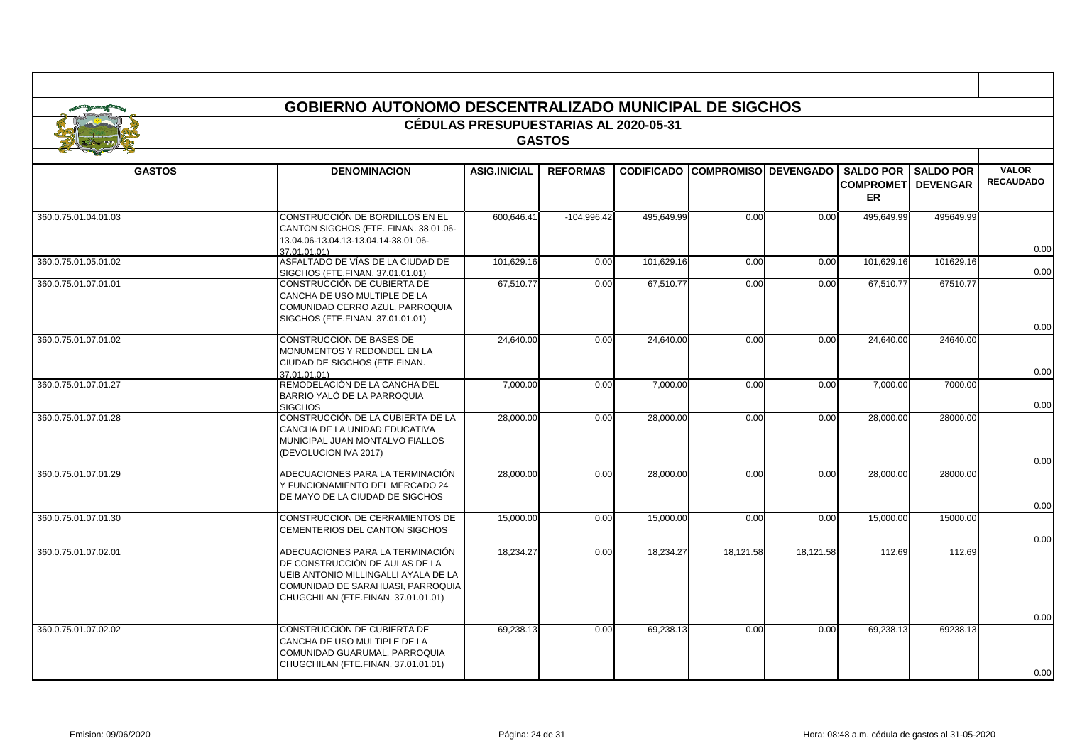# GOBIERNO AUTONOMO DESCENTRALIZADO MUNICIPAL DE SIGCHOS

## CÉDULAS PRESUPUESTARIAS AL 2020-05-31

### GASTOS

| GASTOS | DENOMINACION | ASIG.INICIAL | REFORMAS | CODIFICADO | COMPROMISO | DEVENGADO | SALDO POR COMPROMETER | SALDO POR DEVENGAR | VALOR RECAUDADO |
|---|---|---|---|---|---|---|---|---|---|
| 360.0.75.01.04.01.03 | CONSTRUCCIÓN DE BORDILLOS EN EL CANTÓN SIGCHOS (FTE. FINAN. 38.01.06-13.04.06-13.04.13-13.04.14-38.01.06-37.01.01.01) | 600,646.41 | -104,996.42 | 495,649.99 | 0.00 | 0.00 | 495,649.99 | 495649.99 | 0.00 |
| 360.0.75.01.05.01.02 | ASFALTADO DE VÍAS DE LA CIUDAD DE SIGCHOS (FTE.FINAN. 37.01.01.01) | 101,629.16 | 0.00 | 101,629.16 | 0.00 | 0.00 | 101,629.16 | 101629.16 | 0.00 |
| 360.0.75.01.07.01.01 | CONSTRUCCIÓN DE CUBIERTA DE CANCHA DE USO MULTIPLE DE LA COMUNIDAD CERRO AZUL, PARROQUIA SIGCHOS (FTE.FINAN. 37.01.01.01) | 67,510.77 | 0.00 | 67,510.77 | 0.00 | 0.00 | 67,510.77 | 67510.77 | 0.00 |
| 360.0.75.01.07.01.02 | CONSTRUCCION DE BASES DE MONUMENTOS Y REDONDEL EN LA CIUDAD DE SIGCHOS (FTE.FINAN. 37.01.01.01) | 24,640.00 | 0.00 | 24,640.00 | 0.00 | 0.00 | 24,640.00 | 24640.00 | 0.00 |
| 360.0.75.01.07.01.27 | REMODELACIÓN DE LA CANCHA DEL BARRIO YALÓ DE LA PARROQUIA SIGCHOS | 7,000.00 | 0.00 | 7,000.00 | 0.00 | 0.00 | 7,000.00 | 7000.00 | 0.00 |
| 360.0.75.01.07.01.28 | CONSTRUCCIÓN DE LA CUBIERTA DE LA CANCHA DE LA UNIDAD EDUCATIVA MUNICIPAL JUAN MONTALVO FIALLOS (DEVOLUCION IVA 2017) | 28,000.00 | 0.00 | 28,000.00 | 0.00 | 0.00 | 28,000.00 | 28000.00 | 0.00 |
| 360.0.75.01.07.01.29 | ADECUACIONES PARA LA TERMINACIÓN Y FUNCIONAMIENTO DEL MERCADO 24 DE MAYO DE LA CIUDAD DE SIGCHOS | 28,000.00 | 0.00 | 28,000.00 | 0.00 | 0.00 | 28,000.00 | 28000.00 | 0.00 |
| 360.0.75.01.07.01.30 | CONSTRUCCION DE CERRAMIENTOS DE CEMENTERIOS DEL CANTON SIGCHOS | 15,000.00 | 0.00 | 15,000.00 | 0.00 | 0.00 | 15,000.00 | 15000.00 | 0.00 |
| 360.0.75.01.07.02.01 | ADECUACIONES PARA LA TERMINACIÓN DE CONSTRUCCIÓN DE AULAS DE LA UEIB ANTONIO MILLINGALLI AYALA DE LA COMUNIDAD DE SARAHUASI, PARROQUIA CHUGCHILAN (FTE.FINAN. 37.01.01.01) | 18,234.27 | 0.00 | 18,234.27 | 18,121.58 | 18,121.58 | 112.69 | 112.69 | 0.00 |
| 360.0.75.01.07.02.02 | CONSTRUCCIÓN DE CUBIERTA DE CANCHA DE USO MULTIPLE DE LA COMUNIDAD GUARUMAL, PARROQUIA CHUGCHILAN (FTE.FINAN. 37.01.01.01) | 69,238.13 | 0.00 | 69,238.13 | 0.00 | 0.00 | 69,238.13 | 69238.13 | 0.00 |

Emision: 09/06/2020 Hora: 08:48 a.m. cédula de gastos al 31-05-2020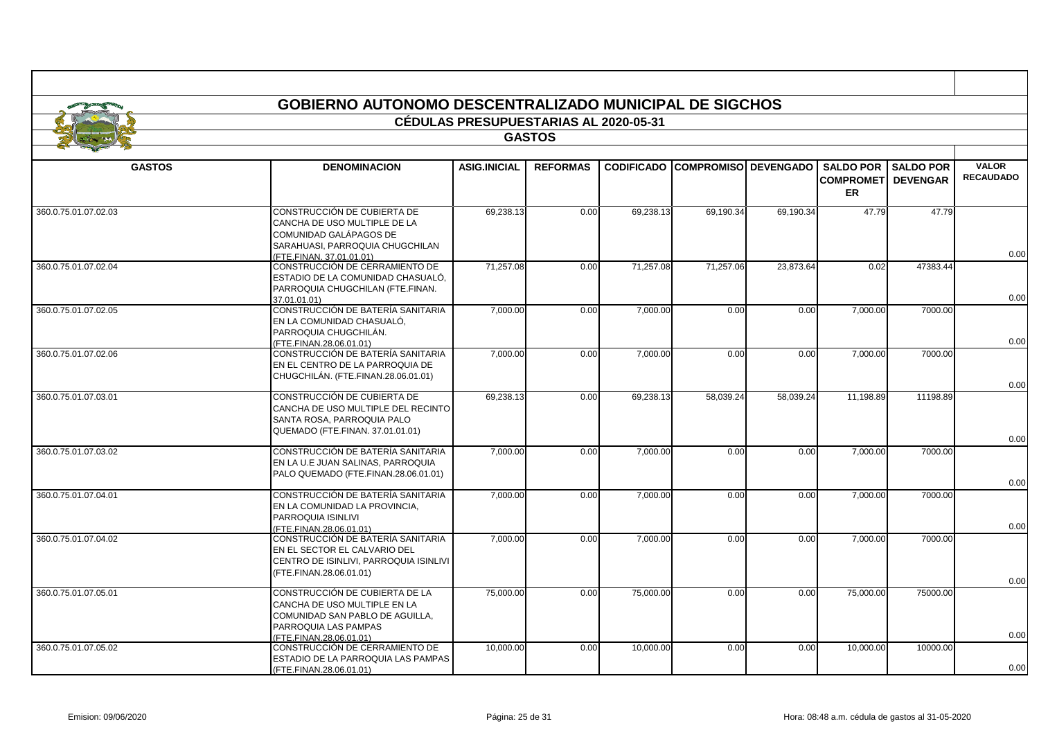# GOBIERNO AUTONOMO DESCENTRALIZADO MUNICIPAL DE SIGCHOS

## CÉDULAS PRESUPUESTARIAS AL 2020-05-31

### GASTOS

| GASTOS | DENOMINACION | ASIG.INICIAL | REFORMAS | CODIFICADO | COMPROMISO | DEVENGADO | SALDO POR COMPROMETER | SALDO POR DEVENGAR | VALOR RECAUDADO |
|---|---|---|---|---|---|---|---|---|---|
| 360.0.75.01.07.02.03 | CONSTRUCCIÓN DE CUBIERTA DE CANCHA DE USO MULTIPLE DE LA COMUNIDAD GALÁPAGOS DE SARAHUASI, PARROQUIA CHUGCHILAN (FTE.FINAN. 37.01.01.01) | 69,238.13 | 0.00 | 69,238.13 | 69,190.34 | 69,190.34 | 47.79 | 47.79 | 0.00 |
| 360.0.75.01.07.02.04 | CONSTRUCCIÓN DE CERRAMIENTO DE ESTADIO DE LA COMUNIDAD CHASUALÓ, PARROQUIA CHUGCHILAN (FTE.FINAN. 37.01.01.01) | 71,257.08 | 0.00 | 71,257.08 | 71,257.06 | 23,873.64 | 0.02 | 47383.44 | 0.00 |
| 360.0.75.01.07.02.05 | CONSTRUCCIÓN DE BATERÍA SANITARIA EN LA COMUNIDAD CHASUALÓ, PARROQUIA CHUGCHILÁN. (FTE.FINAN.28.06.01.01) | 7,000.00 | 0.00 | 7,000.00 | 0.00 | 0.00 | 7,000.00 | 7000.00 | 0.00 |
| 360.0.75.01.07.02.06 | CONSTRUCCIÓN DE BATERÍA SANITARIA EN EL CENTRO DE LA PARROQUIA DE CHUGCHILÁN. (FTE.FINAN.28.06.01.01) | 7,000.00 | 0.00 | 7,000.00 | 0.00 | 0.00 | 7,000.00 | 7000.00 | 0.00 |
| 360.0.75.01.07.03.01 | CONSTRUCCIÓN DE CUBIERTA DE CANCHA DE USO MULTIPLE DEL RECINTO SANTA ROSA, PARROQUIA PALO QUEMADO (FTE.FINAN. 37.01.01.01) | 69,238.13 | 0.00 | 69,238.13 | 58,039.24 | 58,039.24 | 11,198.89 | 11198.89 | 0.00 |
| 360.0.75.01.07.03.02 | CONSTRUCCIÓN DE BATERÍA SANITARIA EN LA U.E JUAN SALINAS, PARROQUIA PALO QUEMADO (FTE.FINAN.28.06.01.01) | 7,000.00 | 0.00 | 7,000.00 | 0.00 | 0.00 | 7,000.00 | 7000.00 | 0.00 |
| 360.0.75.01.07.04.01 | CONSTRUCCIÓN DE BATERÍA SANITARIA EN LA COMUNIDAD LA PROVINCIA, PARROQUIA ISINLIVI (FTE.FINAN.28.06.01.01) | 7,000.00 | 0.00 | 7,000.00 | 0.00 | 0.00 | 7,000.00 | 7000.00 | 0.00 |
| 360.0.75.01.07.04.02 | CONSTRUCCIÓN DE BATERÍA SANITARIA EN EL SECTOR EL CALVARIO DEL CENTRO DE ISINLIVI, PARROQUIA ISINLIVI (FTE.FINAN.28.06.01.01) | 7,000.00 | 0.00 | 7,000.00 | 0.00 | 0.00 | 7,000.00 | 7000.00 | 0.00 |
| 360.0.75.01.07.05.01 | CONSTRUCCIÓN DE CUBIERTA DE LA CANCHA DE USO MULTIPLE EN LA COMUNIDAD SAN PABLO DE AGUILLA, PARROQUIA LAS PAMPAS (FTE.FINAN.28.06.01.01) | 75,000.00 | 0.00 | 75,000.00 | 0.00 | 0.00 | 75,000.00 | 75000.00 | 0.00 |
| 360.0.75.01.07.05.02 | CONSTRUCCIÓN DE CERRAMIENTO DE ESTADIO DE LA PARROQUIA LAS PAMPAS (FTE.FINAN.28.06.01.01) | 10,000.00 | 0.00 | 10,000.00 | 0.00 | 0.00 | 10,000.00 | 10000.00 | 0.00 |

Emision: 09/06/2020 Hora: 08:48 a.m. cédula de gastos al 31-05-2020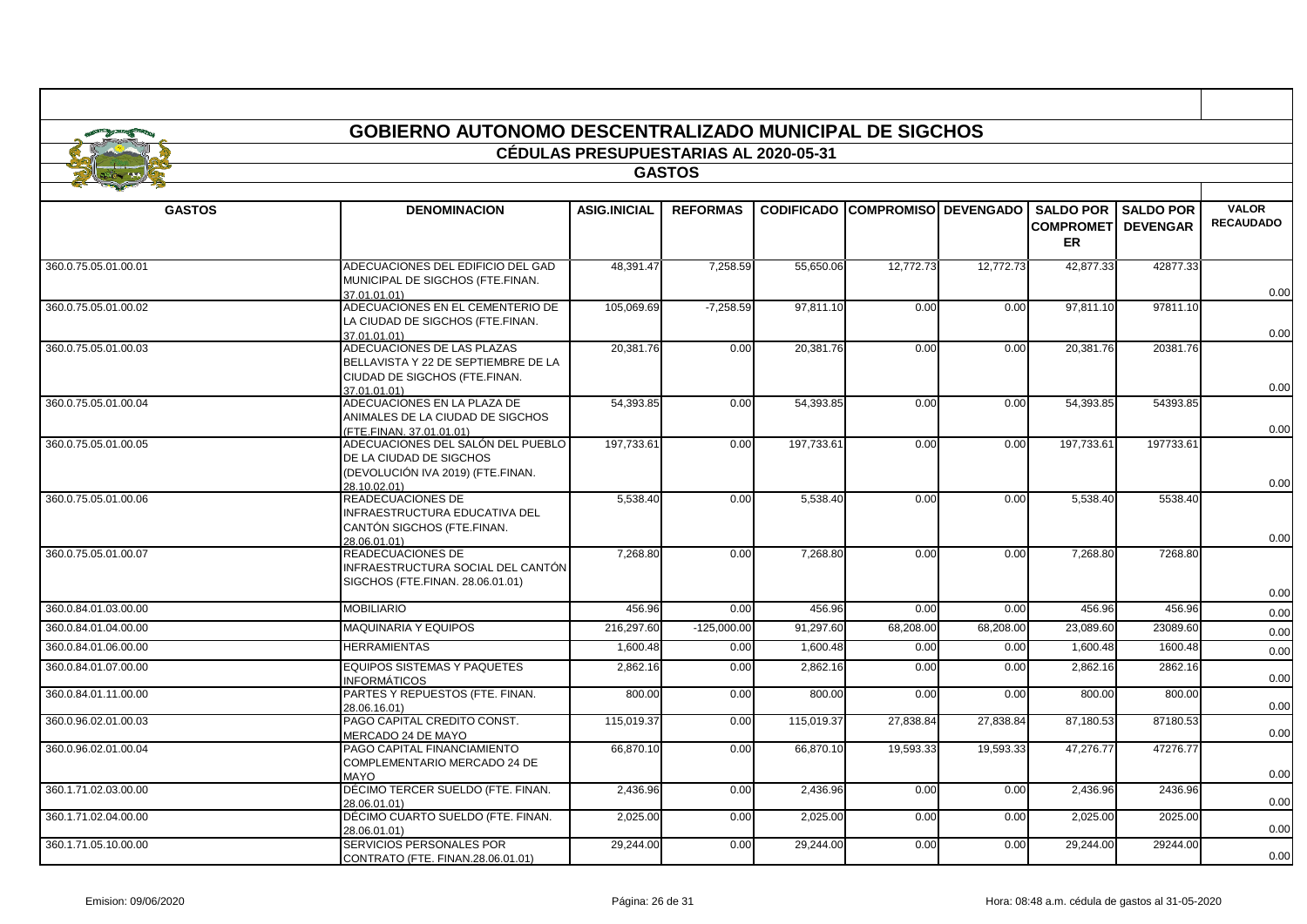# GOBIERNO AUTONOMO DESCENTRALIZADO MUNICIPAL DE SIGCHOS

## CÉDULAS PRESUPUESTARIAS AL 2020-05-31

### GASTOS

| GASTOS | DENOMINACION | ASIG.INICIAL | REFORMAS | CODIFICADO | COMPROMISO | DEVENGADO | SALDO POR COMPROMETER | SALDO POR DEVENGAR | VALOR RECAUDADO |
|---|---|---|---|---|---|---|---|---|---|
| 360.0.75.05.01.00.01 | ADECUACIONES DEL EDIFICIO DEL GAD MUNICIPAL DE SIGCHOS (FTE.FINAN. 37.01.01.01) | 48,391.47 | 7,258.59 | 55,650.06 | 12,772.73 | 12,772.73 | 42,877.33 | 42877.33 | 0.00 |
| 360.0.75.05.01.00.02 | ADECUACIONES EN EL CEMENTERIO DE LA CIUDAD DE SIGCHOS (FTE.FINAN. 37.01.01.01) | 105,069.69 | -7,258.59 | 97,811.10 | 0.00 | 0.00 | 97,811.10 | 97811.10 | 0.00 |
| 360.0.75.05.01.00.03 | ADECUACIONES DE LAS PLAZAS BELLAVISTA Y 22 DE SEPTIEMBRE DE LA CIUDAD DE SIGCHOS (FTE.FINAN. 37.01.01.01) | 20,381.76 | 0.00 | 20,381.76 | 0.00 | 0.00 | 20,381.76 | 20381.76 | 0.00 |
| 360.0.75.05.01.00.04 | ADECUACIONES EN LA PLAZA DE ANIMALES DE LA CIUDAD DE SIGCHOS (FTE.FINAN. 37.01.01.01) | 54,393.85 | 0.00 | 54,393.85 | 0.00 | 0.00 | 54,393.85 | 54393.85 | 0.00 |
| 360.0.75.05.01.00.05 | ADECUACIONES DEL SALÓN DEL PUEBLO DE LA CIUDAD DE SIGCHOS (DEVOLUCIÓN IVA 2019) (FTE.FINAN. 28.10.02.01) | 197,733.61 | 0.00 | 197,733.61 | 0.00 | 0.00 | 197,733.61 | 197733.61 | 0.00 |
| 360.0.75.05.01.00.06 | READECUACIONES DE INFRAESTRUCTURA EDUCATIVA DEL CANTÓN SIGCHOS (FTE.FINAN. 28.06.01.01) | 5,538.40 | 0.00 | 5,538.40 | 0.00 | 0.00 | 5,538.40 | 5538.40 | 0.00 |
| 360.0.75.05.01.00.07 | READECUACIONES DE INFRAESTRUCTURA SOCIAL DEL CANTÓN SIGCHOS (FTE.FINAN. 28.06.01.01) | 7,268.80 | 0.00 | 7,268.80 | 0.00 | 0.00 | 7,268.80 | 7268.80 | 0.00 |
| 360.0.84.01.03.00.00 | MOBILIARIO | 456.96 | 0.00 | 456.96 | 0.00 | 0.00 | 456.96 | 456.96 | 0.00 |
| 360.0.84.01.04.00.00 | MAQUINARIA Y EQUIPOS | 216,297.60 | -125,000.00 | 91,297.60 | 68,208.00 | 68,208.00 | 23,089.60 | 23089.60 | 0.00 |
| 360.0.84.01.06.00.00 | HERRAMIENTAS | 1,600.48 | 0.00 | 1,600.48 | 0.00 | 0.00 | 1,600.48 | 1600.48 | 0.00 |
| 360.0.84.01.07.00.00 | EQUIPOS SISTEMAS Y PAQUETES INFORMÁTICOS | 2,862.16 | 0.00 | 2,862.16 | 0.00 | 0.00 | 2,862.16 | 2862.16 | 0.00 |
| 360.0.84.01.11.00.00 | PARTES Y REPUESTOS (FTE. FINAN. 28.06.16.01) | 800.00 | 0.00 | 800.00 | 0.00 | 0.00 | 800.00 | 800.00 | 0.00 |
| 360.0.96.02.01.00.03 | PAGO CAPITAL CREDITO CONST. MERCADO 24 DE MAYO | 115,019.37 | 0.00 | 115,019.37 | 27,838.84 | 27,838.84 | 87,180.53 | 87180.53 | 0.00 |
| 360.0.96.02.01.00.04 | PAGO CAPITAL FINANCIAMIENTO COMPLEMENTARIO MERCADO 24 DE MAYO | 66,870.10 | 0.00 | 66,870.10 | 19,593.33 | 19,593.33 | 47,276.77 | 47276.77 | 0.00 |
| 360.1.71.02.03.00.00 | DÉCIMO TERCER SUELDO (FTE. FINAN. 28.06.01.01) | 2,436.96 | 0.00 | 2,436.96 | 0.00 | 0.00 | 2,436.96 | 2436.96 | 0.00 |
| 360.1.71.02.04.00.00 | DÉCIMO CUARTO SUELDO (FTE. FINAN. 28.06.01.01) | 2,025.00 | 0.00 | 2,025.00 | 0.00 | 0.00 | 2,025.00 | 2025.00 | 0.00 |
| 360.1.71.05.10.00.00 | SERVICIOS PERSONALES POR CONTRATO (FTE. FINAN.28.06.01.01) | 29,244.00 | 0.00 | 29,244.00 | 0.00 | 0.00 | 29,244.00 | 29244.00 | 0.00 |

Emision: 09/06/2020 | Hora: 08:48 a.m. cédula de gastos al 31-05-2020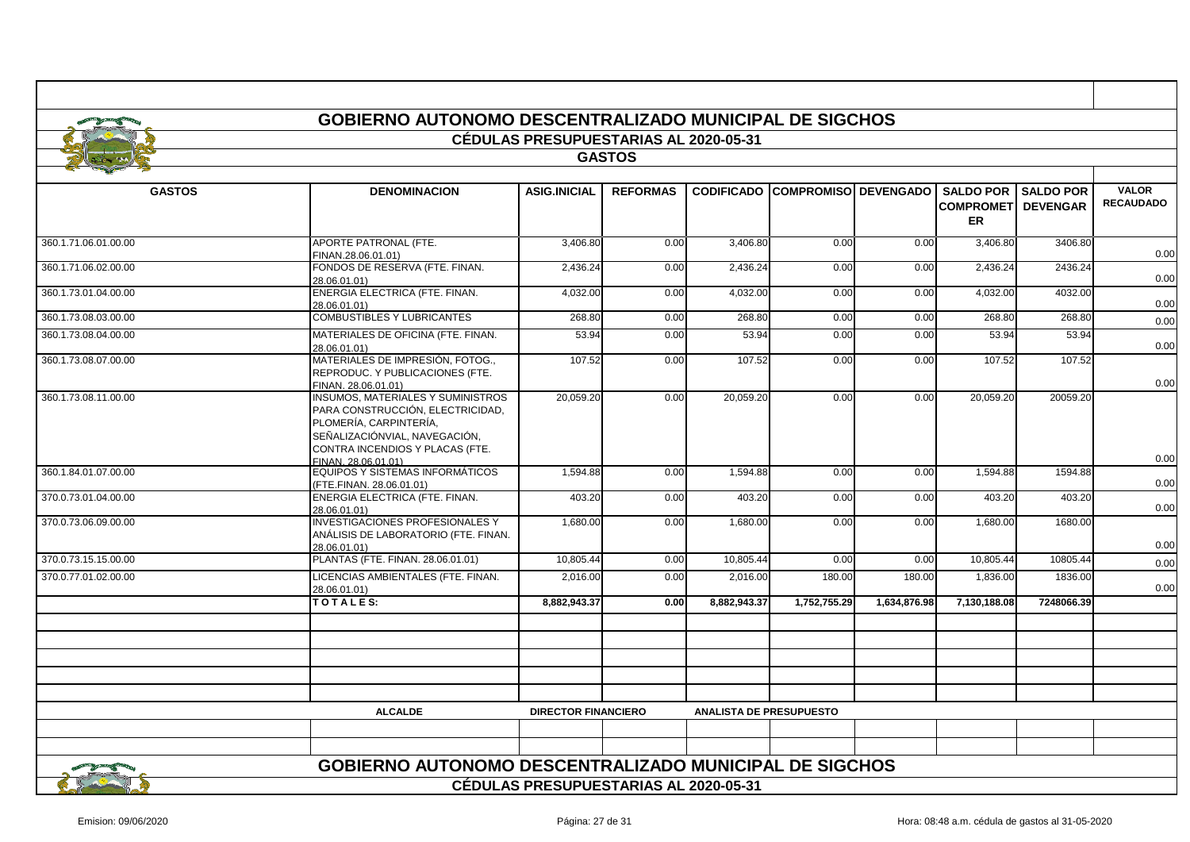# GOBIERNO AUTONOMO DESCENTRALIZADO MUNICIPAL DE SIGCHOS

## CÉDULAS PRESUPUESTARIAS AL 2020-05-31

### GASTOS

| GASTOS | DENOMINACION | ASIG.INICIAL | REFORMAS | CODIFICADO | COMPROMISO | DEVENGADO | SALDO POR COMPROMETER | SALDO POR DEVENGAR | VALOR RECAUDADO |
|---|---|---|---|---|---|---|---|---|---|
| 360.1.71.06.01.00.00 | APORTE PATRONAL (FTE. FINAN.28.06.01.01) | 3,406.80 | 0.00 | 3,406.80 | 0.00 | 0.00 | 3,406.80 | 3406.80 | 0.00 |
| 360.1.71.06.02.00.00 | FONDOS DE RESERVA (FTE. FINAN. 28.06.01.01) | 2,436.24 | 0.00 | 2,436.24 | 0.00 | 0.00 | 2,436.24 | 2436.24 | 0.00 |
| 360.1.73.01.04.00.00 | ENERGIA ELECTRICA (FTE. FINAN. 28.06.01.01) | 4,032.00 | 0.00 | 4,032.00 | 0.00 | 0.00 | 4,032.00 | 4032.00 | 0.00 |
| 360.1.73.08.03.00.00 | COMBUSTIBLES Y LUBRICANTES | 268.80 | 0.00 | 268.80 | 0.00 | 0.00 | 268.80 | 268.80 | 0.00 |
| 360.1.73.08.04.00.00 | MATERIALES DE OFICINA (FTE. FINAN. 28.06.01.01) | 53.94 | 0.00 | 53.94 | 0.00 | 0.00 | 53.94 | 53.94 | 0.00 |
| 360.1.73.08.07.00.00 | MATERIALES DE IMPRESIÓN, FOTOG., REPRODUC. Y PUBLICACIONES (FTE. FINAN. 28.06.01.01) | 107.52 | 0.00 | 107.52 | 0.00 | 0.00 | 107.52 | 107.52 | 0.00 |
| 360.1.73.08.11.00.00 | INSUMOS, MATERIALES Y SUMINISTROS PARA CONSTRUCCIÓN, ELECTRICIDAD, PLOMERÍA, CARPINTERÍA, SEÑALIZACIÓNVIAL, NAVEGACIÓN, CONTRA INCENDIOS Y PLACAS (FTE. FINAN. 28.06.01.01) | 20,059.20 | 0.00 | 20,059.20 | 0.00 | 0.00 | 20,059.20 | 20059.20 | 0.00 |
| 360.1.84.01.07.00.00 | EQUIPOS Y SISTEMAS INFORMÁTICOS (FTE.FINAN. 28.06.01.01) | 1,594.88 | 0.00 | 1,594.88 | 0.00 | 0.00 | 1,594.88 | 1594.88 | 0.00 |
| 370.0.73.01.04.00.00 | ENERGIA ELECTRICA (FTE. FINAN. 28.06.01.01) | 403.20 | 0.00 | 403.20 | 0.00 | 0.00 | 403.20 | 403.20 | 0.00 |
| 370.0.73.06.09.00.00 | INVESTIGACIONES PROFESIONALES Y ANÁLISIS DE LABORATORIO (FTE. FINAN. 28.06.01.01) | 1,680.00 | 0.00 | 1,680.00 | 0.00 | 0.00 | 1,680.00 | 1680.00 | 0.00 |
| 370.0.73.15.15.00.00 | PLANTAS (FTE. FINAN. 28.06.01.01) | 10,805.44 | 0.00 | 10,805.44 | 0.00 | 0.00 | 10,805.44 | 10805.44 | 0.00 |
| 370.0.77.01.02.00.00 | LICENCIAS AMBIENTALES (FTE. FINAN. 28.06.01.01) | 2,016.00 | 0.00 | 2,016.00 | 180.00 | 180.00 | 1,836.00 | 1836.00 | 0.00 |
| | **T O T A L E S:** | **8,882,943.37** | **0.00** | **8,882,943.37** | **1,752,755.29** | **1,634,876.98** | **7,130,188.08** | **7248066.39** | |

**ALCALDE** | **DIRECTOR FINANCIERO** | **ANALISTA DE PRESUPUESTO**

# GOBIERNO AUTONOMO DESCENTRALIZADO MUNICIPAL DE SIGCHOS

## CÉDULAS PRESUPUESTARIAS AL 2020-05-31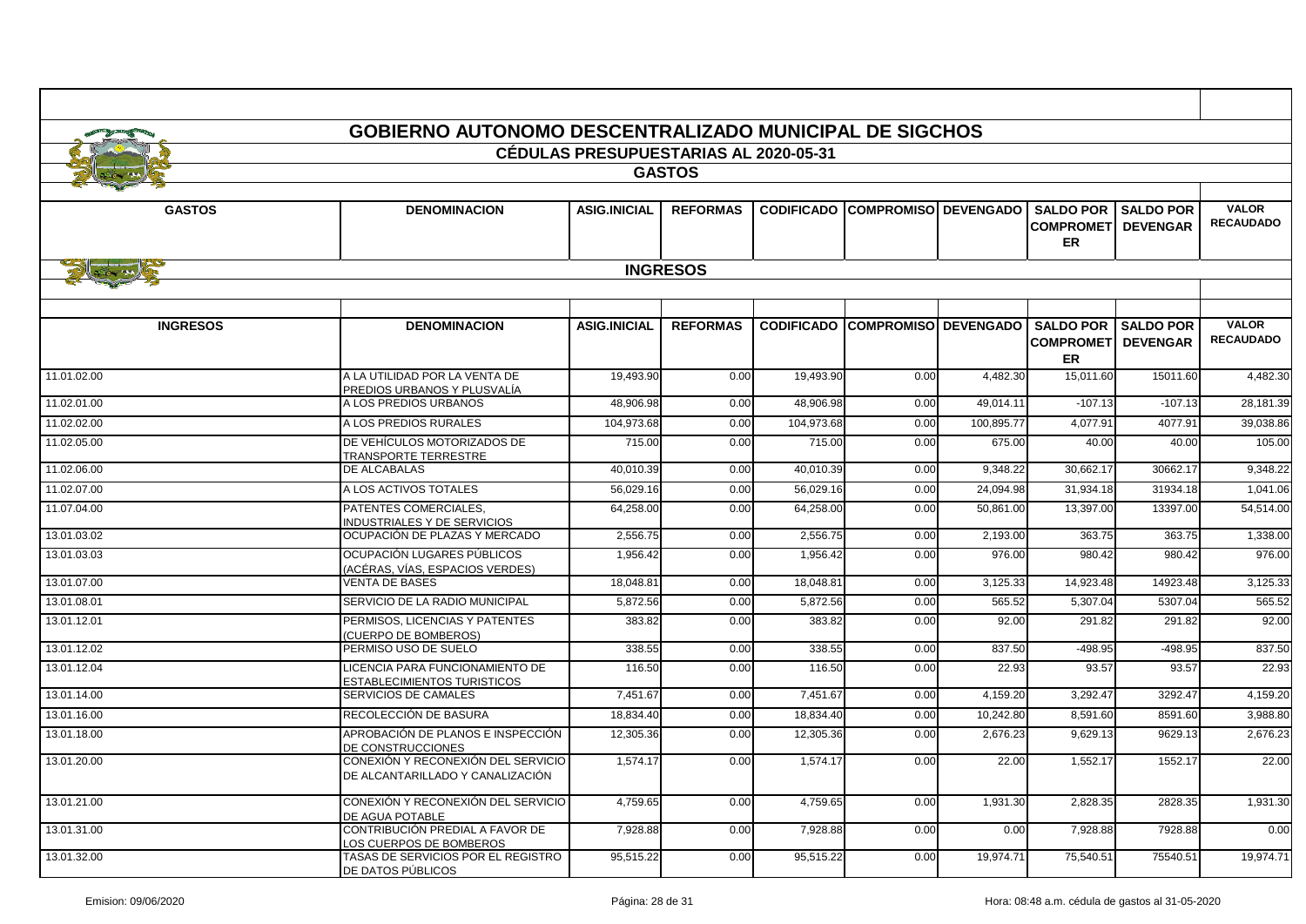# GOBIERNO AUTONOMO DESCENTRALIZADO MUNICIPAL DE SIGCHOS

## CÉDULAS PRESUPUESTARIAS AL 2020-05-31

### GASTOS

| GASTOS | DENOMINACION | ASIG.INICIAL | REFORMAS | CODIFICADO | COMPROMISO | DEVENGADO | SALDO POR COMPROMETER | SALDO POR DEVENGAR | VALOR RECAUDADO |
|---|---|---|---|---|---|---|---|---|---|

### INGRESOS

| INGRESOS | DENOMINACION | ASIG.INICIAL | REFORMAS | CODIFICADO | COMPROMISO | DEVENGADO | SALDO POR COMPROMETER | SALDO POR DEVENGAR | VALOR RECAUDADO |
|---|---|---|---|---|---|---|---|---|---|
| 11.01.02.00 | A LA UTILIDAD POR LA VENTA DE PREDIOS URBANOS Y PLUSVALÍA | 19,493.90 | 0.00 | 19,493.90 | 0.00 | 4,482.30 | 15,011.60 | 15011.60 | 4,482.30 |
| 11.02.01.00 | A LOS PREDIOS URBANOS | 48,906.98 | 0.00 | 48,906.98 | 0.00 | 49,014.11 | -107.13 | -107.13 | 28,181.39 |
| 11.02.02.00 | A LOS PREDIOS RURALES | 104,973.68 | 0.00 | 104,973.68 | 0.00 | 100,895.77 | 4,077.91 | 4077.91 | 39,038.86 |
| 11.02.05.00 | DE VEHÍCULOS MOTORIZADOS DE TRANSPORTE TERRESTRE | 715.00 | 0.00 | 715.00 | 0.00 | 675.00 | 40.00 | 40.00 | 105.00 |
| 11.02.06.00 | DE ALCABALAS | 40,010.39 | 0.00 | 40,010.39 | 0.00 | 9,348.22 | 30,662.17 | 30662.17 | 9,348.22 |
| 11.02.07.00 | A LOS ACTIVOS TOTALES | 56,029.16 | 0.00 | 56,029.16 | 0.00 | 24,094.98 | 31,934.18 | 31934.18 | 1,041.06 |
| 11.07.04.00 | PATENTES COMERCIALES, INDUSTRIALES Y DE SERVICIOS | 64,258.00 | 0.00 | 64,258.00 | 0.00 | 50,861.00 | 13,397.00 | 13397.00 | 54,514.00 |
| 13.01.03.02 | OCUPACIÓN DE PLAZAS Y MERCADO | 2,556.75 | 0.00 | 2,556.75 | 0.00 | 2,193.00 | 363.75 | 363.75 | 1,338.00 |
| 13.01.03.03 | OCUPACIÓN LUGARES PÚBLICOS (ACERAS, VÍAS, ESPACIOS VERDES) | 1,956.42 | 0.00 | 1,956.42 | 0.00 | 976.00 | 980.42 | 980.42 | 976.00 |
| 13.01.07.00 | VENTA DE BASES | 18,048.81 | 0.00 | 18,048.81 | 0.00 | 3,125.33 | 14,923.48 | 14923.48 | 3,125.33 |
| 13.01.08.01 | SERVICIO DE LA RADIO MUNICIPAL | 5,872.56 | 0.00 | 5,872.56 | 0.00 | 565.52 | 5,307.04 | 5307.04 | 565.52 |
| 13.01.12.01 | PERMISOS, LICENCIAS Y PATENTES (CUERPO DE BOMBEROS) | 383.82 | 0.00 | 383.82 | 0.00 | 92.00 | 291.82 | 291.82 | 92.00 |
| 13.01.12.02 | PERMISO USO DE SUELO | 338.55 | 0.00 | 338.55 | 0.00 | 837.50 | -498.95 | -498.95 | 837.50 |
| 13.01.12.04 | LICENCIA PARA FUNCIONAMIENTO DE ESTABLECIMIENTOS TURISTICOS | 116.50 | 0.00 | 116.50 | 0.00 | 22.93 | 93.57 | 93.57 | 22.93 |
| 13.01.14.00 | SERVICIOS DE CAMALES | 7,451.67 | 0.00 | 7,451.67 | 0.00 | 4,159.20 | 3,292.47 | 3292.47 | 4,159.20 |
| 13.01.16.00 | RECOLECCIÓN DE BASURA | 18,834.40 | 0.00 | 18,834.40 | 0.00 | 10,242.80 | 8,591.60 | 8591.60 | 3,988.80 |
| 13.01.18.00 | APROBACIÓN DE PLANOS E INSPECCIÓN DE CONSTRUCCIONES | 12,305.36 | 0.00 | 12,305.36 | 0.00 | 2,676.23 | 9,629.13 | 9629.13 | 2,676.23 |
| 13.01.20.00 | CONEXIÓN Y RECONEXIÓN DEL SERVICIO DE ALCANTARILLADO Y CANALIZACIÓN | 1,574.17 | 0.00 | 1,574.17 | 0.00 | 22.00 | 1,552.17 | 1552.17 | 22.00 |
| 13.01.21.00 | CONEXIÓN Y RECONEXIÓN DEL SERVICIO DE AGUA POTABLE | 4,759.65 | 0.00 | 4,759.65 | 0.00 | 1,931.30 | 2,828.35 | 2828.35 | 1,931.30 |
| 13.01.31.00 | CONTRIBUCIÓN PREDIAL A FAVOR DE LOS CUERPOS DE BOMBEROS | 7,928.88 | 0.00 | 7,928.88 | 0.00 | 0.00 | 7,928.88 | 7928.88 | 0.00 |
| 13.01.32.00 | TASAS DE SERVICIOS POR EL REGISTRO DE DATOS PÚBLICOS | 95,515.22 | 0.00 | 95,515.22 | 0.00 | 19,974.71 | 75,540.51 | 75540.51 | 19,974.71 |

Emision: 09/06/2020 — Hora: 08:48 a.m. cédula de gastos al 31-05-2020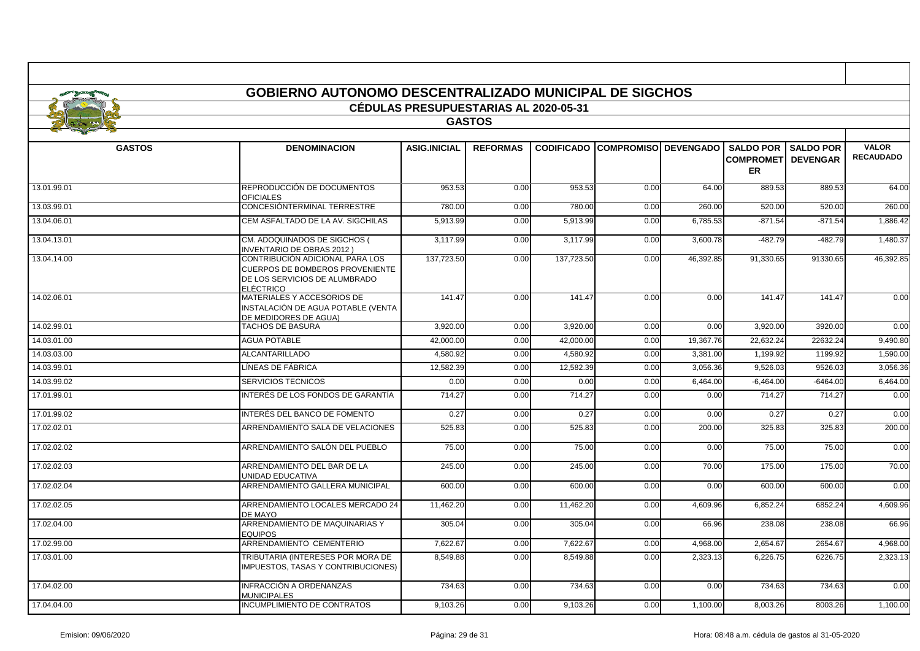# GOBIERNO AUTONOMO DESCENTRALIZADO MUNICIPAL DE SIGCHOS

## CÉDULAS PRESUPUESTARIAS AL 2020-05-31

### GASTOS

| GASTOS | DENOMINACION | ASIG.INICIAL | REFORMAS | CODIFICADO | COMPROMISO | DEVENGADO | SALDO POR COMPROMETER | SALDO POR DEVENGAR | VALOR RECAUDADO |
|---|---|---|---|---|---|---|---|---|---|
| 13.01.99.01 | REPRODUCCIÓN DE DOCUMENTOS OFICIALES | 953.53 | 0.00 | 953.53 | 0.00 | 64.00 | 889.53 | 889.53 | 64.00 |
| 13.03.99.01 | CONCESIÓNTERMINAL TERRESTRE | 780.00 | 0.00 | 780.00 | 0.00 | 260.00 | 520.00 | 520.00 | 260.00 |
| 13.04.06.01 | CEM ASFALTADO DE LA AV. SIGCHILAS | 5,913.99 | 0.00 | 5,913.99 | 0.00 | 6,785.53 | -871.54 | -871.54 | 1,886.42 |
| 13.04.13.01 | CM. ADOQUINADOS DE SIGCHOS ( INVENTARIO DE OBRAS 2012 ) | 3,117.99 | 0.00 | 3,117.99 | 0.00 | 3,600.78 | -482.79 | -482.79 | 1,480.37 |
| 13.04.14.00 | CONTRIBUCIÓN ADICIONAL PARA LOS CUERPOS DE BOMBEROS PROVENIENTE DE LOS SERVICIOS DE ALUMBRADO ELÉCTRICO | 137,723.50 | 0.00 | 137,723.50 | 0.00 | 46,392.85 | 91,330.65 | 91330.65 | 46,392.85 |
| 14.02.06.01 | MATERIALES Y ACCESORIOS DE INSTALACIÓN DE AGUA POTABLE (VENTA DE MEDIDORES DE AGUA) | 141.47 | 0.00 | 141.47 | 0.00 | 0.00 | 141.47 | 141.47 | 0.00 |
| 14.02.99.01 | TACHOS DE BASURA | 3,920.00 | 0.00 | 3,920.00 | 0.00 | 0.00 | 3,920.00 | 3920.00 | 0.00 |
| 14.03.01.00 | AGUA POTABLE | 42,000.00 | 0.00 | 42,000.00 | 0.00 | 19,367.76 | 22,632.24 | 22632.24 | 9,490.80 |
| 14.03.03.00 | ALCANTARILLADO | 4,580.92 | 0.00 | 4,580.92 | 0.00 | 3,381.00 | 1,199.92 | 1199.92 | 1,590.00 |
| 14.03.99.01 | LÍNEAS DE FÁBRICA | 12,582.39 | 0.00 | 12,582.39 | 0.00 | 3,056.36 | 9,526.03 | 9526.03 | 3,056.36 |
| 14.03.99.02 | SERVICIOS TECNICOS | 0.00 | 0.00 | 0.00 | 0.00 | 6,464.00 | -6,464.00 | -6464.00 | 6,464.00 |
| 17.01.99.01 | INTERÉS DE LOS FONDOS DE GARANTÍA | 714.27 | 0.00 | 714.27 | 0.00 | 0.00 | 714.27 | 714.27 | 0.00 |
| 17.01.99.02 | INTERÉS DEL BANCO DE FOMENTO | 0.27 | 0.00 | 0.27 | 0.00 | 0.00 | 0.27 | 0.27 | 0.00 |
| 17.02.02.01 | ARRENDAMIENTO SALA DE VELACIONES | 525.83 | 0.00 | 525.83 | 0.00 | 200.00 | 325.83 | 325.83 | 200.00 |
| 17.02.02.02 | ARRENDAMIENTO SALÓN DEL PUEBLO | 75.00 | 0.00 | 75.00 | 0.00 | 0.00 | 75.00 | 75.00 | 0.00 |
| 17.02.02.03 | ARRENDAMIENTO DEL BAR DE LA UNIDAD EDUCATIVA | 245.00 | 0.00 | 245.00 | 0.00 | 70.00 | 175.00 | 175.00 | 70.00 |
| 17.02.02.04 | ARRENDAMIENTO GALLERA MUNICIPAL | 600.00 | 0.00 | 600.00 | 0.00 | 0.00 | 600.00 | 600.00 | 0.00 |
| 17.02.02.05 | ARRENDAMIENTO LOCALES MERCADO 24 DE MAYO | 11,462.20 | 0.00 | 11,462.20 | 0.00 | 4,609.96 | 6,852.24 | 6852.24 | 4,609.96 |
| 17.02.04.00 | ARRENDAMIENTO DE MAQUINARIAS Y EQUIPOS | 305.04 | 0.00 | 305.04 | 0.00 | 66.96 | 238.08 | 238.08 | 66.96 |
| 17.02.99.00 | ARRENDAMIENTO CEMENTERIO | 7,622.67 | 0.00 | 7,622.67 | 0.00 | 4,968.00 | 2,654.67 | 2654.67 | 4,968.00 |
| 17.03.01.00 | TRIBUTARIA (INTERESES POR MORA DE IMPUESTOS, TASAS Y CONTRIBUCIONES) | 8,549.88 | 0.00 | 8,549.88 | 0.00 | 2,323.13 | 6,226.75 | 6226.75 | 2,323.13 |
| 17.04.02.00 | INFRACCIÓN A ORDENANZAS MUNICIPALES | 734.63 | 0.00 | 734.63 | 0.00 | 0.00 | 734.63 | 734.63 | 0.00 |
| 17.04.04.00 | INCUMPLIMIENTO DE CONTRATOS | 9,103.26 | 0.00 | 9,103.26 | 0.00 | 1,100.00 | 8,003.26 | 8003.26 | 1,100.00 |

Emision: 09/06/2020 Hora: 08:48 a.m. cédula de gastos al 31-05-2020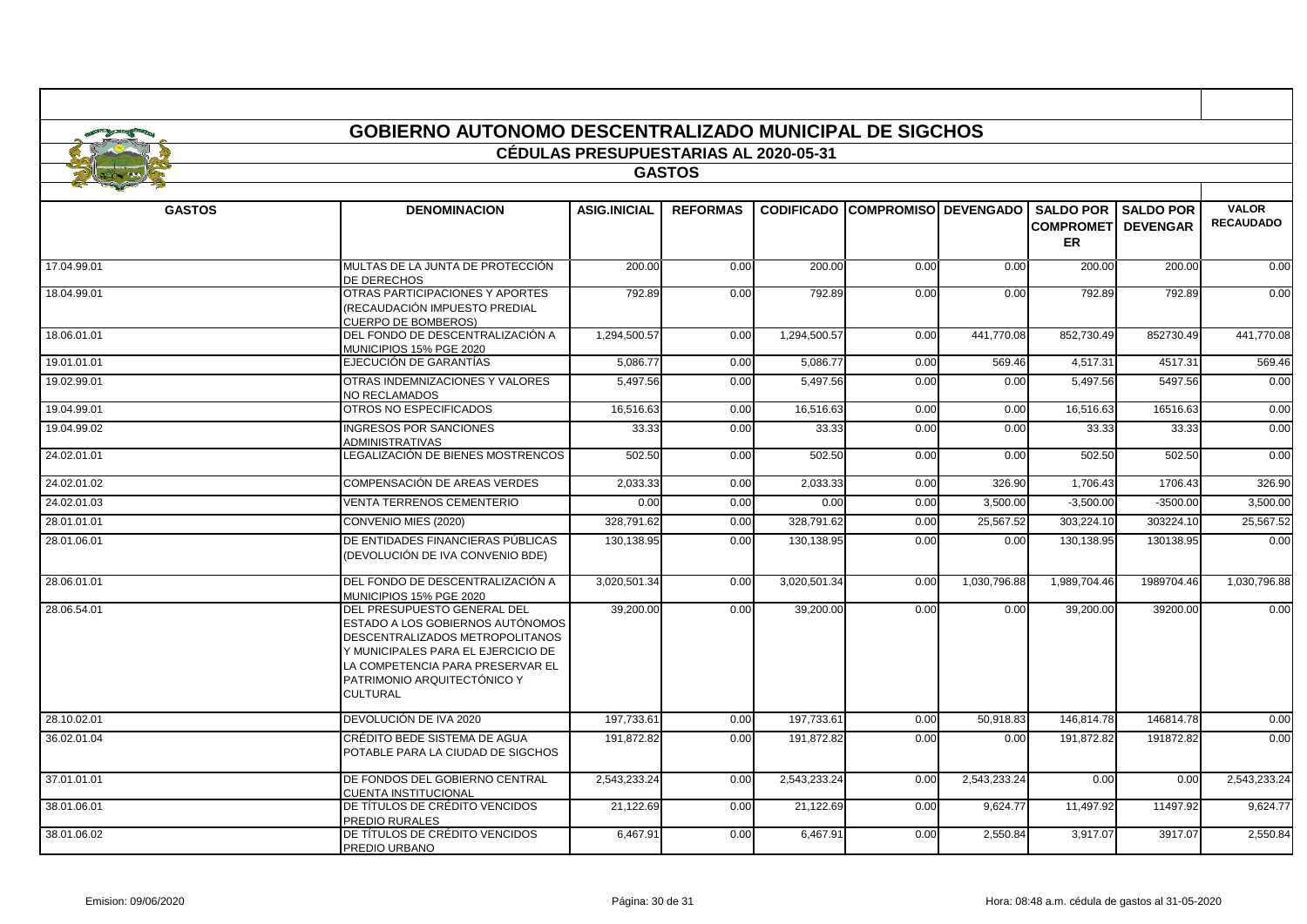# GOBIERNO AUTONOMO DESCENTRALIZADO MUNICIPAL DE SIGCHOS

## CÉDULAS PRESUPUESTARIAS AL 2020-05-31

### GASTOS

| GASTOS | DENOMINACION | ASIG.INICIAL | REFORMAS | CODIFICADO | COMPROMISO | DEVENGADO | SALDO POR COMPROMETER | SALDO POR DEVENGAR | VALOR RECAUDADO |
|---|---|---|---|---|---|---|---|---|---|
| 17.04.99.01 | MULTAS DE LA JUNTA DE PROTECCIÓN DE DERECHOS | 200.00 | 0.00 | 200.00 | 0.00 | 0.00 | 200.00 | 200.00 | 0.00 |
| 18.04.99.01 | OTRAS PARTICIPACIONES Y APORTES (RECAUDACIÓN IMPUESTO PREDIAL CUERPO DE BOMBEROS) | 792.89 | 0.00 | 792.89 | 0.00 | 0.00 | 792.89 | 792.89 | 0.00 |
| 18.06.01.01 | DEL FONDO DE DESCENTRALIZACIÓN A MUNICIPIOS 15% PGE 2020 | 1,294,500.57 | 0.00 | 1,294,500.57 | 0.00 | 441,770.08 | 852,730.49 | 852730.49 | 441,770.08 |
| 19.01.01.01 | EJECUCIÓN DE GARANTÍAS | 5,086.77 | 0.00 | 5,086.77 | 0.00 | 569.46 | 4,517.31 | 4517.31 | 569.46 |
| 19.02.99.01 | OTRAS INDEMNIZACIONES Y VALORES NO RECLAMADOS | 5,497.56 | 0.00 | 5,497.56 | 0.00 | 0.00 | 5,497.56 | 5497.56 | 0.00 |
| 19.04.99.01 | OTROS NO ESPECIFICADOS | 16,516.63 | 0.00 | 16,516.63 | 0.00 | 0.00 | 16,516.63 | 16516.63 | 0.00 |
| 19.04.99.02 | INGRESOS POR SANCIONES ADMINISTRATIVAS | 33.33 | 0.00 | 33.33 | 0.00 | 0.00 | 33.33 | 33.33 | 0.00 |
| 24.02.01.01 | LEGALIZACIÓN DE BIENES MOSTRENCOS | 502.50 | 0.00 | 502.50 | 0.00 | 0.00 | 502.50 | 502.50 | 0.00 |
| 24.02.01.02 | COMPENSACIÓN DE AREAS VERDES | 2,033.33 | 0.00 | 2,033.33 | 0.00 | 326.90 | 1,706.43 | 1706.43 | 326.90 |
| 24.02.01.03 | VENTA TERRENOS CEMENTERIO | 0.00 | 0.00 | 0.00 | 0.00 | 3,500.00 | -3,500.00 | -3500.00 | 3,500.00 |
| 28.01.01.01 | CONVENIO MIES (2020) | 328,791.62 | 0.00 | 328,791.62 | 0.00 | 25,567.52 | 303,224.10 | 303224.10 | 25,567.52 |
| 28.01.06.01 | DE ENTIDADES FINANCIERAS PÚBLICAS (DEVOLUCIÓN DE IVA CONVENIO BDE) | 130,138.95 | 0.00 | 130,138.95 | 0.00 | 0.00 | 130,138.95 | 130138.95 | 0.00 |
| 28.06.01.01 | DEL FONDO DE DESCENTRALIZACIÓN A MUNICIPIOS 15% PGE 2020 | 3,020,501.34 | 0.00 | 3,020,501.34 | 0.00 | 1,030,796.88 | 1,989,704.46 | 1989704.46 | 1,030,796.88 |
| 28.06.54.01 | DEL PRESUPUESTO GENERAL DEL ESTADO A LOS GOBIERNOS AUTÓNOMOS DESCENTRALIZADOS METROPOLITANOS Y MUNICIPALES PARA EL EJERCICIO DE LA COMPETENCIA PARA PRESERVAR EL PATRIMONIO ARQUITECTÓNICO Y CULTURAL | 39,200.00 | 0.00 | 39,200.00 | 0.00 | 0.00 | 39,200.00 | 39200.00 | 0.00 |
| 28.10.02.01 | DEVOLUCIÓN DE IVA 2020 | 197,733.61 | 0.00 | 197,733.61 | 0.00 | 50,918.83 | 146,814.78 | 146814.78 | 0.00 |
| 36.02.01.04 | CRÉDITO BEDE SISTEMA DE AGUA POTABLE PARA LA CIUDAD DE SIGCHOS | 191,872.82 | 0.00 | 191,872.82 | 0.00 | 0.00 | 191,872.82 | 191872.82 | 0.00 |
| 37.01.01.01 | DE FONDOS DEL GOBIERNO CENTRAL CUENTA INSTITUCIONAL | 2,543,233.24 | 0.00 | 2,543,233.24 | 0.00 | 2,543,233.24 | 0.00 | 0.00 | 2,543,233.24 |
| 38.01.06.01 | DE TÍTULOS DE CRÉDITO VENCIDOS PREDIO RURALES | 21,122.69 | 0.00 | 21,122.69 | 0.00 | 9,624.77 | 11,497.92 | 11497.92 | 9,624.77 |
| 38.01.06.02 | DE TÍTULOS DE CRÉDITO VENCIDOS PREDIO URBANO | 6,467.91 | 0.00 | 6,467.91 | 0.00 | 2,550.84 | 3,917.07 | 3917.07 | 2,550.84 |

Emision: 09/06/2020 — Hora: 08:48 a.m. cédula de gastos al 31-05-2020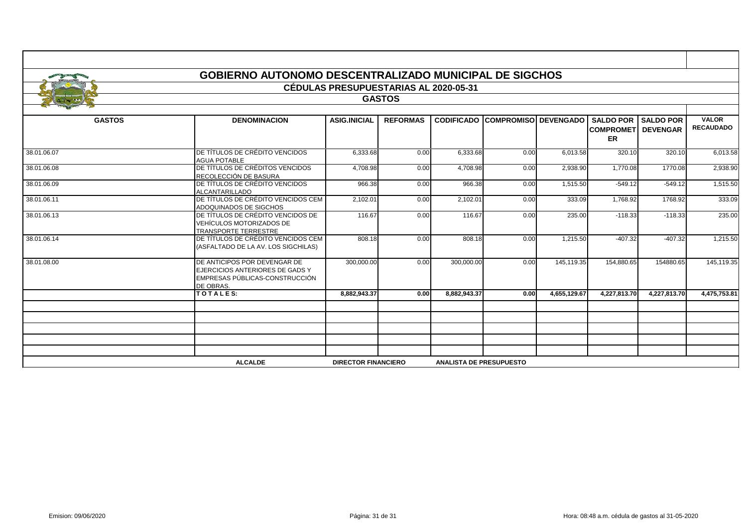# GOBIERNO AUTONOMO DESCENTRALIZADO MUNICIPAL DE SIGCHOS

## CÉDULAS PRESUPUESTARIAS AL 2020-05-31

### GASTOS

| GASTOS | DENOMINACION | ASIG.INICIAL | REFORMAS | CODIFICADO | COMPROMISO | DEVENGADO | SALDO POR COMPROMETER | SALDO POR DEVENGAR | VALOR RECAUDADO |
|---|---|---|---|---|---|---|---|---|---|
| 38.01.06.07 | DE TÍTULOS DE CRÉDITO VENCIDOS AGUA POTABLE | 6,333.68 | 0.00 | 6,333.68 | 0.00 | 6,013.58 | 320.10 | 320.10 | 6,013.58 |
| 38.01.06.08 | DE TÍTULOS DE CRÉDITOS VENCIDOS RECOLECCIÓN DE BASURA | 4,708.98 | 0.00 | 4,708.98 | 0.00 | 2,938.90 | 1,770.08 | 1770.08 | 2,938.90 |
| 38.01.06.09 | DE TÍTULOS DE CRÉDITO VENCIDOS ALCANTARILLADO | 966.38 | 0.00 | 966.38 | 0.00 | 1,515.50 | -549.12 | -549.12 | 1,515.50 |
| 38.01.06.11 | DE TÍTULOS DE CRÉDITO VENCIDOS CEM ADOQUINADOS DE SIGCHOS | 2,102.01 | 0.00 | 2,102.01 | 0.00 | 333.09 | 1,768.92 | 1768.92 | 333.09 |
| 38.01.06.13 | DE TÍTULOS DE CRÉDITO VENCIDOS DE VEHÍCULOS MOTORIZADOS DE TRANSPORTE TERRESTRE | 116.67 | 0.00 | 116.67 | 0.00 | 235.00 | -118.33 | -118.33 | 235.00 |
| 38.01.06.14 | DE TÍTULOS DE CRÉDITO VENCIDOS CEM (ASFALTADO DE LA AV. LOS SIGCHILAS) | 808.18 | 0.00 | 808.18 | 0.00 | 1,215.50 | -407.32 | -407.32 | 1,215.50 |
| 38.01.08.00 | DE ANTICIPOS POR DEVENGAR DE EJERCICIOS ANTERIORES DE GADS Y EMPRESAS PÚBLICAS-CONSTRUCCIÓN DE OBRAS. | 300,000.00 | 0.00 | 300,000.00 | 0.00 | 145,119.35 | 154,880.65 | 154880.65 | 145,119.35 |
| | **T O T A L E S:** | **8,882,943.37** | **0.00** | **8,882,943.37** | **0.00** | **4,655,129.67** | **4,227,813.70** | **4,227,813.70** | **4,475,753.81** |

**ALCALDE** | **DIRECTOR FINANCIERO** | **ANALISTA DE PRESUPUESTO**

Emision: 09/06/2020

Hora: 08:48 a.m. cédula de gastos al 31-05-2020